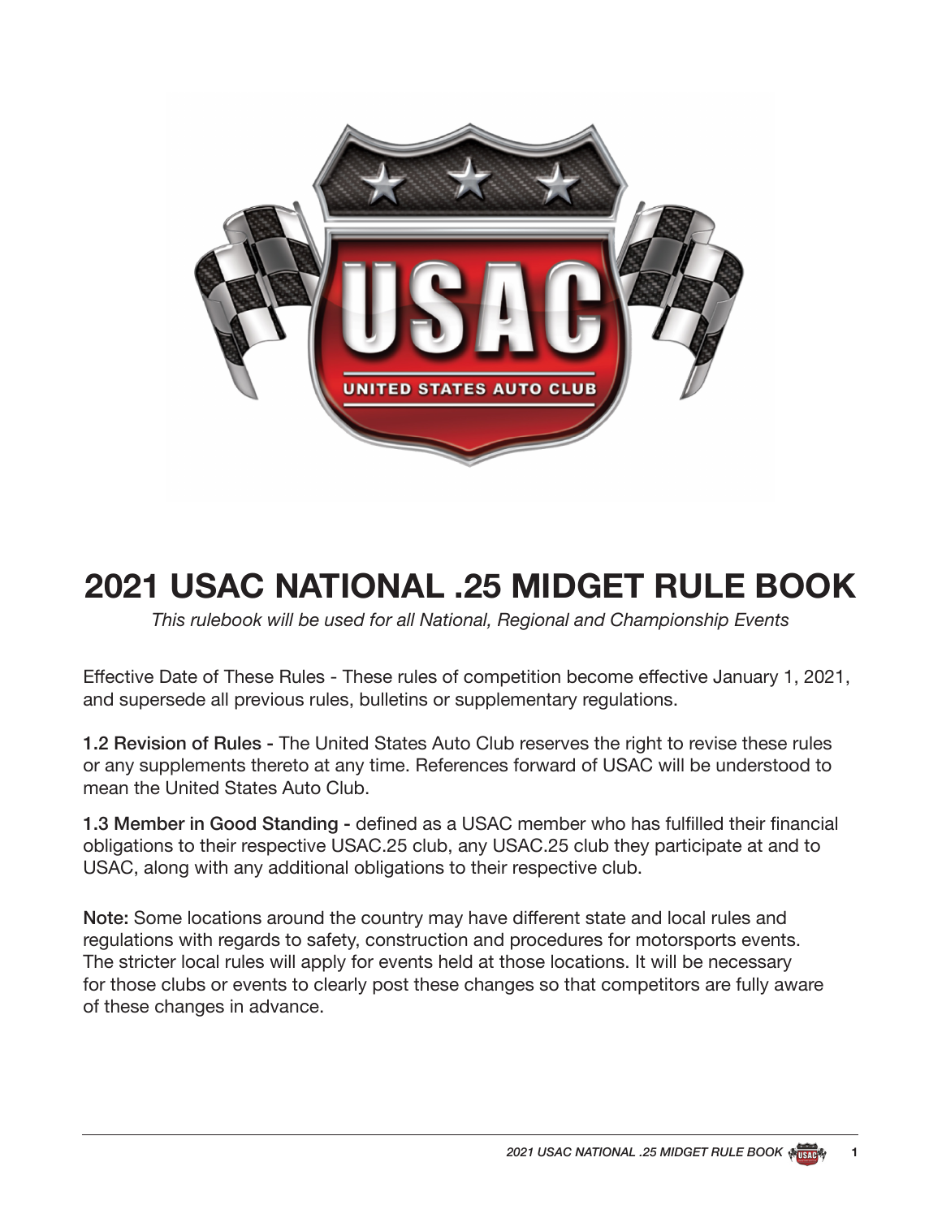# 2021 USAC NATIONAL .25 MIDGET RULE BOOK

*This rulebook will be used for all National, Regional and Championship Events*

Effective Date of These Rules - These rules of competition become effective January 1, 2021, and supersede all previous rules, bulletins or supplementary regulations.

**1.2 Revision of Rules -** The United States Auto Club reserves the right to revise these rules or any supplements thereto at any time. References forward of USAC will be understood to mean the United States Auto Club.

**1.3 Member in Good Standing -** defined as a USAC member who has fulfilled their financial obligations to their respective USAC.25 club, any USAC.25 club they participate at and to USAC, along with any additional obligations to their respective club.

**Note:** Some locations around the country may have different state and local rules and regulations with regards to safety, construction and procedures for motorsports events. The stricter local rules will apply for events held at those locations. It will be necessary for those clubs or events to clearly post these changes so that competitors are fully aware of these changes in advance.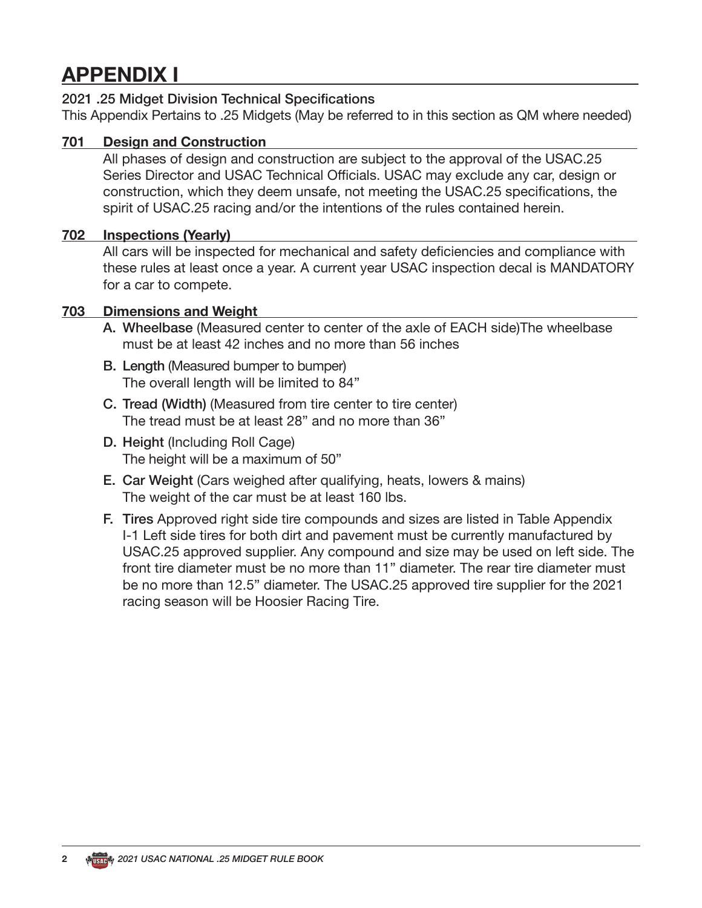# APPENDIX I

**2021 .25 Midget Division Technical Specifications**

This Appendix Pertains to .25 Midgets (May be referred to in this section as QM where needed)

## 701 Design and Construction

All phases of design and construction are subject to the approval of the USAC.25 Series Director and USAC Technical Officials. USAC may exclude any car, design or construction, which they deem unsafe, not meeting the USAC.25 specifications, the spirit of USAC.25 racing and/or the intentions of the rules contained herein.

## 702 Inspections (Yearly)

All cars will be inspected for mechanical and safety deficiencies and compliance with these rules at least once a year. A current year USAC inspection decal is MANDATORY for a car to compete.

## 703 Dimensions and Weight

A. **Wheelbase** (Measured center to center of the axle of EACH side)The wheelbase must be at least 42 inches and no more than 56 inches

B. **Length** (Measured bumper to bumper)
The overall length will be limited to 84”

C. **Tread (Width)** (Measured from tire center to tire center)
The tread must be at least 28” and no more than 36”

D. **Height** (Including Roll Cage)
The height will be a maximum of 50”

E. **Car Weight** (Cars weighed after qualifying, heats, lowers & mains)
The weight of the car must be at least 160 lbs.

F. **Tires** Approved right side tire compounds and sizes are listed in Table Appendix I-1 Left side tires for both dirt and pavement must be currently manufactured by USAC.25 approved supplier. Any compound and size may be used on left side. The front tire diameter must be no more than 11” diameter. The rear tire diameter must be no more than 12.5” diameter. The USAC.25 approved tire supplier for the 2021 racing season will be Hoosier Racing Tire.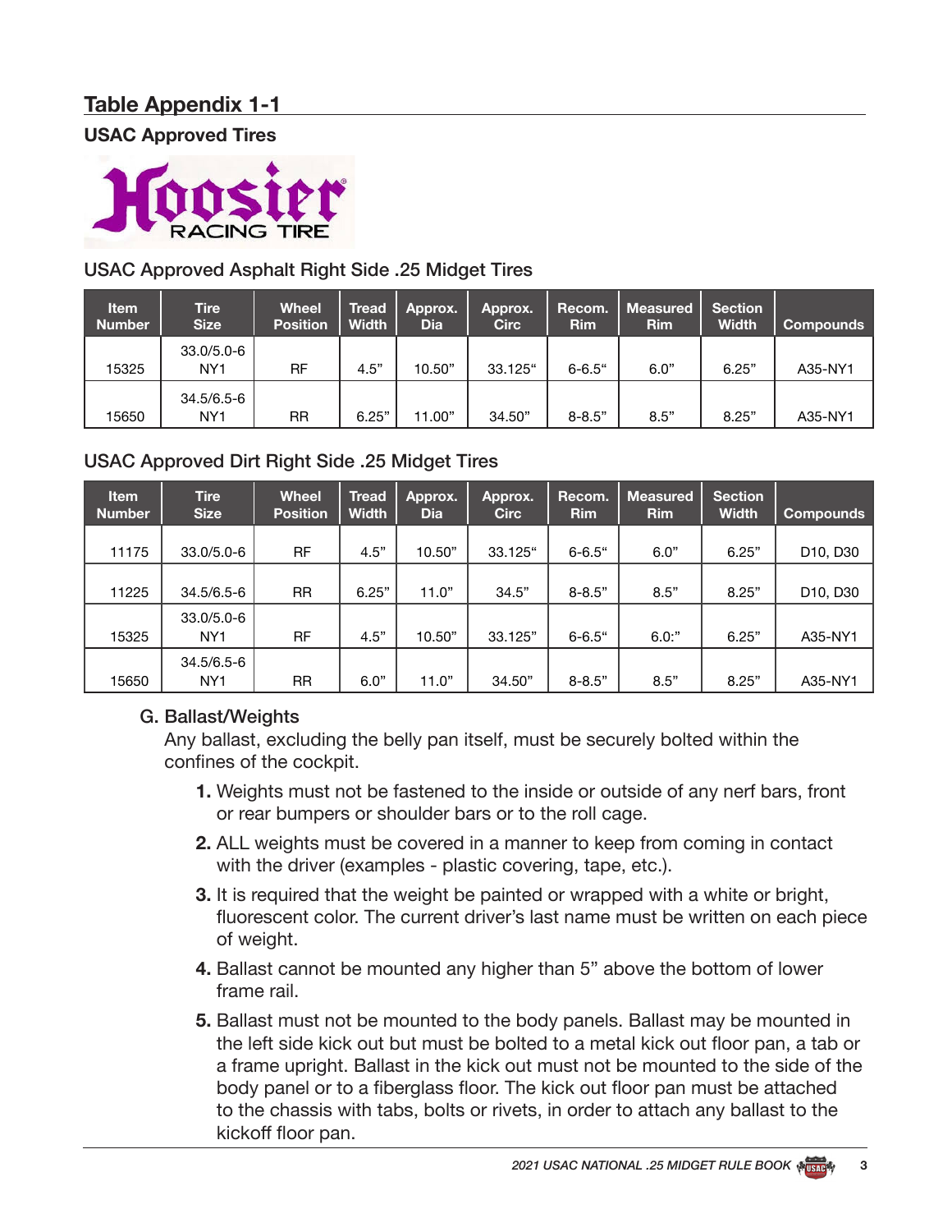## Table Appendix 1-1

### USAC Approved Tires

Hoosier RACING TIRE

USAC Approved Asphalt Right Side .25 Midget Tires

| Item Number | Tire Size | Wheel Position | Tread Width | Approx. Dia | Approx. Circ | Recom. Rim | Measured Rim | Section Width | Compounds |
|---|---|---|---|---|---|---|---|---|---|
| 15325 | 33.0/5.0-6 NY1 | RF | 4.5” | 10.50” | 33.125“ | 6-6.5“ | 6.0” | 6.25” | A35-NY1 |
| 15650 | 34.5/6.5-6 NY1 | RR | 6.25” | 11.00” | 34.50” | 8-8.5” | 8.5” | 8.25” | A35-NY1 |

USAC Approved Dirt Right Side .25 Midget Tires

| Item Number | Tire Size | Wheel Position | Tread Width | Approx. Dia | Approx. Circ | Recom. Rim | Measured Rim | Section Width | Compounds |
|---|---|---|---|---|---|---|---|---|---|
| 11175 | 33.0/5.0-6 | RF | 4.5” | 10.50” | 33.125“ | 6-6.5“ | 6.0” | 6.25” | D10, D30 |
| 11225 | 34.5/6.5-6 | RR | 6.25” | 11.0” | 34.5” | 8-8.5” | 8.5” | 8.25” | D10, D30 |
| 15325 | 33.0/5.0-6 NY1 | RF | 4.5” | 10.50” | 33.125” | 6-6.5“ | 6.0:” | 6.25” | A35-NY1 |
| 15650 | 34.5/6.5-6 NY1 | RR | 6.0” | 11.0” | 34.50” | 8-8.5” | 8.5” | 8.25” | A35-NY1 |

G. Ballast/Weights

Any ballast, excluding the belly pan itself, must be securely bolted within the confines of the cockpit.

1. Weights must not be fastened to the inside or outside of any nerf bars, front or rear bumpers or shoulder bars or to the roll cage.
2. ALL weights must be covered in a manner to keep from coming in contact with the driver (examples - plastic covering, tape, etc.).
3. It is required that the weight be painted or wrapped with a white or bright, fluorescent color. The current driver’s last name must be written on each piece of weight.
4. Ballast cannot be mounted any higher than 5” above the bottom of lower frame rail.
5. Ballast must not be mounted to the body panels. Ballast may be mounted in the left side kick out but must be bolted to a metal kick out floor pan, a tab or a frame upright. Ballast in the kick out must not be mounted to the side of the body panel or to a fiberglass floor. The kick out floor pan must be attached to the chassis with tabs, bolts or rivets, in order to attach any ballast to the kickoff floor pan.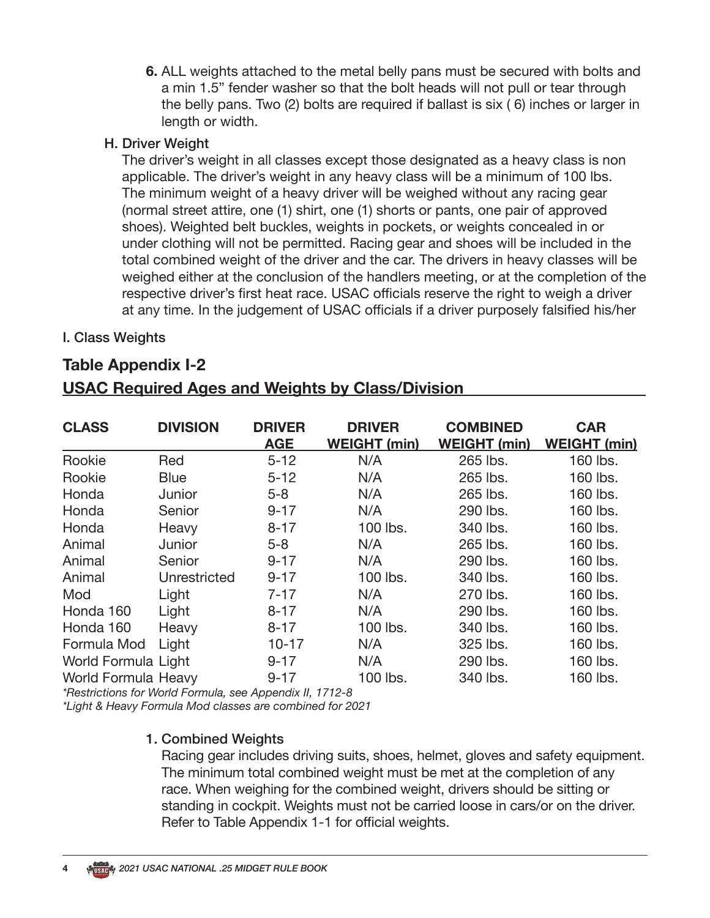6. ALL weights attached to the metal belly pans must be secured with bolts and a min 1.5" fender washer so that the bolt heads will not pull or tear through the belly pans. Two (2) bolts are required if ballast is six ( 6) inches or larger in length or width.

### H. Driver Weight

The driver's weight in all classes except those designated as a heavy class is non applicable. The driver's weight in any heavy class will be a minimum of 100 lbs. The minimum weight of a heavy driver will be weighed without any racing gear (normal street attire, one (1) shirt, one (1) shorts or pants, one pair of approved shoes). Weighted belt buckles, weights in pockets, or weights concealed in or under clothing will not be permitted. Racing gear and shoes will be included in the total combined weight of the driver and the car. The drivers in heavy classes will be weighed either at the conclusion of the handlers meeting, or at the completion of the respective driver's first heat race. USAC officials reserve the right to weigh a driver at any time. In the judgement of USAC officials if a driver purposely falsified his/her

### I. Class Weights

## Table Appendix I-2

## USAC Required Ages and Weights by Class/Division

| CLASS | DIVISION | DRIVER AGE | DRIVER WEIGHT (min) | COMBINED WEIGHT (min) | CAR WEIGHT (min) |
|---|---|---|---|---|---|
| Rookie | Red | 5-12 | N/A | 265 lbs. | 160 lbs. |
| Rookie | Blue | 5-12 | N/A | 265 lbs. | 160 lbs. |
| Honda | Junior | 5-8 | N/A | 265 lbs. | 160 lbs. |
| Honda | Senior | 9-17 | N/A | 290 lbs. | 160 lbs. |
| Honda | Heavy | 8-17 | 100 lbs. | 340 lbs. | 160 lbs. |
| Animal | Junior | 5-8 | N/A | 265 lbs. | 160 lbs. |
| Animal | Senior | 9-17 | N/A | 290 lbs. | 160 lbs. |
| Animal | Unrestricted | 9-17 | 100 lbs. | 340 lbs. | 160 lbs. |
| Mod | Light | 7-17 | N/A | 270 lbs. | 160 lbs. |
| Honda 160 | Light | 8-17 | N/A | 290 lbs. | 160 lbs. |
| Honda 160 | Heavy | 8-17 | 100 lbs. | 340 lbs. | 160 lbs. |
| Formula Mod | Light | 10-17 | N/A | 325 lbs. | 160 lbs. |
| World Formula | Light | 9-17 | N/A | 290 lbs. | 160 lbs. |
| World Formula | Heavy | 9-17 | 100 lbs. | 340 lbs. | 160 lbs. |

*\*Restrictions for World Formula, see Appendix II, 1712-8*

*\*Light & Heavy Formula Mod classes are combined for 2021*

#### 1. Combined Weights

Racing gear includes driving suits, shoes, helmet, gloves and safety equipment. The minimum total combined weight must be met at the completion of any race. When weighing for the combined weight, drivers should be sitting or standing in cockpit. Weights must not be carried loose in cars/or on the driver. Refer to Table Appendix 1-1 for official weights.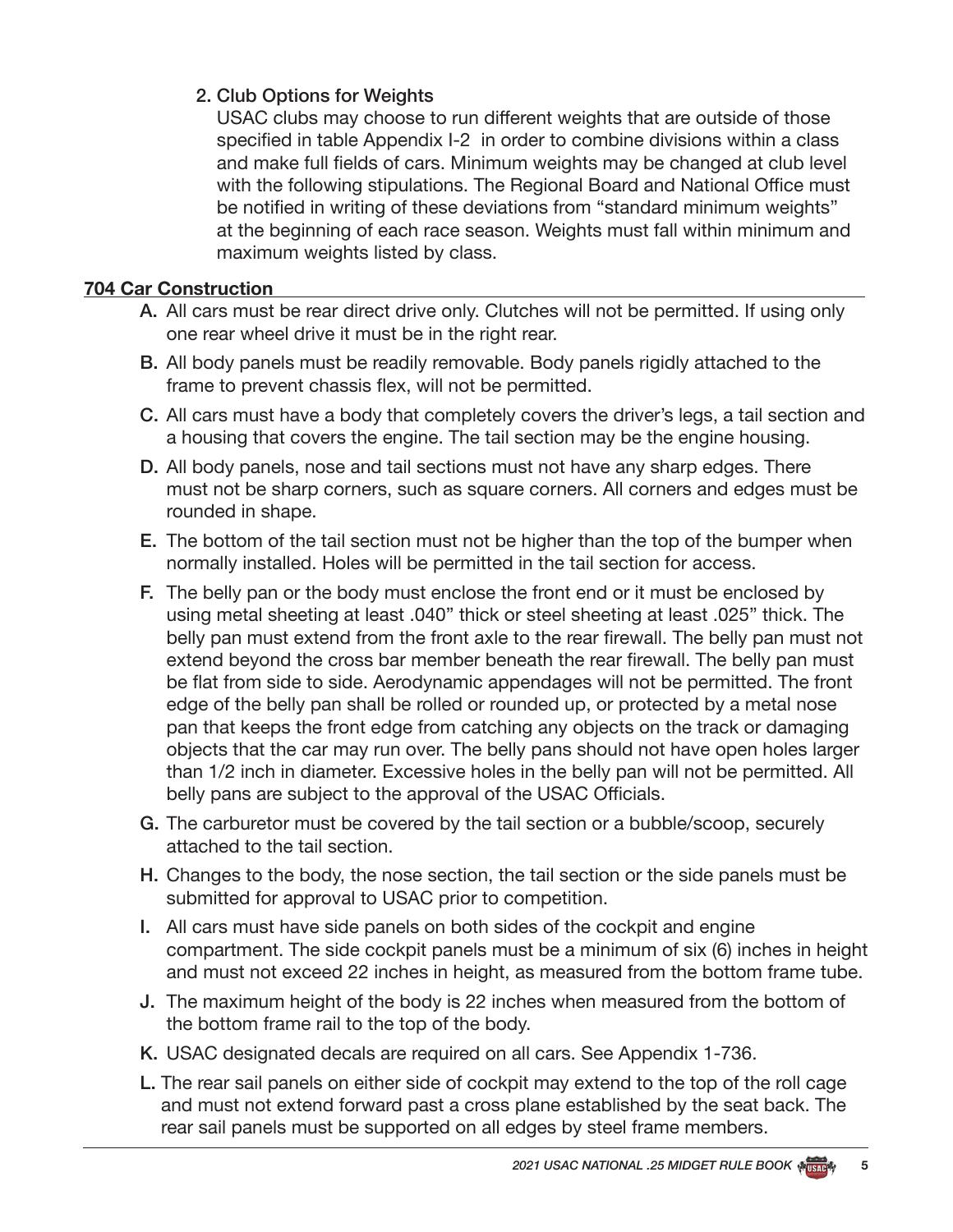2. Club Options for Weights

   USAC clubs may choose to run different weights that are outside of those specified in table Appendix I-2 in order to combine divisions within a class and make full fields of cars. Minimum weights may be changed at club level with the following stipulations. The Regional Board and National Office must be notified in writing of these deviations from "standard minimum weights" at the beginning of each race season. Weights must fall within minimum and maximum weights listed by class.

## 704 Car Construction

A. All cars must be rear direct drive only. Clutches will not be permitted. If using only one rear wheel drive it must be in the right rear.

B. All body panels must be readily removable. Body panels rigidly attached to the frame to prevent chassis flex, will not be permitted.

C. All cars must have a body that completely covers the driver's legs, a tail section and a housing that covers the engine. The tail section may be the engine housing.

D. All body panels, nose and tail sections must not have any sharp edges. There must not be sharp corners, such as square corners. All corners and edges must be rounded in shape.

E. The bottom of the tail section must not be higher than the top of the bumper when normally installed. Holes will be permitted in the tail section for access.

F. The belly pan or the body must enclose the front end or it must be enclosed by using metal sheeting at least .040" thick or steel sheeting at least .025" thick. The belly pan must extend from the front axle to the rear firewall. The belly pan must not extend beyond the cross bar member beneath the rear firewall. The belly pan must be flat from side to side. Aerodynamic appendages will not be permitted. The front edge of the belly pan shall be rolled or rounded up, or protected by a metal nose pan that keeps the front edge from catching any objects on the track or damaging objects that the car may run over. The belly pans should not have open holes larger than 1/2 inch in diameter. Excessive holes in the belly pan will not be permitted. All belly pans are subject to the approval of the USAC Officials.

G. The carburetor must be covered by the tail section or a bubble/scoop, securely attached to the tail section.

H. Changes to the body, the nose section, the tail section or the side panels must be submitted for approval to USAC prior to competition.

I. All cars must have side panels on both sides of the cockpit and engine compartment. The side cockpit panels must be a minimum of six (6) inches in height and must not exceed 22 inches in height, as measured from the bottom frame tube.

J. The maximum height of the body is 22 inches when measured from the bottom of the bottom frame rail to the top of the body.

K. USAC designated decals are required on all cars. See Appendix 1-736.

L. The rear sail panels on either side of cockpit may extend to the top of the roll cage and must not extend forward past a cross plane established by the seat back. The rear sail panels must be supported on all edges by steel frame members.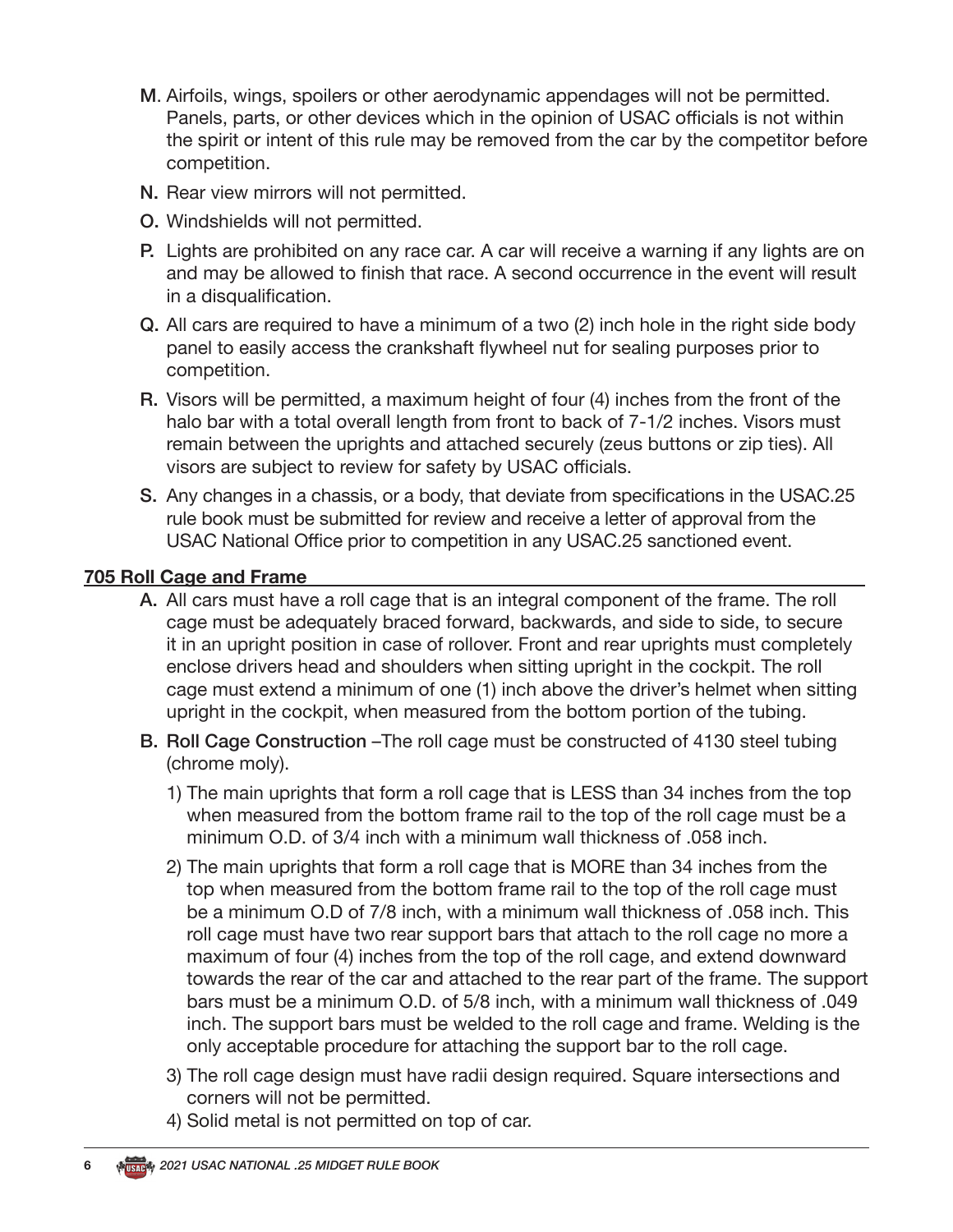M. Airfoils, wings, spoilers or other aerodynamic appendages will not be permitted. Panels, parts, or other devices which in the opinion of USAC officials is not within the spirit or intent of this rule may be removed from the car by the competitor before competition.

N. Rear view mirrors will not permitted.

O. Windshields will not permitted.

P. Lights are prohibited on any race car. A car will receive a warning if any lights are on and may be allowed to finish that race. A second occurrence in the event will result in a disqualification.

Q. All cars are required to have a minimum of a two (2) inch hole in the right side body panel to easily access the crankshaft flywheel nut for sealing purposes prior to competition.

R. Visors will be permitted, a maximum height of four (4) inches from the front of the halo bar with a total overall length from front to back of 7-1/2 inches. Visors must remain between the uprights and attached securely (zeus buttons or zip ties). All visors are subject to review for safety by USAC officials.

S. Any changes in a chassis, or a body, that deviate from specifications in the USAC.25 rule book must be submitted for review and receive a letter of approval from the USAC National Office prior to competition in any USAC.25 sanctioned event.

## 705 Roll Cage and Frame

A. All cars must have a roll cage that is an integral component of the frame. The roll cage must be adequately braced forward, backwards, and side to side, to secure it in an upright position in case of rollover. Front and rear uprights must completely enclose drivers head and shoulders when sitting upright in the cockpit. The roll cage must extend a minimum of one (1) inch above the driver's helmet when sitting upright in the cockpit, when measured from the bottom portion of the tubing.

B. Roll Cage Construction –The roll cage must be constructed of 4130 steel tubing (chrome moly).

1) The main uprights that form a roll cage that is LESS than 34 inches from the top when measured from the bottom frame rail to the top of the roll cage must be a minimum O.D. of 3/4 inch with a minimum wall thickness of .058 inch.

2) The main uprights that form a roll cage that is MORE than 34 inches from the top when measured from the bottom frame rail to the top of the roll cage must be a minimum O.D of 7/8 inch, with a minimum wall thickness of .058 inch. This roll cage must have two rear support bars that attach to the roll cage no more a maximum of four (4) inches from the top of the roll cage, and extend downward towards the rear of the car and attached to the rear part of the frame. The support bars must be a minimum O.D. of 5/8 inch, with a minimum wall thickness of .049 inch. The support bars must be welded to the roll cage and frame. Welding is the only acceptable procedure for attaching the support bar to the roll cage.

3) The roll cage design must have radii design required. Square intersections and corners will not be permitted.

4) Solid metal is not permitted on top of car.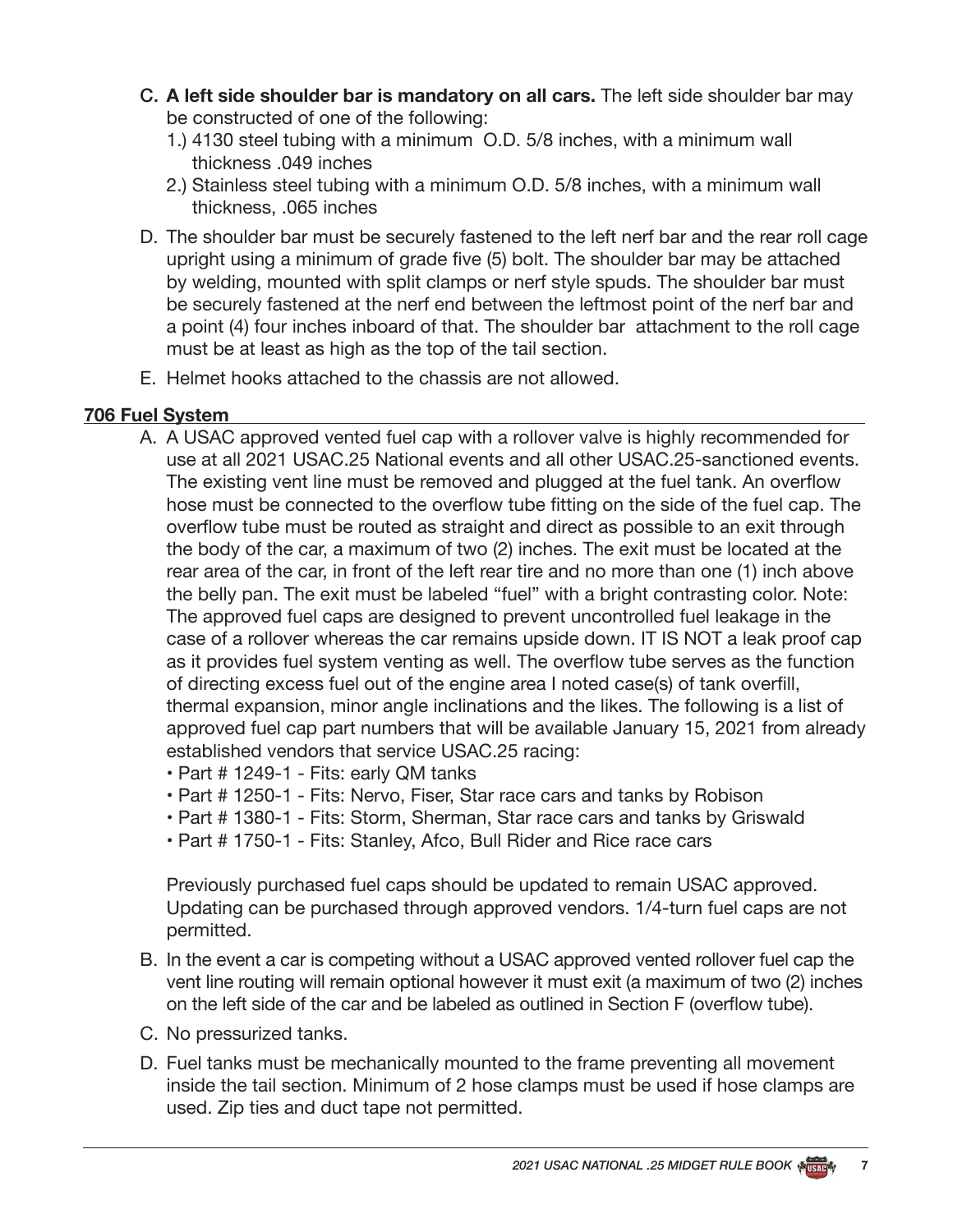C. **A left side shoulder bar is mandatory on all cars.** The left side shoulder bar may be constructed of one of the following:
   1.) 4130 steel tubing with a minimum O.D. 5/8 inches, with a minimum wall thickness .049 inches
   2.) Stainless steel tubing with a minimum O.D. 5/8 inches, with a minimum wall thickness, .065 inches

D. The shoulder bar must be securely fastened to the left nerf bar and the rear roll cage upright using a minimum of grade five (5) bolt. The shoulder bar may be attached by welding, mounted with split clamps or nerf style spuds. The shoulder bar must be securely fastened at the nerf end between the leftmost point of the nerf bar and a point (4) four inches inboard of that. The shoulder bar attachment to the roll cage must be at least as high as the top of the tail section.

E. Helmet hooks attached to the chassis are not allowed.

## 706 Fuel System

A. A USAC approved vented fuel cap with a rollover valve is highly recommended for use at all 2021 USAC.25 National events and all other USAC.25-sanctioned events. The existing vent line must be removed and plugged at the fuel tank. An overflow hose must be connected to the overflow tube fitting on the side of the fuel cap. The overflow tube must be routed as straight and direct as possible to an exit through the body of the car, a maximum of two (2) inches. The exit must be located at the rear area of the car, in front of the left rear tire and no more than one (1) inch above the belly pan. The exit must be labeled "fuel" with a bright contrasting color. Note: The approved fuel caps are designed to prevent uncontrolled fuel leakage in the case of a rollover whereas the car remains upside down. IT IS NOT a leak proof cap as it provides fuel system venting as well. The overflow tube serves as the function of directing excess fuel out of the engine area I noted case(s) of tank overfill, thermal expansion, minor angle inclinations and the likes. The following is a list of approved fuel cap part numbers that will be available January 15, 2021 from already established vendors that service USAC.25 racing:
   - Part # 1249-1 - Fits: early QM tanks
   - Part # 1250-1 - Fits: Nervo, Fiser, Star race cars and tanks by Robison
   - Part # 1380-1 - Fits: Storm, Sherman, Star race cars and tanks by Griswald
   - Part # 1750-1 - Fits: Stanley, Afco, Bull Rider and Rice race cars

   Previously purchased fuel caps should be updated to remain USAC approved. Updating can be purchased through approved vendors. 1/4-turn fuel caps are not permitted.

B. In the event a car is competing without a USAC approved vented rollover fuel cap the vent line routing will remain optional however it must exit (a maximum of two (2) inches on the left side of the car and be labeled as outlined in Section F (overflow tube).

C. No pressurized tanks.

D. Fuel tanks must be mechanically mounted to the frame preventing all movement inside the tail section. Minimum of 2 hose clamps must be used if hose clamps are used. Zip ties and duct tape not permitted.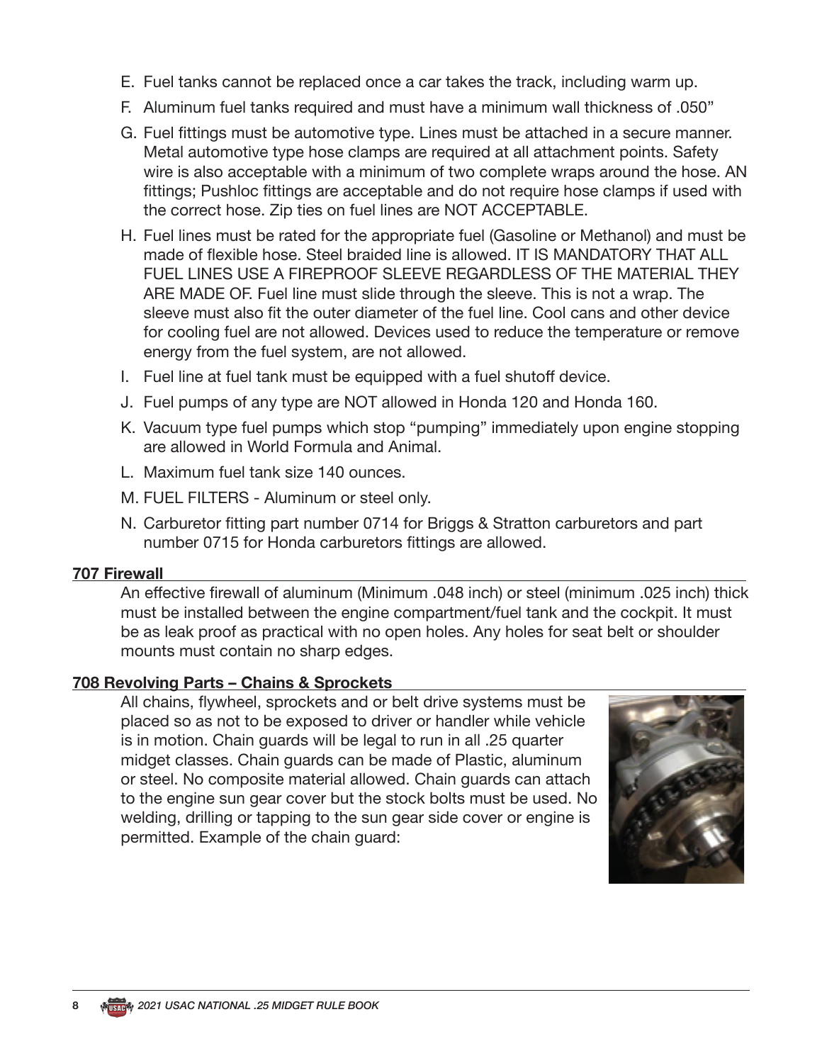E. Fuel tanks cannot be replaced once a car takes the track, including warm up.

F. Aluminum fuel tanks required and must have a minimum wall thickness of .050"

G. Fuel fittings must be automotive type. Lines must be attached in a secure manner. Metal automotive type hose clamps are required at all attachment points. Safety wire is also acceptable with a minimum of two complete wraps around the hose. AN fittings; Pushloc fittings are acceptable and do not require hose clamps if used with the correct hose. Zip ties on fuel lines are NOT ACCEPTABLE.

H. Fuel lines must be rated for the appropriate fuel (Gasoline or Methanol) and must be made of flexible hose. Steel braided line is allowed. IT IS MANDATORY THAT ALL FUEL LINES USE A FIREPROOF SLEEVE REGARDLESS OF THE MATERIAL THEY ARE MADE OF. Fuel line must slide through the sleeve. This is not a wrap. The sleeve must also fit the outer diameter of the fuel line. Cool cans and other device for cooling fuel are not allowed. Devices used to reduce the temperature or remove energy from the fuel system, are not allowed.

I. Fuel line at fuel tank must be equipped with a fuel shutoff device.

J. Fuel pumps of any type are NOT allowed in Honda 120 and Honda 160.

K. Vacuum type fuel pumps which stop "pumping" immediately upon engine stopping are allowed in World Formula and Animal.

L. Maximum fuel tank size 140 ounces.

M. FUEL FILTERS - Aluminum or steel only.

N. Carburetor fitting part number 0714 for Briggs & Stratton carburetors and part number 0715 for Honda carburetors fittings are allowed.

## 707 Firewall

An effective firewall of aluminum (Minimum .048 inch) or steel (minimum .025 inch) thick must be installed between the engine compartment/fuel tank and the cockpit. It must be as leak proof as practical with no open holes. Any holes for seat belt or shoulder mounts must contain no sharp edges.

## 708 Revolving Parts – Chains & Sprockets

All chains, flywheel, sprockets and or belt drive systems must be placed so as not to be exposed to driver or handler while vehicle is in motion. Chain guards will be legal to run in all .25 quarter midget classes. Chain guards can be made of Plastic, aluminum or steel. No composite material allowed. Chain guards can attach to the engine sun gear cover but the stock bolts must be used. No welding, drilling or tapping to the sun gear side cover or engine is permitted. Example of the chain guard: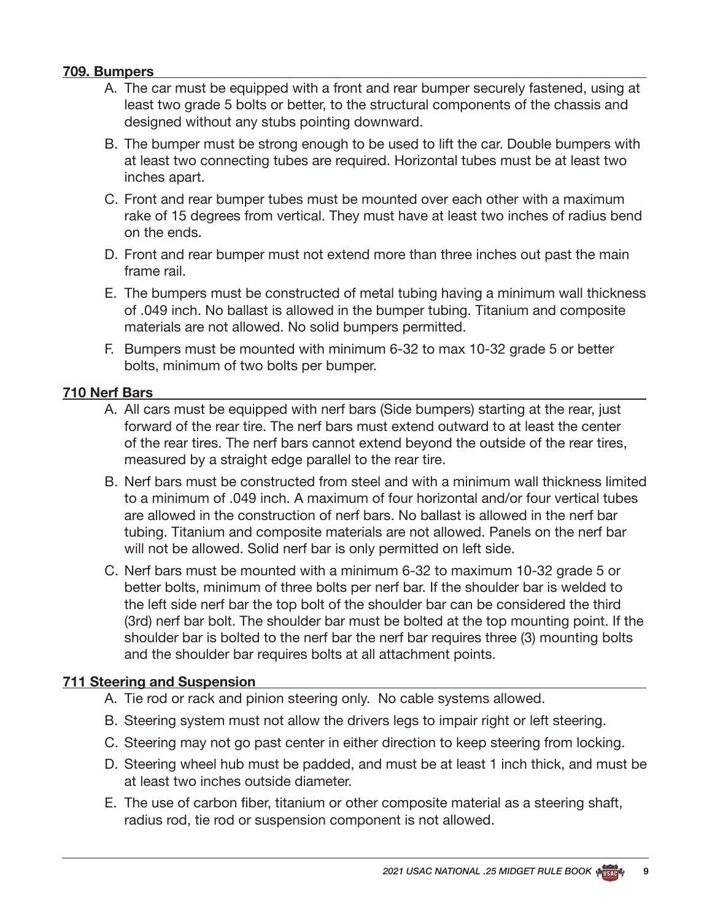### 709. Bumpers

A. The car must be equipped with a front and rear bumper securely fastened, using at least two grade 5 bolts or better, to the structural components of the chassis and designed without any stubs pointing downward.

B. The bumper must be strong enough to be used to lift the car. Double bumpers with at least two connecting tubes are required. Horizontal tubes must be at least two inches apart.

C. Front and rear bumper tubes must be mounted over each other with a maximum rake of 15 degrees from vertical. They must have at least two inches of radius bend on the ends.

D. Front and rear bumper must not extend more than three inches out past the main frame rail.

E. The bumpers must be constructed of metal tubing having a minimum wall thickness of .049 inch. No ballast is allowed in the bumper tubing. Titanium and composite materials are not allowed. No solid bumpers permitted.

F. Bumpers must be mounted with minimum 6-32 to max 10-32 grade 5 or better bolts, minimum of two bolts per bumper.

### 710 Nerf Bars

A. All cars must be equipped with nerf bars (Side bumpers) starting at the rear, just forward of the rear tire. The nerf bars must extend outward to at least the center of the rear tires. The nerf bars cannot extend beyond the outside of the rear tires, measured by a straight edge parallel to the rear tire.

B. Nerf bars must be constructed from steel and with a minimum wall thickness limited to a minimum of .049 inch. A maximum of four horizontal and/or four vertical tubes are allowed in the construction of nerf bars. No ballast is allowed in the nerf bar tubing. Titanium and composite materials are not allowed. Panels on the nerf bar will not be allowed. Solid nerf bar is only permitted on left side.

C. Nerf bars must be mounted with a minimum 6-32 to maximum 10-32 grade 5 or better bolts, minimum of three bolts per nerf bar. If the shoulder bar is welded to the left side nerf bar the top bolt of the shoulder bar can be considered the third (3rd) nerf bar bolt. The shoulder bar must be bolted at the top mounting point. If the shoulder bar is bolted to the nerf bar the nerf bar requires three (3) mounting bolts and the shoulder bar requires bolts at all attachment points.

### 711 Steering and Suspension

A. Tie rod or rack and pinion steering only. No cable systems allowed.

B. Steering system must not allow the drivers legs to impair right or left steering.

C. Steering may not go past center in either direction to keep steering from locking.

D. Steering wheel hub must be padded, and must be at least 1 inch thick, and must be at least two inches outside diameter.

E. The use of carbon fiber, titanium or other composite material as a steering shaft, radius rod, tie rod or suspension component is not allowed.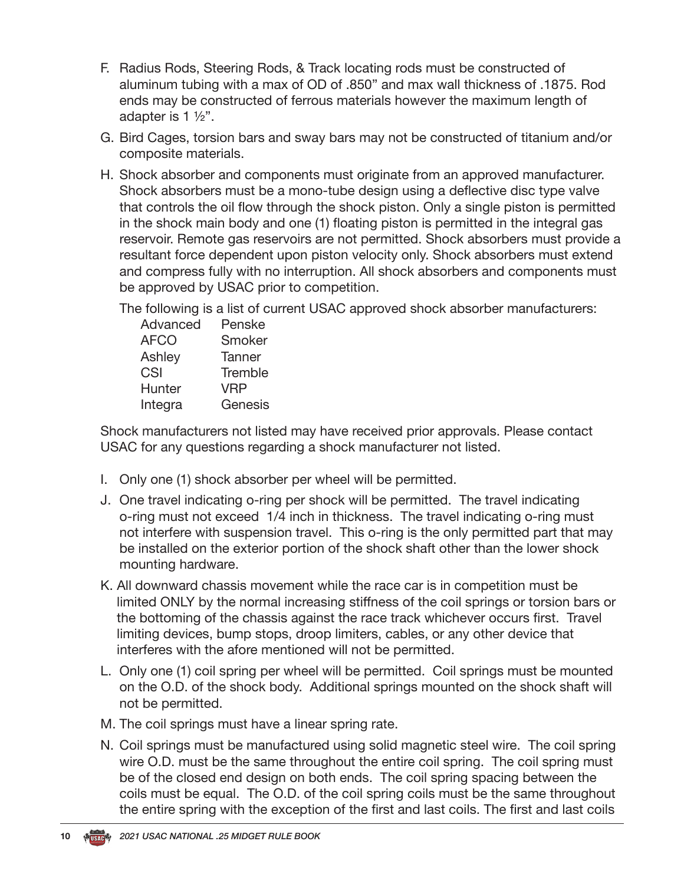F. Radius Rods, Steering Rods, & Track locating rods must be constructed of aluminum tubing with a max of OD of .850" and max wall thickness of .1875. Rod ends may be constructed of ferrous materials however the maximum length of adapter is 1 ½".

G. Bird Cages, torsion bars and sway bars may not be constructed of titanium and/or composite materials.

H. Shock absorber and components must originate from an approved manufacturer. Shock absorbers must be a mono-tube design using a deflective disc type valve that controls the oil flow through the shock piston. Only a single piston is permitted in the shock main body and one (1) floating piston is permitted in the integral gas reservoir. Remote gas reservoirs are not permitted. Shock absorbers must provide a resultant force dependent upon piston velocity only. Shock absorbers must extend and compress fully with no interruption. All shock absorbers and components must be approved by USAC prior to competition.

The following is a list of current USAC approved shock absorber manufacturers:

| | |
|---|---|
| Advanced | Penske |
| AFCO | Smoker |
| Ashley | Tanner |
| CSI | Tremble |
| Hunter | VRP |
| Integra | Genesis |

Shock manufacturers not listed may have received prior approvals. Please contact USAC for any questions regarding a shock manufacturer not listed.

I. Only one (1) shock absorber per wheel will be permitted.

J. One travel indicating o-ring per shock will be permitted. The travel indicating o-ring must not exceed 1/4 inch in thickness. The travel indicating o-ring must not interfere with suspension travel. This o-ring is the only permitted part that may be installed on the exterior portion of the shock shaft other than the lower shock mounting hardware.

K. All downward chassis movement while the race car is in competition must be limited ONLY by the normal increasing stiffness of the coil springs or torsion bars or the bottoming of the chassis against the race track whichever occurs first. Travel limiting devices, bump stops, droop limiters, cables, or any other device that interferes with the afore mentioned will not be permitted.

L. Only one (1) coil spring per wheel will be permitted. Coil springs must be mounted on the O.D. of the shock body. Additional springs mounted on the shock shaft will not be permitted.

M. The coil springs must have a linear spring rate.

N. Coil springs must be manufactured using solid magnetic steel wire. The coil spring wire O.D. must be the same throughout the entire coil spring. The coil spring must be of the closed end design on both ends. The coil spring spacing between the coils must be equal. The O.D. of the coil spring coils must be the same throughout the entire spring with the exception of the first and last coils. The first and last coils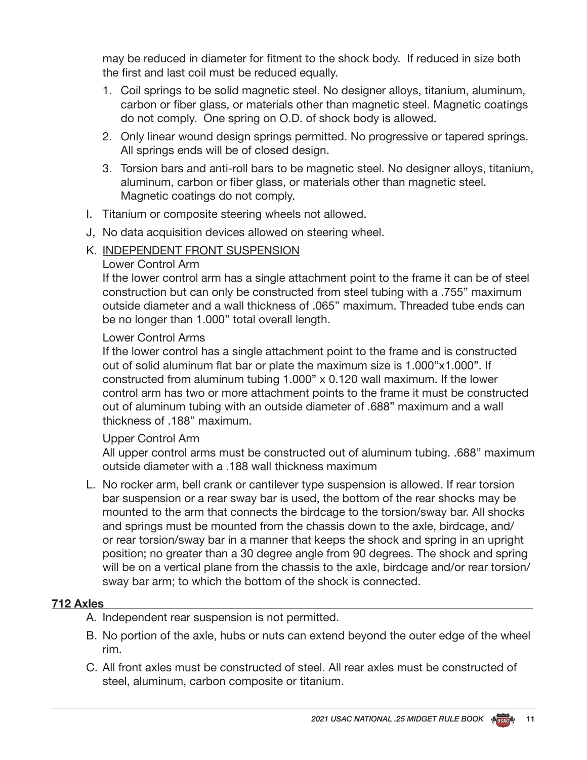may be reduced in diameter for fitment to the shock body. If reduced in size both the first and last coil must be reduced equally.

1. Coil springs to be solid magnetic steel. No designer alloys, titanium, aluminum, carbon or fiber glass, or materials other than magnetic steel. Magnetic coatings do not comply. One spring on O.D. of shock body is allowed.
2. Only linear wound design springs permitted. No progressive or tapered springs. All springs ends will be of closed design.
3. Torsion bars and anti-roll bars to be magnetic steel. No designer alloys, titanium, aluminum, carbon or fiber glass, or materials other than magnetic steel. Magnetic coatings do not comply.

I. Titanium or composite steering wheels not allowed.

J, No data acquisition devices allowed on steering wheel.

K. <u>INDEPENDENT FRONT SUSPENSION</u>

Lower Control Arm

If the lower control arm has a single attachment point to the frame it can be of steel construction but can only be constructed from steel tubing with a .755" maximum outside diameter and a wall thickness of .065" maximum. Threaded tube ends can be no longer than 1.000" total overall length.

Lower Control Arms

If the lower control has a single attachment point to the frame and is constructed out of solid aluminum flat bar or plate the maximum size is 1.000"x1.000". If constructed from aluminum tubing 1.000" x 0.120 wall maximum. If the lower control arm has two or more attachment points to the frame it must be constructed out of aluminum tubing with an outside diameter of .688" maximum and a wall thickness of .188" maximum.

Upper Control Arm

All upper control arms must be constructed out of aluminum tubing. .688" maximum outside diameter with a .188 wall thickness maximum

L. No rocker arm, bell crank or cantilever type suspension is allowed. If rear torsion bar suspension or a rear sway bar is used, the bottom of the rear shocks may be mounted to the arm that connects the birdcage to the torsion/sway bar. All shocks and springs must be mounted from the chassis down to the axle, birdcage, and/or rear torsion/sway bar in a manner that keeps the shock and spring in an upright position; no greater than a 30 degree angle from 90 degrees. The shock and spring will be on a vertical plane from the chassis to the axle, birdcage and/or rear torsion/sway bar arm; to which the bottom of the shock is connected.

## 712 Axles

A. Independent rear suspension is not permitted.

B. No portion of the axle, hubs or nuts can extend beyond the outer edge of the wheel rim.

C. All front axles must be constructed of steel. All rear axles must be constructed of steel, aluminum, carbon composite or titanium.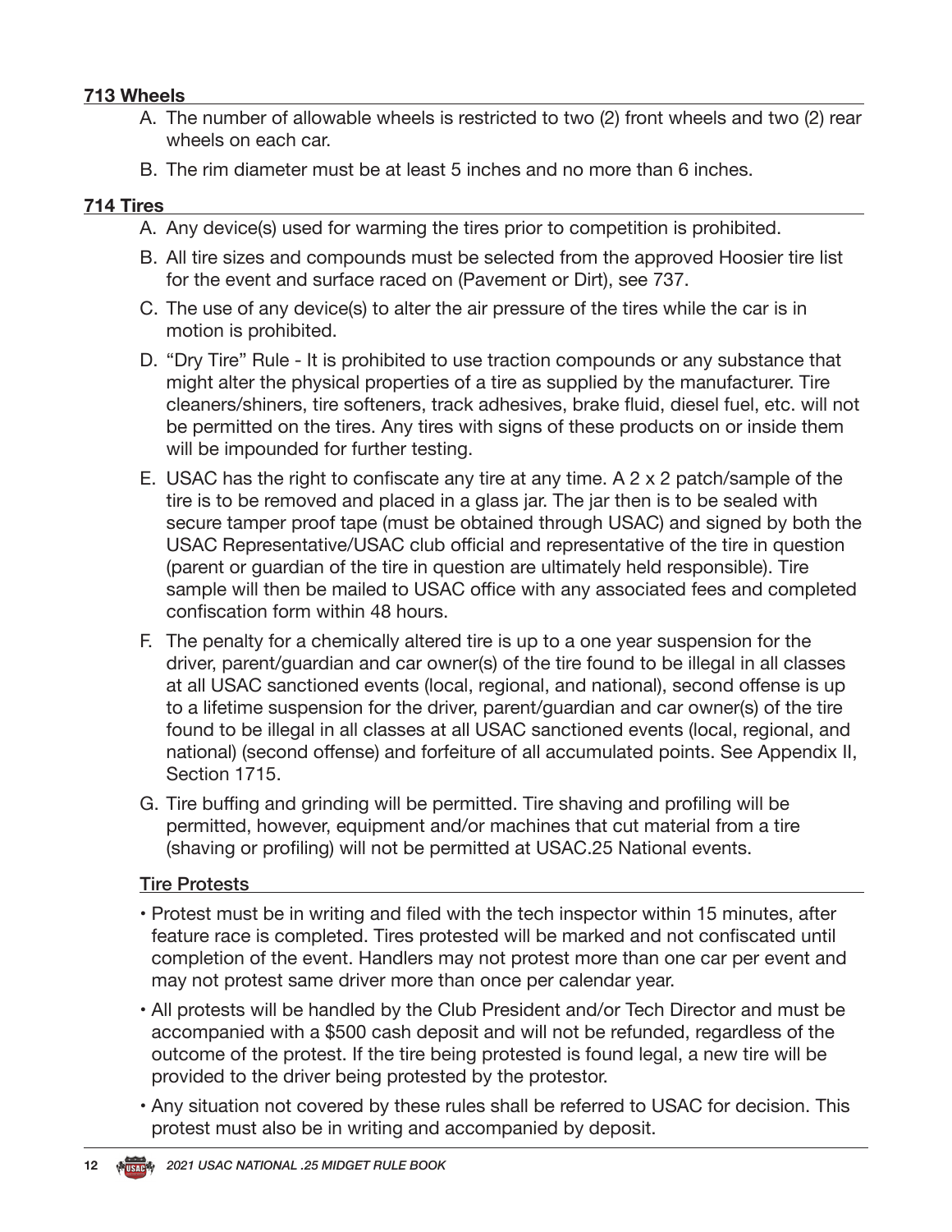### 713 Wheels

A. The number of allowable wheels is restricted to two (2) front wheels and two (2) rear wheels on each car.

B. The rim diameter must be at least 5 inches and no more than 6 inches.

### 714 Tires

A. Any device(s) used for warming the tires prior to competition is prohibited.

B. All tire sizes and compounds must be selected from the approved Hoosier tire list for the event and surface raced on (Pavement or Dirt), see 737.

C. The use of any device(s) to alter the air pressure of the tires while the car is in motion is prohibited.

D. "Dry Tire" Rule - It is prohibited to use traction compounds or any substance that might alter the physical properties of a tire as supplied by the manufacturer. Tire cleaners/shiners, tire softeners, track adhesives, brake fluid, diesel fuel, etc. will not be permitted on the tires. Any tires with signs of these products on or inside them will be impounded for further testing.

E. USAC has the right to confiscate any tire at any time. A 2 x 2 patch/sample of the tire is to be removed and placed in a glass jar. The jar then is to be sealed with secure tamper proof tape (must be obtained through USAC) and signed by both the USAC Representative/USAC club official and representative of the tire in question (parent or guardian of the tire in question are ultimately held responsible). Tire sample will then be mailed to USAC office with any associated fees and completed confiscation form within 48 hours.

F. The penalty for a chemically altered tire is up to a one year suspension for the driver, parent/guardian and car owner(s) of the tire found to be illegal in all classes at all USAC sanctioned events (local, regional, and national), second offense is up to a lifetime suspension for the driver, parent/guardian and car owner(s) of the tire found to be illegal in all classes at all USAC sanctioned events (local, regional, and national) (second offense) and forfeiture of all accumulated points. See Appendix II, Section 1715.

G. Tire buffing and grinding will be permitted. Tire shaving and profiling will be permitted, however, equipment and/or machines that cut material from a tire (shaving or profiling) will not be permitted at USAC.25 National events.

#### Tire Protests

- Protest must be in writing and filed with the tech inspector within 15 minutes, after feature race is completed. Tires protested will be marked and not confiscated until completion of the event. Handlers may not protest more than one car per event and may not protest same driver more than once per calendar year.
- All protests will be handled by the Club President and/or Tech Director and must be accompanied with a $500 cash deposit and will not be refunded, regardless of the outcome of the protest. If the tire being protested is found legal, a new tire will be provided to the driver being protested by the protestor.
- Any situation not covered by these rules shall be referred to USAC for decision. This protest must also be in writing and accompanied by deposit.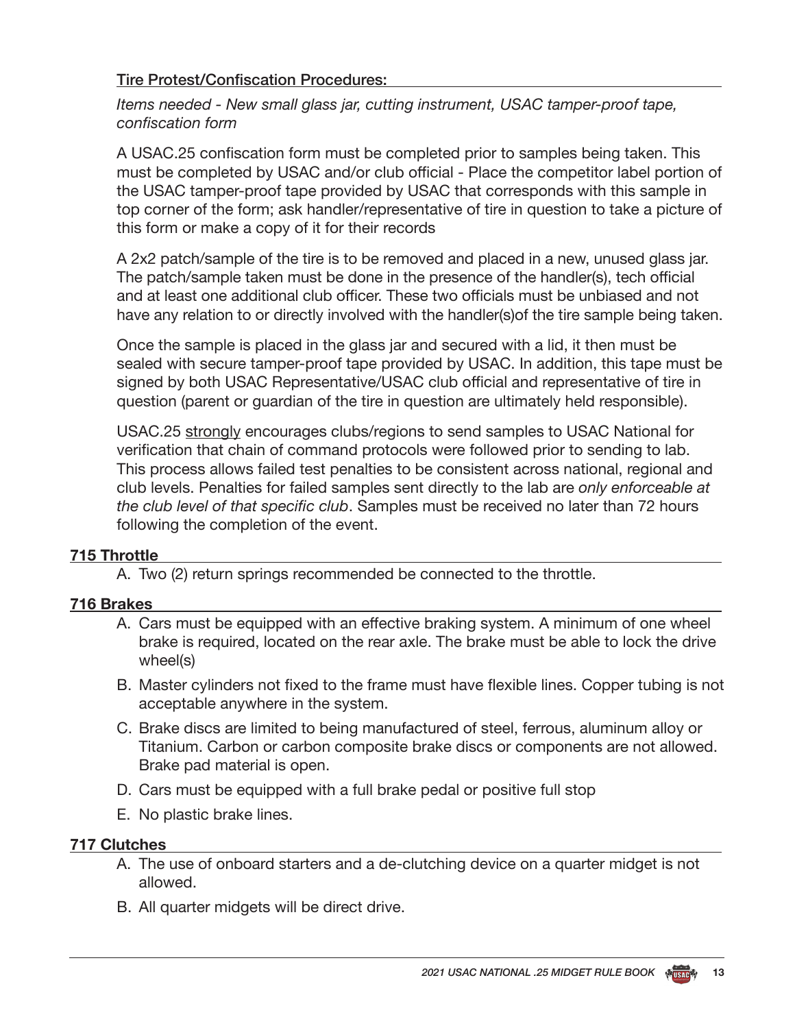Tire Protest/Confiscation Procedures:

*Items needed - New small glass jar, cutting instrument, USAC tamper-proof tape, confiscation form*

A USAC.25 confiscation form must be completed prior to samples being taken. This must be completed by USAC and/or club official - Place the competitor label portion of the USAC tamper-proof tape provided by USAC that corresponds with this sample in top corner of the form; ask handler/representative of tire in question to take a picture of this form or make a copy of it for their records

A 2x2 patch/sample of the tire is to be removed and placed in a new, unused glass jar. The patch/sample taken must be done in the presence of the handler(s), tech official and at least one additional club officer. These two officials must be unbiased and not have any relation to or directly involved with the handler(s)of the tire sample being taken.

Once the sample is placed in the glass jar and secured with a lid, it then must be sealed with secure tamper-proof tape provided by USAC. In addition, this tape must be signed by both USAC Representative/USAC club official and representative of tire in question (parent or guardian of the tire in question are ultimately held responsible).

USAC.25 strongly encourages clubs/regions to send samples to USAC National for verification that chain of command protocols were followed prior to sending to lab. This process allows failed test penalties to be consistent across national, regional and club levels. Penalties for failed samples sent directly to the lab are *only enforceable at the club level of that specific club*. Samples must be received no later than 72 hours following the completion of the event.

**715 Throttle**

A. Two (2) return springs recommended be connected to the throttle.

**716 Brakes**

A. Cars must be equipped with an effective braking system. A minimum of one wheel brake is required, located on the rear axle. The brake must be able to lock the drive wheel(s)

B. Master cylinders not fixed to the frame must have flexible lines. Copper tubing is not acceptable anywhere in the system.

C. Brake discs are limited to being manufactured of steel, ferrous, aluminum alloy or Titanium. Carbon or carbon composite brake discs or components are not allowed. Brake pad material is open.

D. Cars must be equipped with a full brake pedal or positive full stop

E. No plastic brake lines.

**717 Clutches**

A. The use of onboard starters and a de-clutching device on a quarter midget is not allowed.

B. All quarter midgets will be direct drive.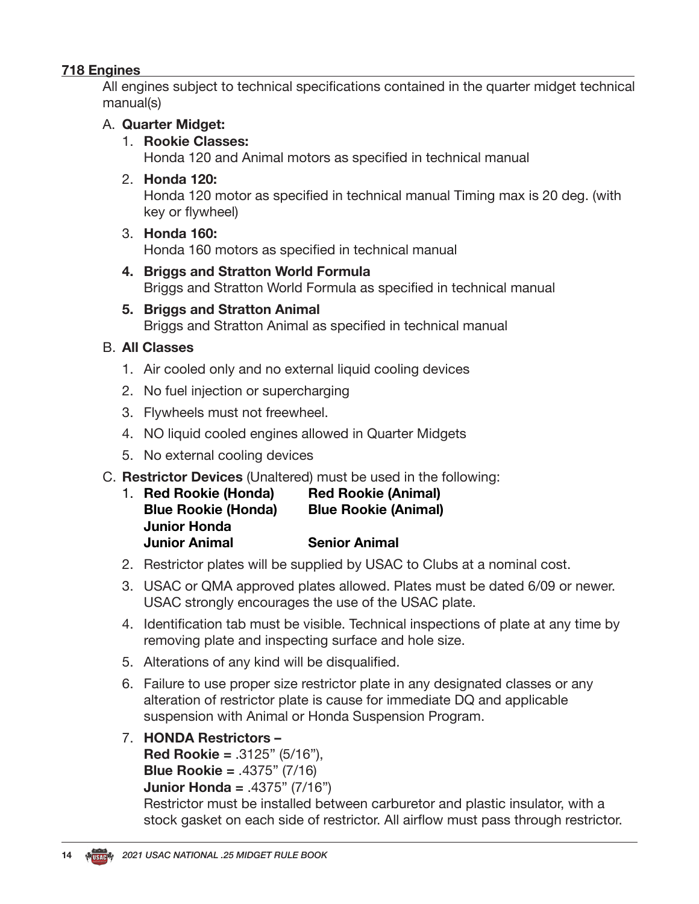## 718 Engines

All engines subject to technical specifications contained in the quarter midget technical manual(s)

A. **Quarter Midget:**

1. **Rookie Classes:**
   Honda 120 and Animal motors as specified in technical manual
2. **Honda 120:**
   Honda 120 motor as specified in technical manual Timing max is 20 deg. (with key or flywheel)
3. **Honda 160:**
   Honda 160 motors as specified in technical manual
4. **Briggs and Stratton World Formula**
   Briggs and Stratton World Formula as specified in technical manual
5. **Briggs and Stratton Animal**
   Briggs and Stratton Animal as specified in technical manual

B. **All Classes**

1. Air cooled only and no external liquid cooling devices
2. No fuel injection or supercharging
3. Flywheels must not freewheel.
4. NO liquid cooled engines allowed in Quarter Midgets
5. No external cooling devices

C. **Restrictor Devices** (Unaltered) must be used in the following:

1. **Red Rookie (Honda)** — **Red Rookie (Animal)**
   **Blue Rookie (Honda)** — **Blue Rookie (Animal)**
   **Junior Honda**
   **Junior Animal** — **Senior Animal**
2. Restrictor plates will be supplied by USAC to Clubs at a nominal cost.
3. USAC or QMA approved plates allowed. Plates must be dated 6/09 or newer. USAC strongly encourages the use of the USAC plate.
4. Identification tab must be visible. Technical inspections of plate at any time by removing plate and inspecting surface and hole size.
5. Alterations of any kind will be disqualified.
6. Failure to use proper size restrictor plate in any designated classes or any alteration of restrictor plate is cause for immediate DQ and applicable suspension with Animal or Honda Suspension Program.
7. **HONDA Restrictors –**
   **Red Rookie =** .3125" (5/16"),
   **Blue Rookie =** .4375" (7/16)
   **Junior Honda =** .4375" (7/16")
   Restrictor must be installed between carburetor and plastic insulator, with a stock gasket on each side of restrictor. All airflow must pass through restrictor.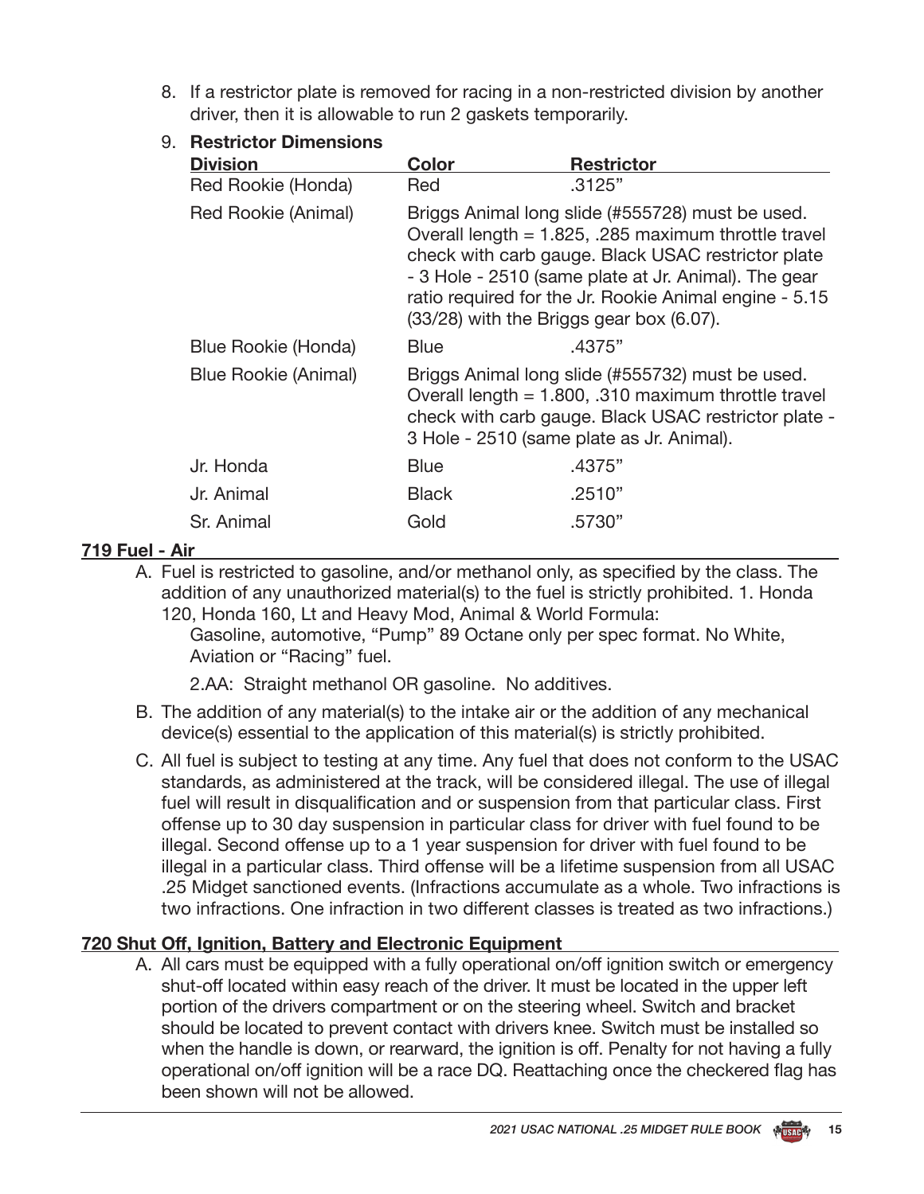8. If a restrictor plate is removed for racing in a non-restricted division by another driver, then it is allowable to run 2 gaskets temporarily.

9. **Restrictor Dimensions**

| Division | Color | Restrictor |
|---|---|---|
| Red Rookie (Honda) | Red | .3125" |
| Red Rookie (Animal) | Briggs Animal long slide (#555728) must be used. Overall length = 1.825, .285 maximum throttle travel check with carb gauge. Black USAC restrictor plate - 3 Hole - 2510 (same plate at Jr. Animal). The gear ratio required for the Jr. Rookie Animal engine - 5.15 (33/28) with the Briggs gear box (6.07). | |
| Blue Rookie (Honda) | Blue | .4375" |
| Blue Rookie (Animal) | Briggs Animal long slide (#555732) must be used. Overall length = 1.800, .310 maximum throttle travel check with carb gauge. Black USAC restrictor plate - 3 Hole - 2510 (same plate as Jr. Animal). | |
| Jr. Honda | Blue | .4375" |
| Jr. Animal | Black | .2510" |
| Sr. Animal | Gold | .5730" |

## 719 Fuel - Air

A. Fuel is restricted to gasoline, and/or methanol only, as specified by the class. The addition of any unauthorized material(s) to the fuel is strictly prohibited. 1. Honda 120, Honda 160, Lt and Heavy Mod, Animal & World Formula:
   Gasoline, automotive, "Pump" 89 Octane only per spec format. No White, Aviation or "Racing" fuel.

   2.AA: Straight methanol OR gasoline. No additives.

B. The addition of any material(s) to the intake air or the addition of any mechanical device(s) essential to the application of this material(s) is strictly prohibited.

C. All fuel is subject to testing at any time. Any fuel that does not conform to the USAC standards, as administered at the track, will be considered illegal. The use of illegal fuel will result in disqualification and or suspension from that particular class. First offense up to 30 day suspension in particular class for driver with fuel found to be illegal. Second offense up to a 1 year suspension for driver with fuel found to be illegal in a particular class. Third offense will be a lifetime suspension from all USAC .25 Midget sanctioned events. (Infractions accumulate as a whole. Two infractions is two infractions. One infraction in two different classes is treated as two infractions.)

## 720 Shut Off, Ignition, Battery and Electronic Equipment

A. All cars must be equipped with a fully operational on/off ignition switch or emergency shut-off located within easy reach of the driver. It must be located in the upper left portion of the drivers compartment or on the steering wheel. Switch and bracket should be located to prevent contact with drivers knee. Switch must be installed so when the handle is down, or rearward, the ignition is off. Penalty for not having a fully operational on/off ignition will be a race DQ. Reattaching once the checkered flag has been shown will not be allowed.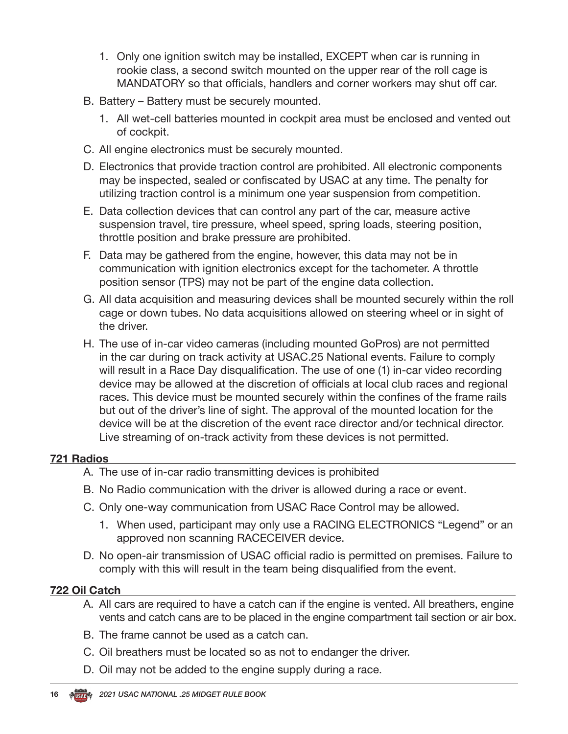1. Only one ignition switch may be installed, EXCEPT when car is running in rookie class, a second switch mounted on the upper rear of the roll cage is MANDATORY so that officials, handlers and corner workers may shut off car.

B. Battery – Battery must be securely mounted.

1. All wet-cell batteries mounted in cockpit area must be enclosed and vented out of cockpit.

C. All engine electronics must be securely mounted.

D. Electronics that provide traction control are prohibited. All electronic components may be inspected, sealed or confiscated by USAC at any time. The penalty for utilizing traction control is a minimum one year suspension from competition.

E. Data collection devices that can control any part of the car, measure active suspension travel, tire pressure, wheel speed, spring loads, steering position, throttle position and brake pressure are prohibited.

F. Data may be gathered from the engine, however, this data may not be in communication with ignition electronics except for the tachometer. A throttle position sensor (TPS) may not be part of the engine data collection.

G. All data acquisition and measuring devices shall be mounted securely within the roll cage or down tubes. No data acquisitions allowed on steering wheel or in sight of the driver.

H. The use of in-car video cameras (including mounted GoPros) are not permitted in the car during on track activity at USAC.25 National events. Failure to comply will result in a Race Day disqualification. The use of one (1) in-car video recording device may be allowed at the discretion of officials at local club races and regional races. This device must be mounted securely within the confines of the frame rails but out of the driver's line of sight. The approval of the mounted location for the device will be at the discretion of the event race director and/or technical director. Live streaming of on-track activity from these devices is not permitted.

**721 Radios**

A. The use of in-car radio transmitting devices is prohibited

B. No Radio communication with the driver is allowed during a race or event.

C. Only one-way communication from USAC Race Control may be allowed.

1. When used, participant may only use a RACING ELECTRONICS "Legend" or an approved non scanning RACECEIVER device.

D. No open-air transmission of USAC official radio is permitted on premises. Failure to comply with this will result in the team being disqualified from the event.

**722 Oil Catch**

A. All cars are required to have a catch can if the engine is vented. All breathers, engine vents and catch cans are to be placed in the engine compartment tail section or air box.

B. The frame cannot be used as a catch can.

C. Oil breathers must be located so as not to endanger the driver.

D. Oil may not be added to the engine supply during a race.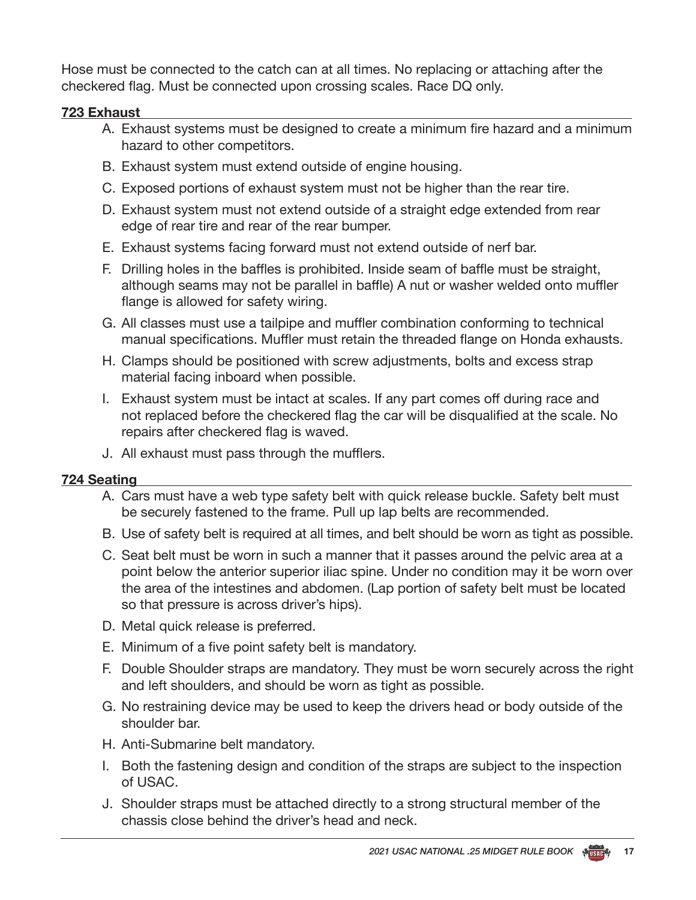Hose must be connected to the catch can at all times. No replacing or attaching after the checkered flag. Must be connected upon crossing scales. Race DQ only.

### 723 Exhaust

A. Exhaust systems must be designed to create a minimum fire hazard and a minimum hazard to other competitors.

B. Exhaust system must extend outside of engine housing.

C. Exposed portions of exhaust system must not be higher than the rear tire.

D. Exhaust system must not extend outside of a straight edge extended from rear edge of rear tire and rear of the rear bumper.

E. Exhaust systems facing forward must not extend outside of nerf bar.

F. Drilling holes in the baffles is prohibited. Inside seam of baffle must be straight, although seams may not be parallel in baffle) A nut or washer welded onto muffler flange is allowed for safety wiring.

G. All classes must use a tailpipe and muffler combination conforming to technical manual specifications. Muffler must retain the threaded flange on Honda exhausts.

H. Clamps should be positioned with screw adjustments, bolts and excess strap material facing inboard when possible.

I. Exhaust system must be intact at scales. If any part comes off during race and not replaced before the checkered flag the car will be disqualified at the scale. No repairs after checkered flag is waved.

J. All exhaust must pass through the mufflers.

### 724 Seating

A. Cars must have a web type safety belt with quick release buckle. Safety belt must be securely fastened to the frame. Pull up lap belts are recommended.

B. Use of safety belt is required at all times, and belt should be worn as tight as possible.

C. Seat belt must be worn in such a manner that it passes around the pelvic area at a point below the anterior superior iliac spine. Under no condition may it be worn over the area of the intestines and abdomen. (Lap portion of safety belt must be located so that pressure is across driver's hips).

D. Metal quick release is preferred.

E. Minimum of a five point safety belt is mandatory.

F. Double Shoulder straps are mandatory. They must be worn securely across the right and left shoulders, and should be worn as tight as possible.

G. No restraining device may be used to keep the drivers head or body outside of the shoulder bar.

H. Anti-Submarine belt mandatory.

I. Both the fastening design and condition of the straps are subject to the inspection of USAC.

J. Shoulder straps must be attached directly to a strong structural member of the chassis close behind the driver's head and neck.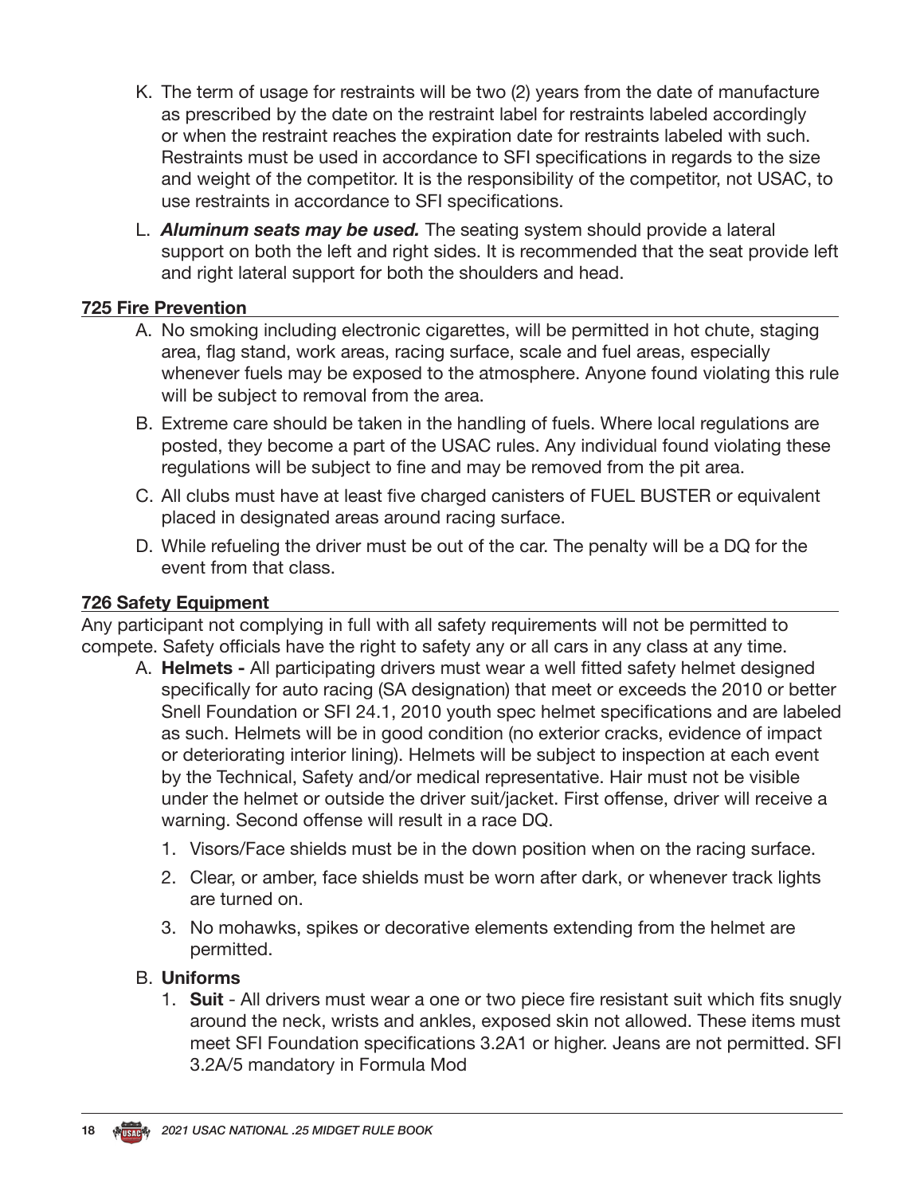K. The term of usage for restraints will be two (2) years from the date of manufacture as prescribed by the date on the restraint label for restraints labeled accordingly or when the restraint reaches the expiration date for restraints labeled with such. Restraints must be used in accordance to SFI specifications in regards to the size and weight of the competitor. It is the responsibility of the competitor, not USAC, to use restraints in accordance to SFI specifications.

L. ***Aluminum seats may be used.*** The seating system should provide a lateral support on both the left and right sides. It is recommended that the seat provide left and right lateral support for both the shoulders and head.

## 725 Fire Prevention

A. No smoking including electronic cigarettes, will be permitted in hot chute, staging area, flag stand, work areas, racing surface, scale and fuel areas, especially whenever fuels may be exposed to the atmosphere. Anyone found violating this rule will be subject to removal from the area.

B. Extreme care should be taken in the handling of fuels. Where local regulations are posted, they become a part of the USAC rules. Any individual found violating these regulations will be subject to fine and may be removed from the pit area.

C. All clubs must have at least five charged canisters of FUEL BUSTER or equivalent placed in designated areas around racing surface.

D. While refueling the driver must be out of the car. The penalty will be a DQ for the event from that class.

## 726 Safety Equipment

Any participant not complying in full with all safety requirements will not be permitted to compete. Safety officials have the right to safety any or all cars in any class at any time.

A. **Helmets -** All participating drivers must wear a well fitted safety helmet designed specifically for auto racing (SA designation) that meet or exceeds the 2010 or better Snell Foundation or SFI 24.1, 2010 youth spec helmet specifications and are labeled as such. Helmets will be in good condition (no exterior cracks, evidence of impact or deteriorating interior lining). Helmets will be subject to inspection at each event by the Technical, Safety and/or medical representative. Hair must not be visible under the helmet or outside the driver suit/jacket. First offense, driver will receive a warning. Second offense will result in a race DQ.

1. Visors/Face shields must be in the down position when on the racing surface.
2. Clear, or amber, face shields must be worn after dark, or whenever track lights are turned on.
3. No mohawks, spikes or decorative elements extending from the helmet are permitted.

B. **Uniforms**

1. **Suit** - All drivers must wear a one or two piece fire resistant suit which fits snugly around the neck, wrists and ankles, exposed skin not allowed. These items must meet SFI Foundation specifications 3.2A1 or higher. Jeans are not permitted. SFI 3.2A/5 mandatory in Formula Mod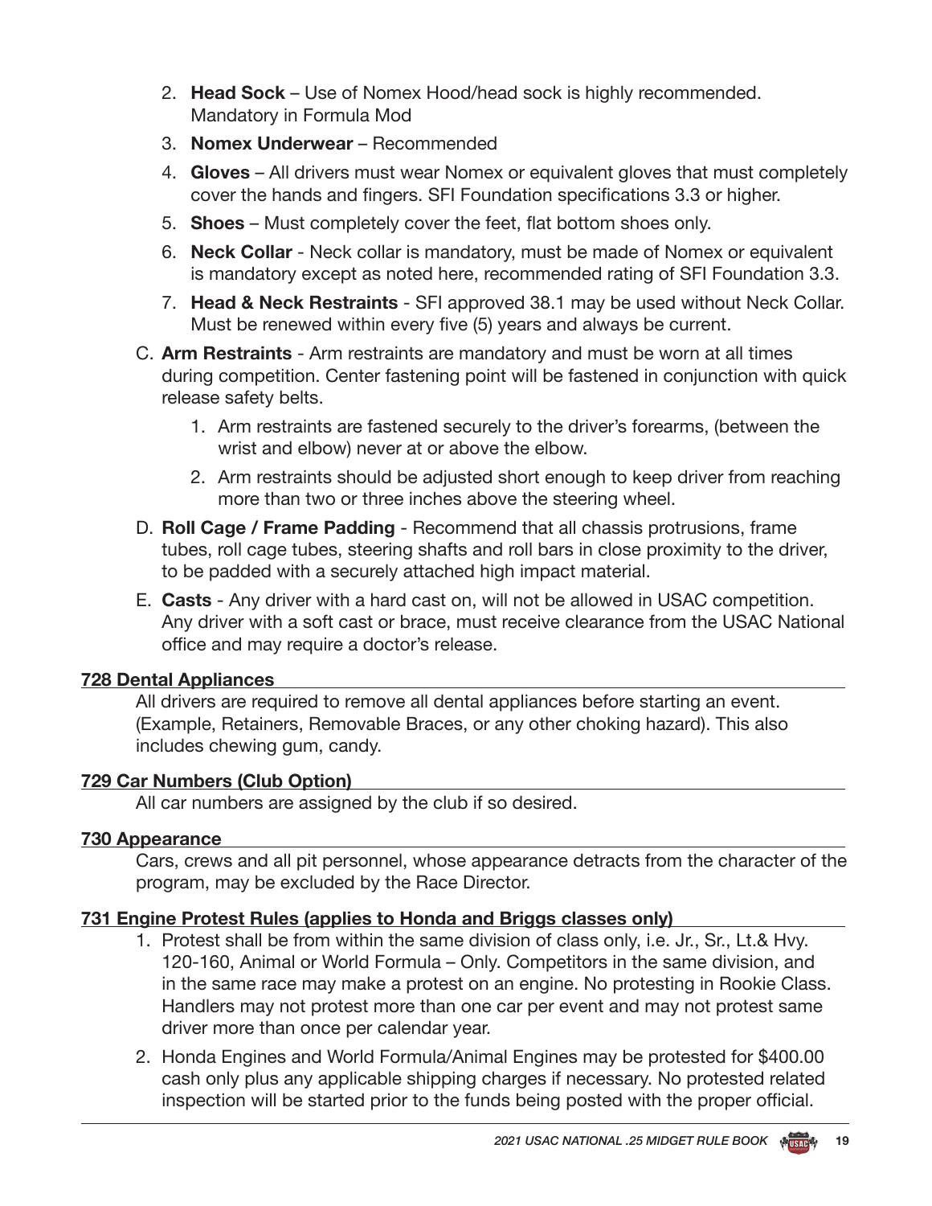2. **Head Sock** – Use of Nomex Hood/head sock is highly recommended. Mandatory in Formula Mod
3. **Nomex Underwear** – Recommended
4. **Gloves** – All drivers must wear Nomex or equivalent gloves that must completely cover the hands and fingers. SFI Foundation specifications 3.3 or higher.
5. **Shoes** – Must completely cover the feet, flat bottom shoes only.
6. **Neck Collar** - Neck collar is mandatory, must be made of Nomex or equivalent is mandatory except as noted here, recommended rating of SFI Foundation 3.3.
7. **Head & Neck Restraints** - SFI approved 38.1 may be used without Neck Collar. Must be renewed within every five (5) years and always be current.

C. **Arm Restraints** - Arm restraints are mandatory and must be worn at all times during competition. Center fastening point will be fastened in conjunction with quick release safety belts.

1. Arm restraints are fastened securely to the driver's forearms, (between the wrist and elbow) never at or above the elbow.
2. Arm restraints should be adjusted short enough to keep driver from reaching more than two or three inches above the steering wheel.

D. **Roll Cage / Frame Padding** - Recommend that all chassis protrusions, frame tubes, roll cage tubes, steering shafts and roll bars in close proximity to the driver, to be padded with a securely attached high impact material.

E. **Casts** - Any driver with a hard cast on, will not be allowed in USAC competition. Any driver with a soft cast or brace, must receive clearance from the USAC National office and may require a doctor's release.

### 728 Dental Appliances

All drivers are required to remove all dental appliances before starting an event. (Example, Retainers, Removable Braces, or any other choking hazard). This also includes chewing gum, candy.

### 729 Car Numbers (Club Option)

All car numbers are assigned by the club if so desired.

### 730 Appearance

Cars, crews and all pit personnel, whose appearance detracts from the character of the program, may be excluded by the Race Director.

### 731 Engine Protest Rules (applies to Honda and Briggs classes only)

1. Protest shall be from within the same division of class only, i.e. Jr., Sr., Lt.& Hvy. 120-160, Animal or World Formula – Only. Competitors in the same division, and in the same race may make a protest on an engine. No protesting in Rookie Class. Handlers may not protest more than one car per event and may not protest same driver more than once per calendar year.
2. Honda Engines and World Formula/Animal Engines may be protested for $400.00 cash only plus any applicable shipping charges if necessary. No protested related inspection will be started prior to the funds being posted with the proper official.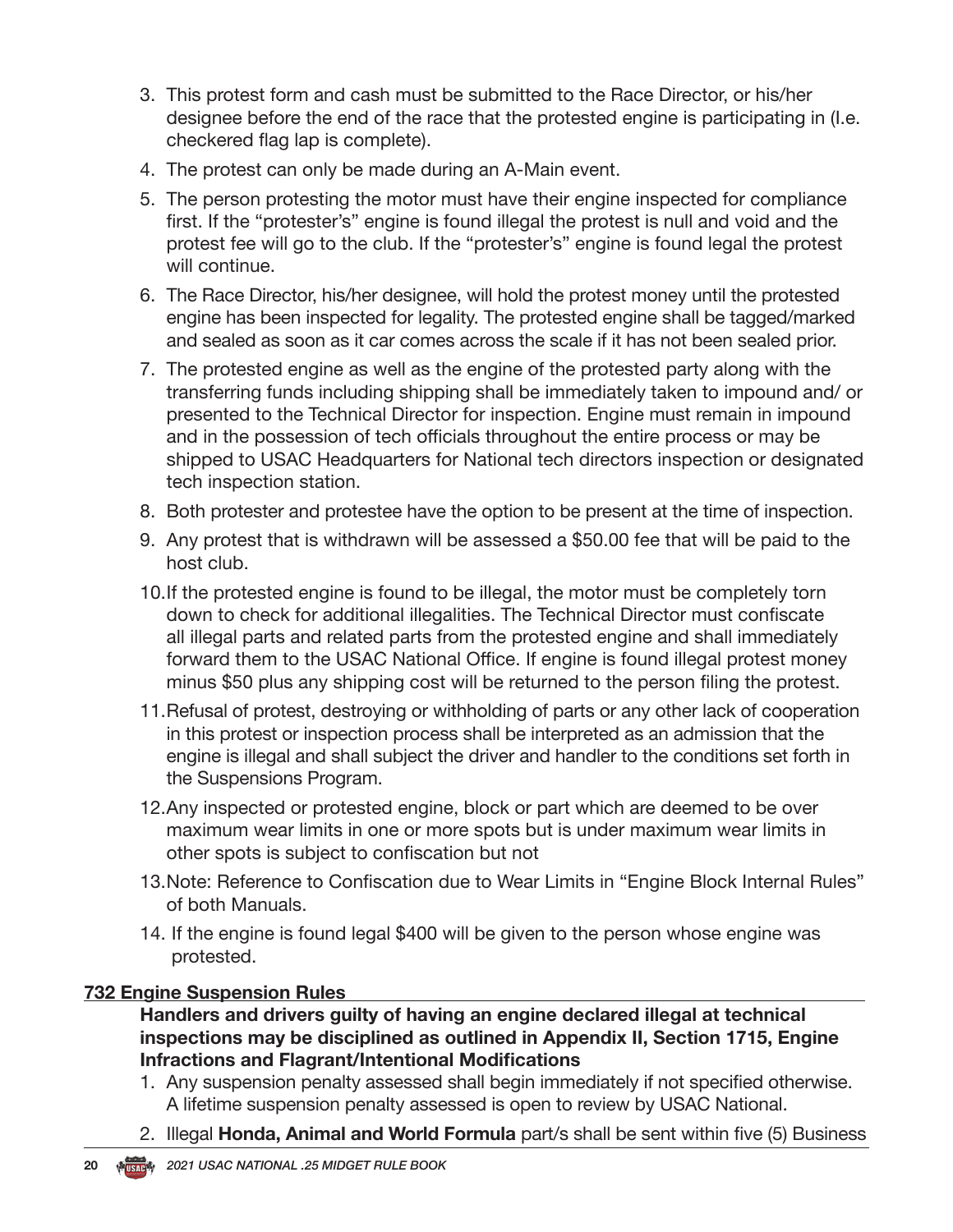3. This protest form and cash must be submitted to the Race Director, or his/her designee before the end of the race that the protested engine is participating in (I.e. checkered flag lap is complete).
4. The protest can only be made during an A-Main event.
5. The person protesting the motor must have their engine inspected for compliance first. If the "protester's" engine is found illegal the protest is null and void and the protest fee will go to the club. If the "protester's" engine is found legal the protest will continue.
6. The Race Director, his/her designee, will hold the protest money until the protested engine has been inspected for legality. The protested engine shall be tagged/marked and sealed as soon as it car comes across the scale if it has not been sealed prior.
7. The protested engine as well as the engine of the protested party along with the transferring funds including shipping shall be immediately taken to impound and/ or presented to the Technical Director for inspection. Engine must remain in impound and in the possession of tech officials throughout the entire process or may be shipped to USAC Headquarters for National tech directors inspection or designated tech inspection station.
8. Both protester and protestee have the option to be present at the time of inspection.
9. Any protest that is withdrawn will be assessed a $50.00 fee that will be paid to the host club.
10. If the protested engine is found to be illegal, the motor must be completely torn down to check for additional illegalities. The Technical Director must confiscate all illegal parts and related parts from the protested engine and shall immediately forward them to the USAC National Office. If engine is found illegal protest money minus $50 plus any shipping cost will be returned to the person filing the protest.
11. Refusal of protest, destroying or withholding of parts or any other lack of cooperation in this protest or inspection process shall be interpreted as an admission that the engine is illegal and shall subject the driver and handler to the conditions set forth in the Suspensions Program.
12. Any inspected or protested engine, block or part which are deemed to be over maximum wear limits in one or more spots but is under maximum wear limits in other spots is subject to confiscation but not
13. Note: Reference to Confiscation due to Wear Limits in "Engine Block Internal Rules" of both Manuals.
14. If the engine is found legal $400 will be given to the person whose engine was protested.

## 732 Engine Suspension Rules

**Handlers and drivers guilty of having an engine declared illegal at technical inspections may be disciplined as outlined in Appendix II, Section 1715, Engine Infractions and Flagrant/Intentional Modifications**

1. Any suspension penalty assessed shall begin immediately if not specified otherwise. A lifetime suspension penalty assessed is open to review by USAC National.
2. Illegal **Honda, Animal and World Formula** part/s shall be sent within five (5) Business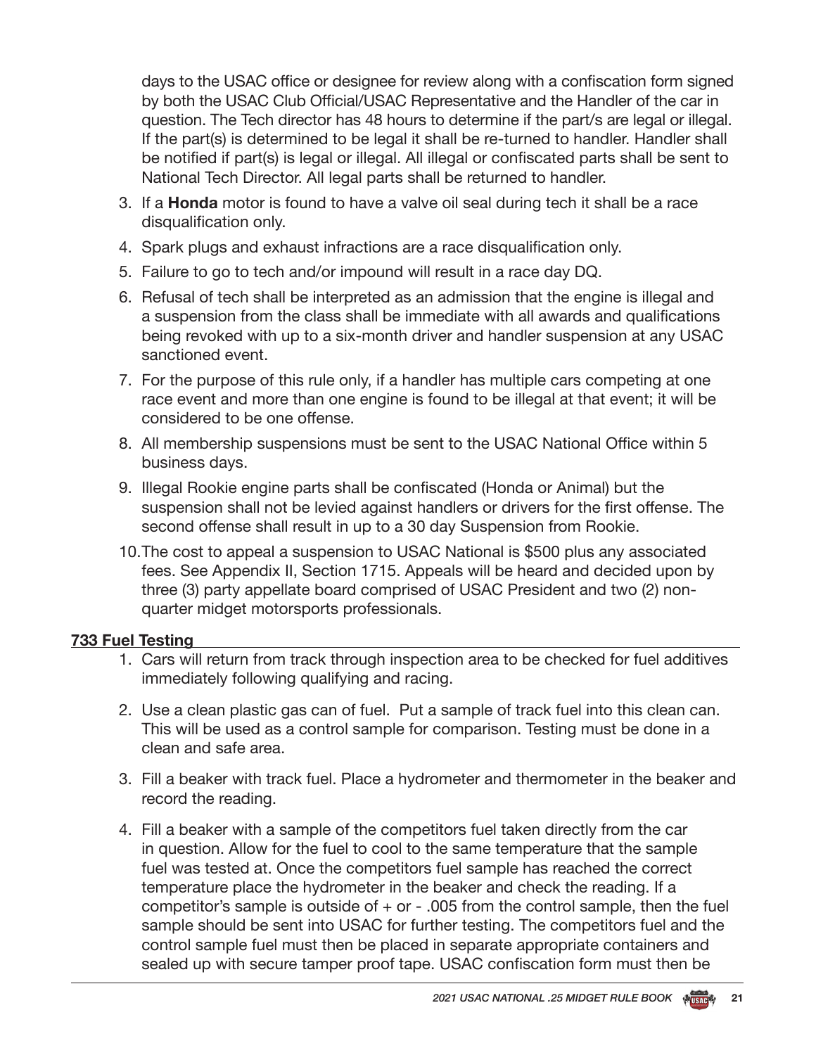days to the USAC office or designee for review along with a confiscation form signed by both the USAC Club Official/USAC Representative and the Handler of the car in question. The Tech director has 48 hours to determine if the part/s are legal or illegal. If the part(s) is determined to be legal it shall be re-turned to handler. Handler shall be notified if part(s) is legal or illegal. All illegal or confiscated parts shall be sent to National Tech Director. All legal parts shall be returned to handler.

3. If a **Honda** motor is found to have a valve oil seal during tech it shall be a race disqualification only.
4. Spark plugs and exhaust infractions are a race disqualification only.
5. Failure to go to tech and/or impound will result in a race day DQ.
6. Refusal of tech shall be interpreted as an admission that the engine is illegal and a suspension from the class shall be immediate with all awards and qualifications being revoked with up to a six-month driver and handler suspension at any USAC sanctioned event.
7. For the purpose of this rule only, if a handler has multiple cars competing at one race event and more than one engine is found to be illegal at that event; it will be considered to be one offense.
8. All membership suspensions must be sent to the USAC National Office within 5 business days.
9. Illegal Rookie engine parts shall be confiscated (Honda or Animal) but the suspension shall not be levied against handlers or drivers for the first offense. The second offense shall result in up to a 30 day Suspension from Rookie.
10. The cost to appeal a suspension to USAC National is $500 plus any associated fees. See Appendix II, Section 1715. Appeals will be heard and decided upon by three (3) party appellate board comprised of USAC President and two (2) non-quarter midget motorsports professionals.

### 733 Fuel Testing

1. Cars will return from track through inspection area to be checked for fuel additives immediately following qualifying and racing.
2. Use a clean plastic gas can of fuel. Put a sample of track fuel into this clean can. This will be used as a control sample for comparison. Testing must be done in a clean and safe area.
3. Fill a beaker with track fuel. Place a hydrometer and thermometer in the beaker and record the reading.
4. Fill a beaker with a sample of the competitors fuel taken directly from the car in question. Allow for the fuel to cool to the same temperature that the sample fuel was tested at. Once the competitors fuel sample has reached the correct temperature place the hydrometer in the beaker and check the reading. If a competitor's sample is outside of + or - .005 from the control sample, then the fuel sample should be sent into USAC for further testing. The competitors fuel and the control sample fuel must then be placed in separate appropriate containers and sealed up with secure tamper proof tape. USAC confiscation form must then be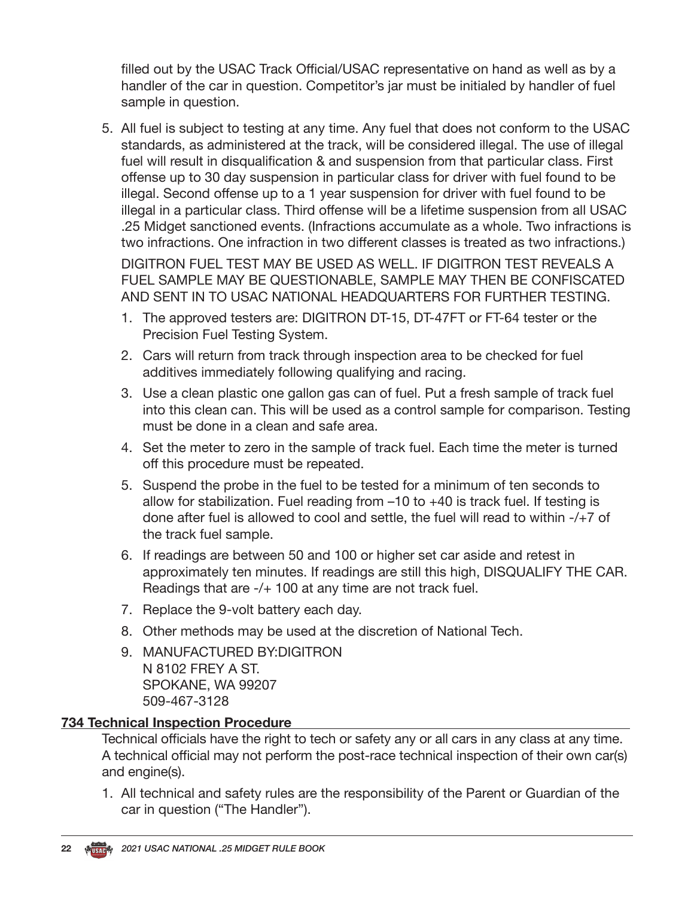filled out by the USAC Track Official/USAC representative on hand as well as by a handler of the car in question. Competitor's jar must be initialed by handler of fuel sample in question.

5. All fuel is subject to testing at any time. Any fuel that does not conform to the USAC standards, as administered at the track, will be considered illegal. The use of illegal fuel will result in disqualification & and suspension from that particular class. First offense up to 30 day suspension in particular class for driver with fuel found to be illegal. Second offense up to a 1 year suspension for driver with fuel found to be illegal in a particular class. Third offense will be a lifetime suspension from all USAC .25 Midget sanctioned events. (Infractions accumulate as a whole. Two infractions is two infractions. One infraction in two different classes is treated as two infractions.)

   DIGITRON FUEL TEST MAY BE USED AS WELL. IF DIGITRON TEST REVEALS A FUEL SAMPLE MAY BE QUESTIONABLE, SAMPLE MAY THEN BE CONFISCATED AND SENT IN TO USAC NATIONAL HEADQUARTERS FOR FURTHER TESTING.

   1. The approved testers are: DIGITRON DT-15, DT-47FT or FT-64 tester or the Precision Fuel Testing System.
   2. Cars will return from track through inspection area to be checked for fuel additives immediately following qualifying and racing.
   3. Use a clean plastic one gallon gas can of fuel. Put a fresh sample of track fuel into this clean can. This will be used as a control sample for comparison. Testing must be done in a clean and safe area.
   4. Set the meter to zero in the sample of track fuel. Each time the meter is turned off this procedure must be repeated.
   5. Suspend the probe in the fuel to be tested for a minimum of ten seconds to allow for stabilization. Fuel reading from –10 to +40 is track fuel. If testing is done after fuel is allowed to cool and settle, the fuel will read to within -/+7 of the track fuel sample.
   6. If readings are between 50 and 100 or higher set car aside and retest in approximately ten minutes. If readings are still this high, DISQUALIFY THE CAR. Readings that are -/+ 100 at any time are not track fuel.
   7. Replace the 9-volt battery each day.
   8. Other methods may be used at the discretion of National Tech.
   9. MANUFACTURED BY:DIGITRON  
      N 8102 FREY A ST.  
      SPOKANE, WA 99207  
      509-467-3128

### 734 Technical Inspection Procedure

Technical officials have the right to tech or safety any or all cars in any class at any time. A technical official may not perform the post-race technical inspection of their own car(s) and engine(s).

1. All technical and safety rules are the responsibility of the Parent or Guardian of the car in question ("The Handler").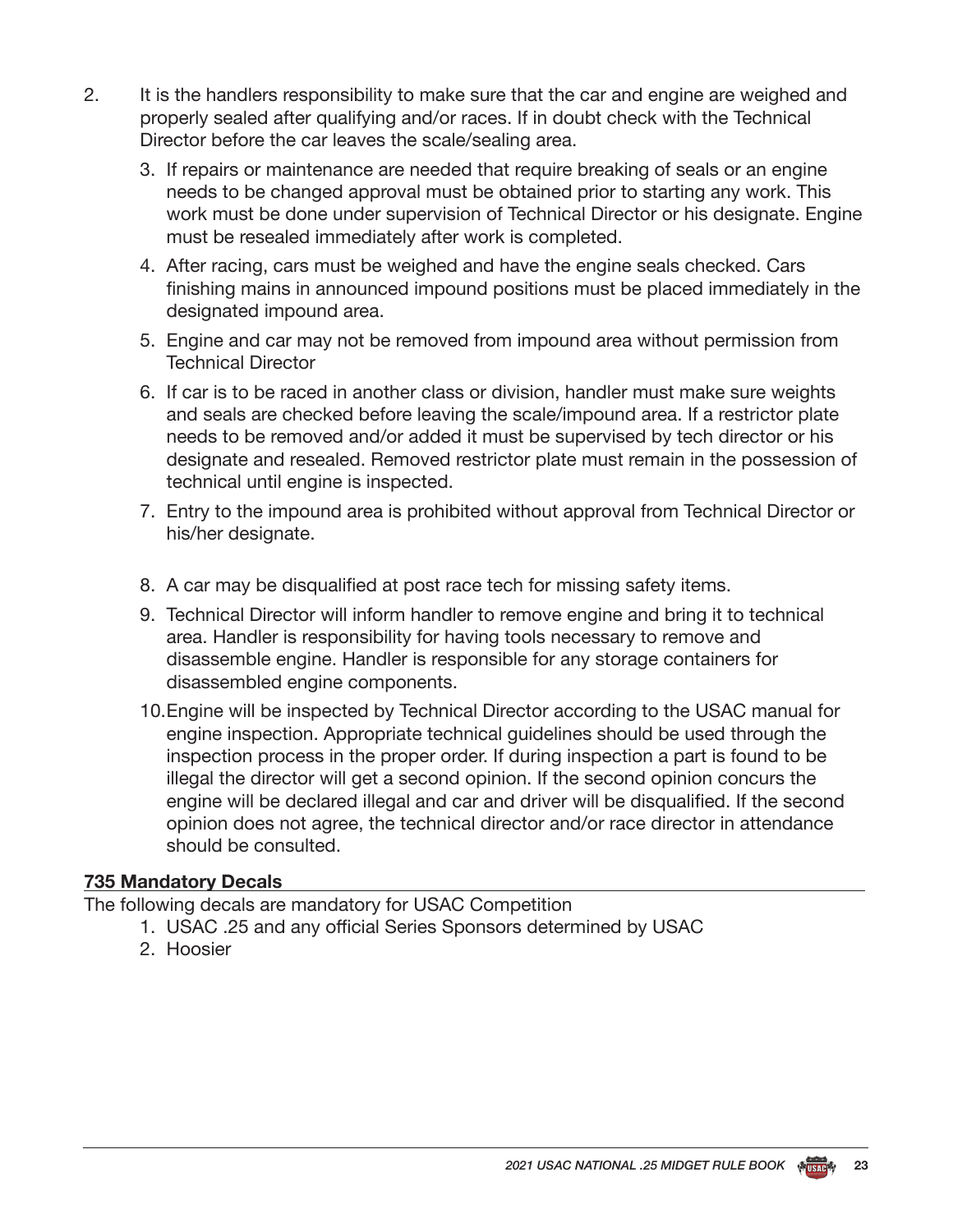2. It is the handlers responsibility to make sure that the car and engine are weighed and properly sealed after qualifying and/or races. If in doubt check with the Technical Director before the car leaves the scale/sealing area.

3. If repairs or maintenance are needed that require breaking of seals or an engine needs to be changed approval must be obtained prior to starting any work. This work must be done under supervision of Technical Director or his designate. Engine must be resealed immediately after work is completed.
4. After racing, cars must be weighed and have the engine seals checked. Cars finishing mains in announced impound positions must be placed immediately in the designated impound area.
5. Engine and car may not be removed from impound area without permission from Technical Director
6. If car is to be raced in another class or division, handler must make sure weights and seals are checked before leaving the scale/impound area. If a restrictor plate needs to be removed and/or added it must be supervised by tech director or his designate and resealed. Removed restrictor plate must remain in the possession of technical until engine is inspected.
7. Entry to the impound area is prohibited without approval from Technical Director or his/her designate.
8. A car may be disqualified at post race tech for missing safety items.
9. Technical Director will inform handler to remove engine and bring it to technical area. Handler is responsibility for having tools necessary to remove and disassemble engine. Handler is responsible for any storage containers for disassembled engine components.
10. Engine will be inspected by Technical Director according to the USAC manual for engine inspection. Appropriate technical guidelines should be used through the inspection process in the proper order. If during inspection a part is found to be illegal the director will get a second opinion. If the second opinion concurs the engine will be declared illegal and car and driver will be disqualified. If the second opinion does not agree, the technical director and/or race director in attendance should be consulted.

### 735 Mandatory Decals

The following decals are mandatory for USAC Competition

1. USAC .25 and any official Series Sponsors determined by USAC
2. Hoosier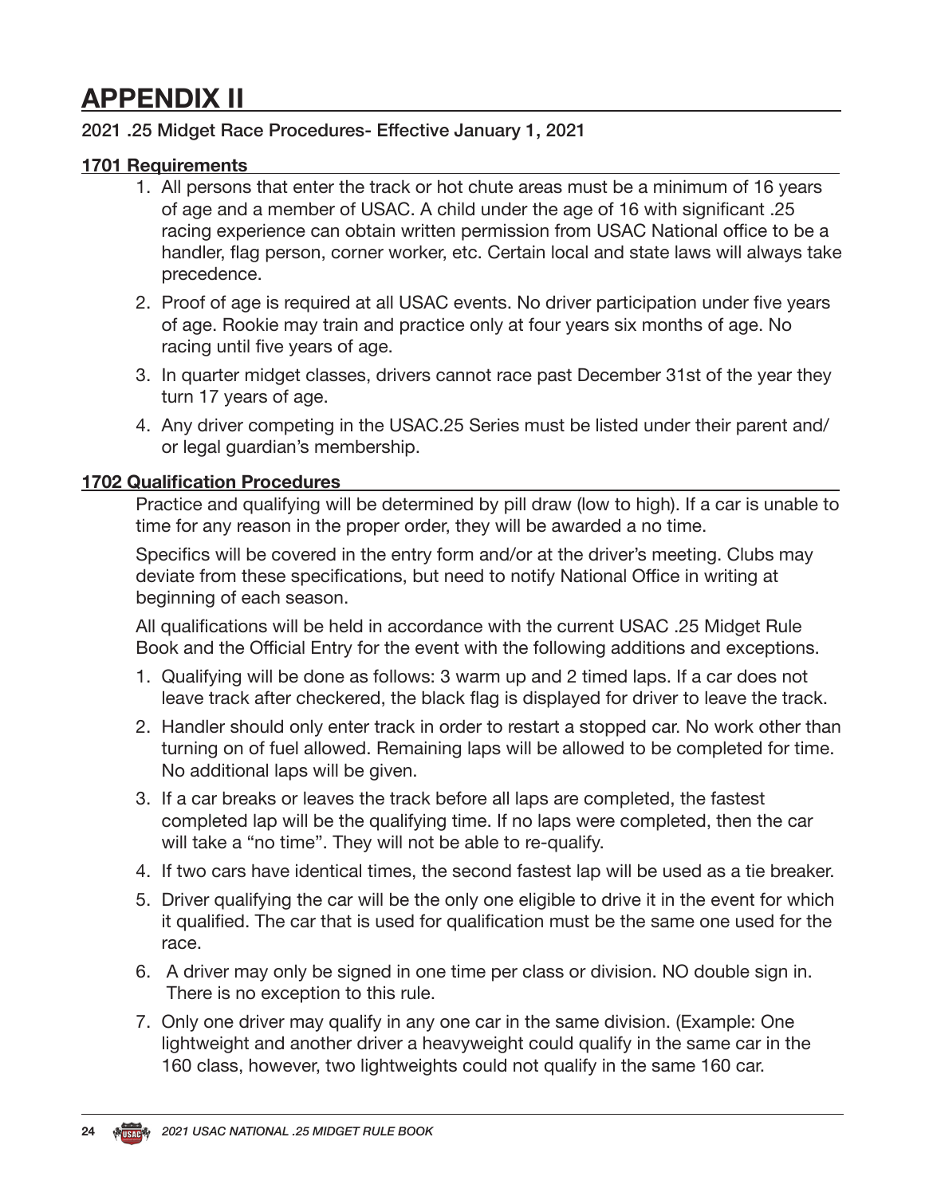# APPENDIX II

2021 .25 Midget Race Procedures- Effective January 1, 2021

## 1701 Requirements

1. All persons that enter the track or hot chute areas must be a minimum of 16 years of age and a member of USAC. A child under the age of 16 with significant .25 racing experience can obtain written permission from USAC National office to be a handler, flag person, corner worker, etc. Certain local and state laws will always take precedence.
2. Proof of age is required at all USAC events. No driver participation under five years of age. Rookie may train and practice only at four years six months of age. No racing until five years of age.
3. In quarter midget classes, drivers cannot race past December 31st of the year they turn 17 years of age.
4. Any driver competing in the USAC.25 Series must be listed under their parent and/or legal guardian's membership.

## 1702 Qualification Procedures

Practice and qualifying will be determined by pill draw (low to high). If a car is unable to time for any reason in the proper order, they will be awarded a no time.

Specifics will be covered in the entry form and/or at the driver's meeting. Clubs may deviate from these specifications, but need to notify National Office in writing at beginning of each season.

All qualifications will be held in accordance with the current USAC .25 Midget Rule Book and the Official Entry for the event with the following additions and exceptions.

1. Qualifying will be done as follows: 3 warm up and 2 timed laps. If a car does not leave track after checkered, the black flag is displayed for driver to leave the track.
2. Handler should only enter track in order to restart a stopped car. No work other than turning on of fuel allowed. Remaining laps will be allowed to be completed for time. No additional laps will be given.
3. If a car breaks or leaves the track before all laps are completed, the fastest completed lap will be the qualifying time. If no laps were completed, then the car will take a "no time". They will not be able to re-qualify.
4. If two cars have identical times, the second fastest lap will be used as a tie breaker.
5. Driver qualifying the car will be the only one eligible to drive it in the event for which it qualified. The car that is used for qualification must be the same one used for the race.
6. A driver may only be signed in one time per class or division. NO double sign in. There is no exception to this rule.
7. Only one driver may qualify in any one car in the same division. (Example: One lightweight and another driver a heavyweight could qualify in the same car in the 160 class, however, two lightweights could not qualify in the same 160 car.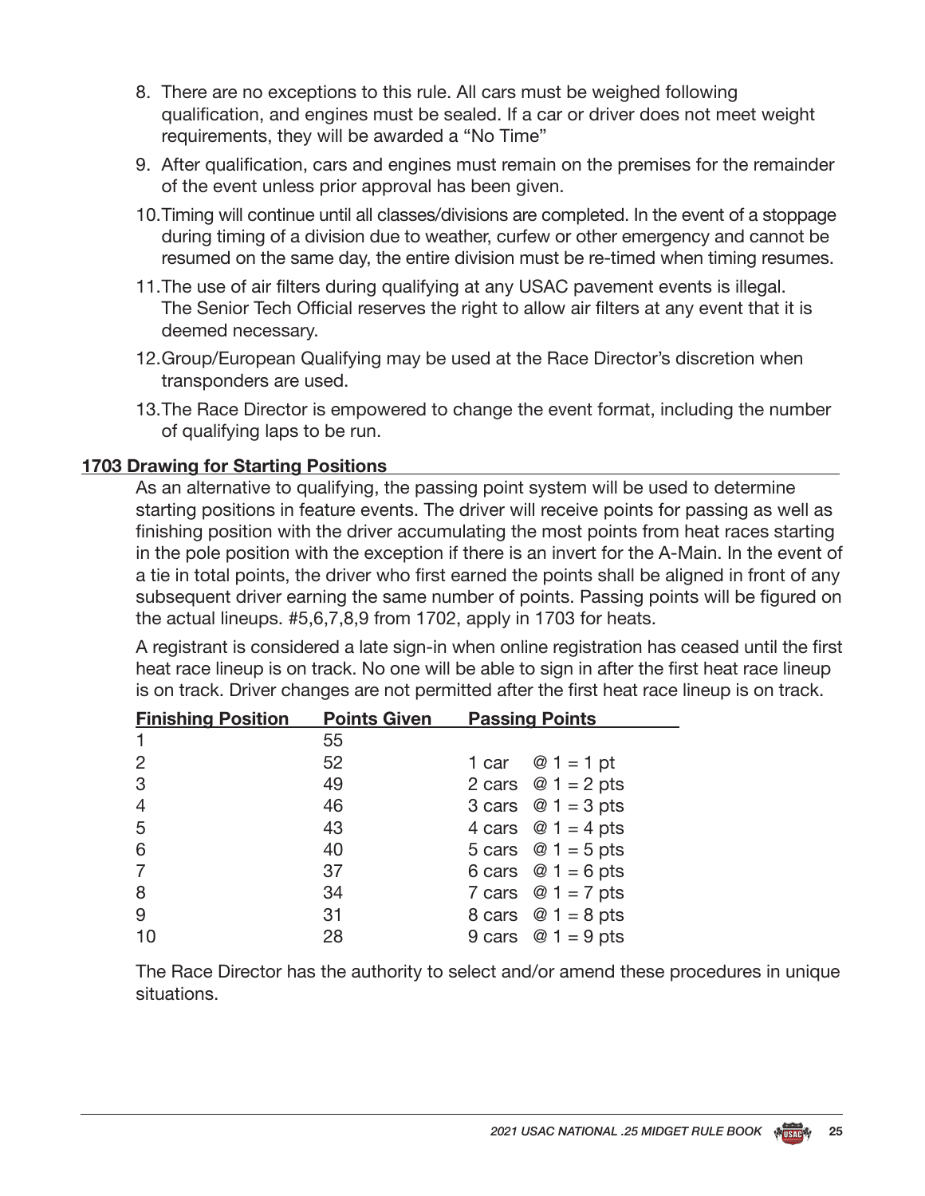8. There are no exceptions to this rule. All cars must be weighed following qualification, and engines must be sealed. If a car or driver does not meet weight requirements, they will be awarded a "No Time"
9. After qualification, cars and engines must remain on the premises for the remainder of the event unless prior approval has been given.
10. Timing will continue until all classes/divisions are completed. In the event of a stoppage during timing of a division due to weather, curfew or other emergency and cannot be resumed on the same day, the entire division must be re-timed when timing resumes.
11. The use of air filters during qualifying at any USAC pavement events is illegal. The Senior Tech Official reserves the right to allow air filters at any event that it is deemed necessary.
12. Group/European Qualifying may be used at the Race Director's discretion when transponders are used.
13. The Race Director is empowered to change the event format, including the number of qualifying laps to be run.

### 1703 Drawing for Starting Positions

As an alternative to qualifying, the passing point system will be used to determine starting positions in feature events. The driver will receive points for passing as well as finishing position with the driver accumulating the most points from heat races starting in the pole position with the exception if there is an invert for the A-Main. In the event of a tie in total points, the driver who first earned the points shall be aligned in front of any subsequent driver earning the same number of points. Passing points will be figured on the actual lineups. #5,6,7,8,9 from 1702, apply in 1703 for heats.

A registrant is considered a late sign-in when online registration has ceased until the first heat race lineup is on track. No one will be able to sign in after the first heat race lineup is on track. Driver changes are not permitted after the first heat race lineup is on track.

| Finishing Position | Points Given | Passing Points |
|---|---|---|
| 1 | 55 | |
| 2 | 52 | 1 car @ 1 = 1 pt |
| 3 | 49 | 2 cars @ 1 = 2 pts |
| 4 | 46 | 3 cars @ 1 = 3 pts |
| 5 | 43 | 4 cars @ 1 = 4 pts |
| 6 | 40 | 5 cars @ 1 = 5 pts |
| 7 | 37 | 6 cars @ 1 = 6 pts |
| 8 | 34 | 7 cars @ 1 = 7 pts |
| 9 | 31 | 8 cars @ 1 = 8 pts |
| 10 | 28 | 9 cars @ 1 = 9 pts |

The Race Director has the authority to select and/or amend these procedures in unique situations.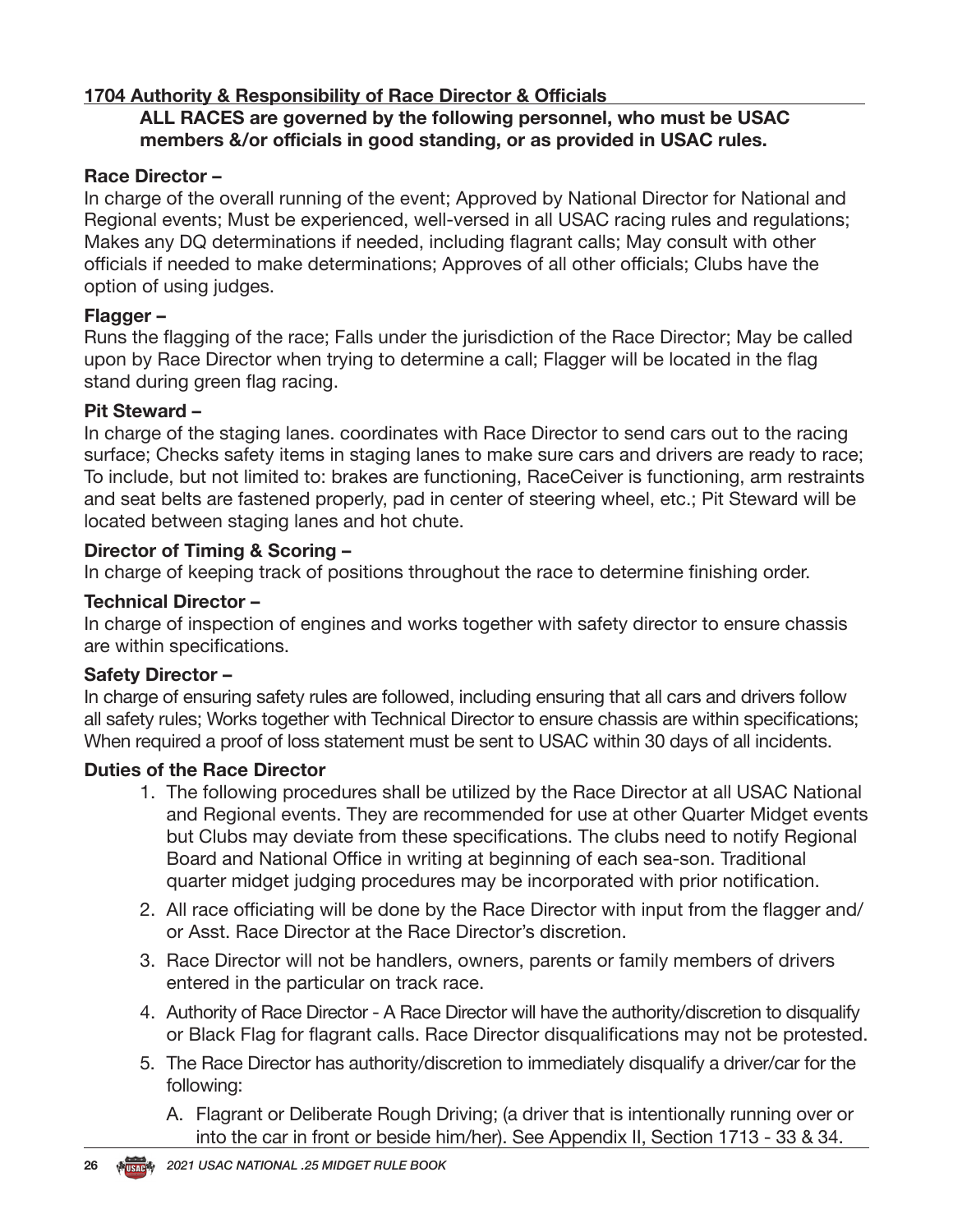## 1704 Authority & Responsibility of Race Director & Officials

**ALL RACES are governed by the following personnel, who must be USAC members &/or officials in good standing, or as provided in USAC rules.**

**Race Director –**
In charge of the overall running of the event; Approved by National Director for National and Regional events; Must be experienced, well-versed in all USAC racing rules and regulations; Makes any DQ determinations if needed, including flagrant calls; May consult with other officials if needed to make determinations; Approves of all other officials; Clubs have the option of using judges.

**Flagger –**
Runs the flagging of the race; Falls under the jurisdiction of the Race Director; May be called upon by Race Director when trying to determine a call; Flagger will be located in the flag stand during green flag racing.

**Pit Steward –**
In charge of the staging lanes. coordinates with Race Director to send cars out to the racing surface; Checks safety items in staging lanes to make sure cars and drivers are ready to race; To include, but not limited to: brakes are functioning, RaceCeiver is functioning, arm restraints and seat belts are fastened properly, pad in center of steering wheel, etc.; Pit Steward will be located between staging lanes and hot chute.

**Director of Timing & Scoring –**
In charge of keeping track of positions throughout the race to determine finishing order.

**Technical Director –**
In charge of inspection of engines and works together with safety director to ensure chassis are within specifications.

**Safety Director –**
In charge of ensuring safety rules are followed, including ensuring that all cars and drivers follow all safety rules; Works together with Technical Director to ensure chassis are within specifications; When required a proof of loss statement must be sent to USAC within 30 days of all incidents.

**Duties of the Race Director**

1. The following procedures shall be utilized by the Race Director at all USAC National and Regional events. They are recommended for use at other Quarter Midget events but Clubs may deviate from these specifications. The clubs need to notify Regional Board and National Office in writing at beginning of each sea-son. Traditional quarter midget judging procedures may be incorporated with prior notification.
2. All race officiating will be done by the Race Director with input from the flagger and/ or Asst. Race Director at the Race Director's discretion.
3. Race Director will not be handlers, owners, parents or family members of drivers entered in the particular on track race.
4. Authority of Race Director - A Race Director will have the authority/discretion to disqualify or Black Flag for flagrant calls. Race Director disqualifications may not be protested.
5. The Race Director has authority/discretion to immediately disqualify a driver/car for the following:
   A. Flagrant or Deliberate Rough Driving; (a driver that is intentionally running over or into the car in front or beside him/her). See Appendix II, Section 1713 - 33 & 34.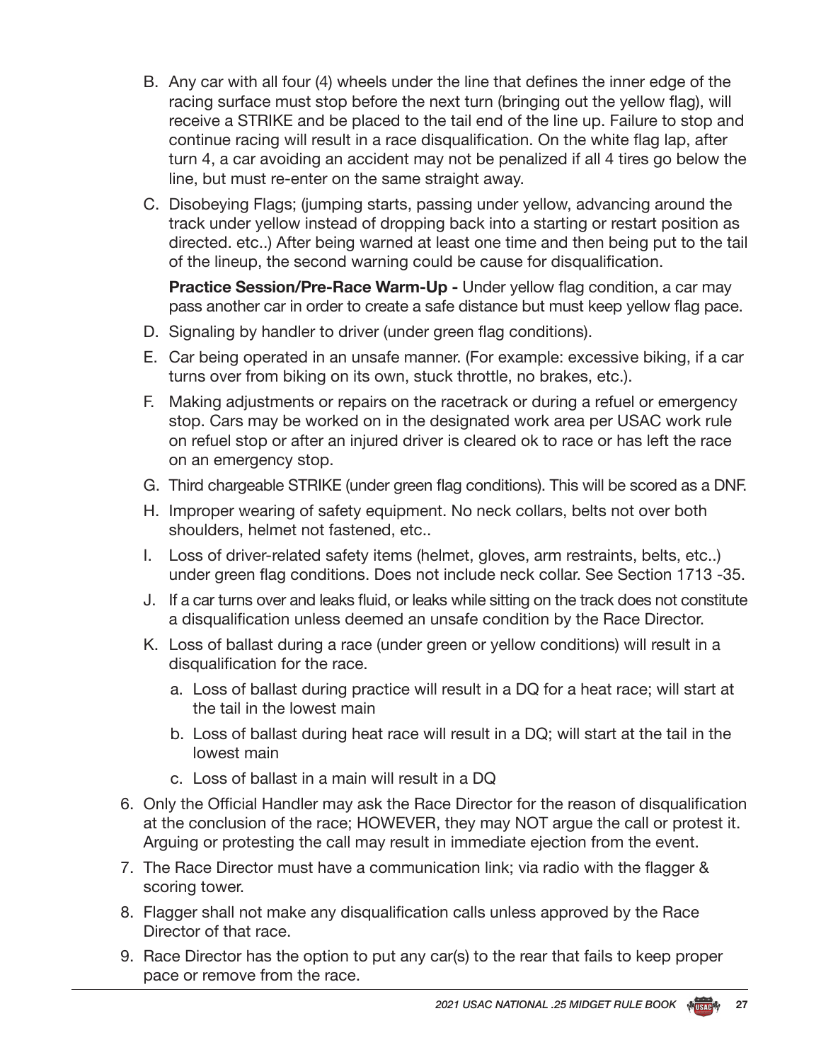B. Any car with all four (4) wheels under the line that defines the inner edge of the racing surface must stop before the next turn (bringing out the yellow flag), will receive a STRIKE and be placed to the tail end of the line up. Failure to stop and continue racing will result in a race disqualification. On the white flag lap, after turn 4, a car avoiding an accident may not be penalized if all 4 tires go below the line, but must re-enter on the same straight away.

C. Disobeying Flags; (jumping starts, passing under yellow, advancing around the track under yellow instead of dropping back into a starting or restart position as directed. etc..) After being warned at least one time and then being put to the tail of the lineup, the second warning could be cause for disqualification.

   **Practice Session/Pre-Race Warm-Up -** Under yellow flag condition, a car may pass another car in order to create a safe distance but must keep yellow flag pace.

D. Signaling by handler to driver (under green flag conditions).

E. Car being operated in an unsafe manner. (For example: excessive biking, if a car turns over from biking on its own, stuck throttle, no brakes, etc.).

F. Making adjustments or repairs on the racetrack or during a refuel or emergency stop. Cars may be worked on in the designated work area per USAC work rule on refuel stop or after an injured driver is cleared ok to race or has left the race on an emergency stop.

G. Third chargeable STRIKE (under green flag conditions). This will be scored as a DNF.

H. Improper wearing of safety equipment. No neck collars, belts not over both shoulders, helmet not fastened, etc..

I. Loss of driver-related safety items (helmet, gloves, arm restraints, belts, etc..) under green flag conditions. Does not include neck collar. See Section 1713 -35.

J. If a car turns over and leaks fluid, or leaks while sitting on the track does not constitute a disqualification unless deemed an unsafe condition by the Race Director.

K. Loss of ballast during a race (under green or yellow conditions) will result in a disqualification for the race.

   a. Loss of ballast during practice will result in a DQ for a heat race; will start at the tail in the lowest main

   b. Loss of ballast during heat race will result in a DQ; will start at the tail in the lowest main

   c. Loss of ballast in a main will result in a DQ

6. Only the Official Handler may ask the Race Director for the reason of disqualification at the conclusion of the race; HOWEVER, they may NOT argue the call or protest it. Arguing or protesting the call may result in immediate ejection from the event.

7. The Race Director must have a communication link; via radio with the flagger & scoring tower.

8. Flagger shall not make any disqualification calls unless approved by the Race Director of that race.

9. Race Director has the option to put any car(s) to the rear that fails to keep proper pace or remove from the race.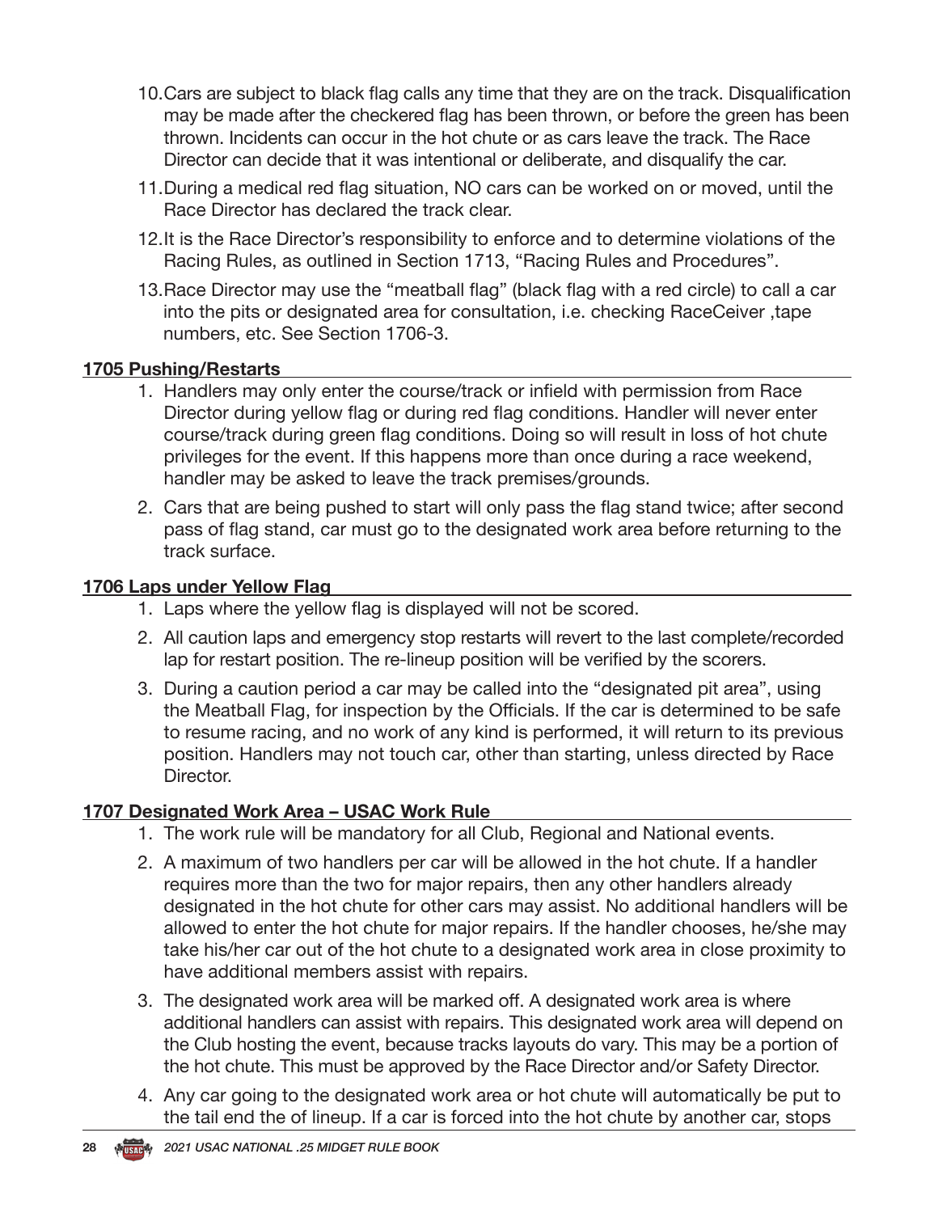10. Cars are subject to black flag calls any time that they are on the track. Disqualification may be made after the checkered flag has been thrown, or before the green has been thrown. Incidents can occur in the hot chute or as cars leave the track. The Race Director can decide that it was intentional or deliberate, and disqualify the car.

11. During a medical red flag situation, NO cars can be worked on or moved, until the Race Director has declared the track clear.

12. It is the Race Director's responsibility to enforce and to determine violations of the Racing Rules, as outlined in Section 1713, "Racing Rules and Procedures".

13. Race Director may use the "meatball flag" (black flag with a red circle) to call a car into the pits or designated area for consultation, i.e. checking RaceCeiver ,tape numbers, etc. See Section 1706-3.

## 1705 Pushing/Restarts

1. Handlers may only enter the course/track or infield with permission from Race Director during yellow flag or during red flag conditions. Handler will never enter course/track during green flag conditions. Doing so will result in loss of hot chute privileges for the event. If this happens more than once during a race weekend, handler may be asked to leave the track premises/grounds.

2. Cars that are being pushed to start will only pass the flag stand twice; after second pass of flag stand, car must go to the designated work area before returning to the track surface.

## 1706 Laps under Yellow Flag

1. Laps where the yellow flag is displayed will not be scored.

2. All caution laps and emergency stop restarts will revert to the last complete/recorded lap for restart position. The re-lineup position will be verified by the scorers.

3. During a caution period a car may be called into the "designated pit area", using the Meatball Flag, for inspection by the Officials. If the car is determined to be safe to resume racing, and no work of any kind is performed, it will return to its previous position. Handlers may not touch car, other than starting, unless directed by Race Director.

## 1707 Designated Work Area – USAC Work Rule

1. The work rule will be mandatory for all Club, Regional and National events.

2. A maximum of two handlers per car will be allowed in the hot chute. If a handler requires more than the two for major repairs, then any other handlers already designated in the hot chute for other cars may assist. No additional handlers will be allowed to enter the hot chute for major repairs. If the handler chooses, he/she may take his/her car out of the hot chute to a designated work area in close proximity to have additional members assist with repairs.

3. The designated work area will be marked off. A designated work area is where additional handlers can assist with repairs. This designated work area will depend on the Club hosting the event, because tracks layouts do vary. This may be a portion of the hot chute. This must be approved by the Race Director and/or Safety Director.

4. Any car going to the designated work area or hot chute will automatically be put to the tail end the of lineup. If a car is forced into the hot chute by another car, stops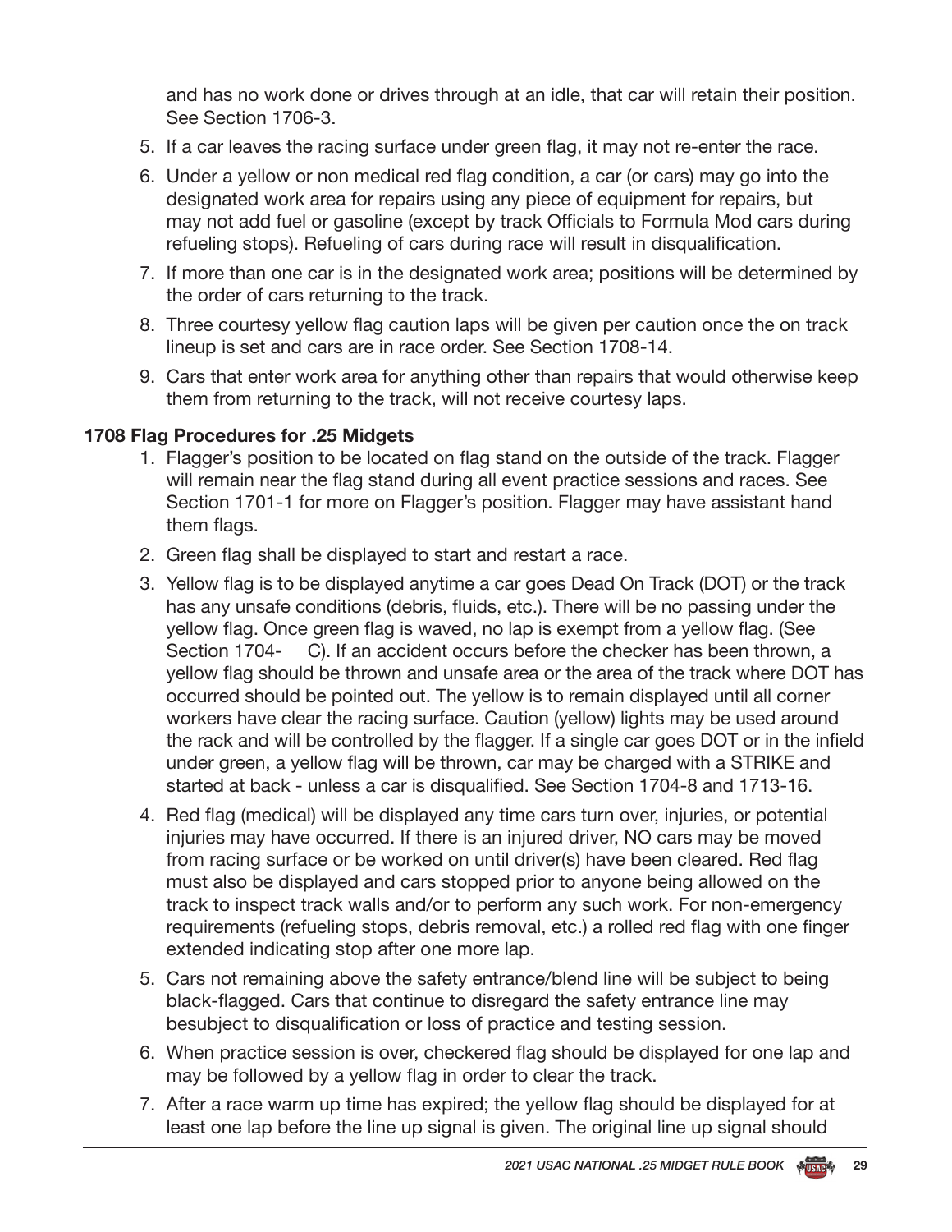and has no work done or drives through at an idle, that car will retain their position. See Section 1706-3.

5. If a car leaves the racing surface under green flag, it may not re-enter the race.
6. Under a yellow or non medical red flag condition, a car (or cars) may go into the designated work area for repairs using any piece of equipment for repairs, but may not add fuel or gasoline (except by track Officials to Formula Mod cars during refueling stops). Refueling of cars during race will result in disqualification.
7. If more than one car is in the designated work area; positions will be determined by the order of cars returning to the track.
8. Three courtesy yellow flag caution laps will be given per caution once the on track lineup is set and cars are in race order. See Section 1708-14.
9. Cars that enter work area for anything other than repairs that would otherwise keep them from returning to the track, will not receive courtesy laps.

## 1708 Flag Procedures for .25 Midgets

1. Flagger's position to be located on flag stand on the outside of the track. Flagger will remain near the flag stand during all event practice sessions and races. See Section 1701-1 for more on Flagger's position. Flagger may have assistant hand them flags.
2. Green flag shall be displayed to start and restart a race.
3. Yellow flag is to be displayed anytime a car goes Dead On Track (DOT) or the track has any unsafe conditions (debris, fluids, etc.). There will be no passing under the yellow flag. Once green flag is waved, no lap is exempt from a yellow flag. (See Section 1704-   C). If an accident occurs before the checker has been thrown, a yellow flag should be thrown and unsafe area or the area of the track where DOT has occurred should be pointed out. The yellow is to remain displayed until all corner workers have clear the racing surface. Caution (yellow) lights may be used around the rack and will be controlled by the flagger. If a single car goes DOT or in the infield under green, a yellow flag will be thrown, car may be charged with a STRIKE and started at back - unless a car is disqualified. See Section 1704-8 and 1713-16.
4. Red flag (medical) will be displayed any time cars turn over, injuries, or potential injuries may have occurred. If there is an injured driver, NO cars may be moved from racing surface or be worked on until driver(s) have been cleared. Red flag must also be displayed and cars stopped prior to anyone being allowed on the track to inspect track walls and/or to perform any such work. For non-emergency requirements (refueling stops, debris removal, etc.) a rolled red flag with one finger extended indicating stop after one more lap.
5. Cars not remaining above the safety entrance/blend line will be subject to being black-flagged. Cars that continue to disregard the safety entrance line may besubject to disqualification or loss of practice and testing session.
6. When practice session is over, checkered flag should be displayed for one lap and may be followed by a yellow flag in order to clear the track.
7. After a race warm up time has expired; the yellow flag should be displayed for at least one lap before the line up signal is given. The original line up signal should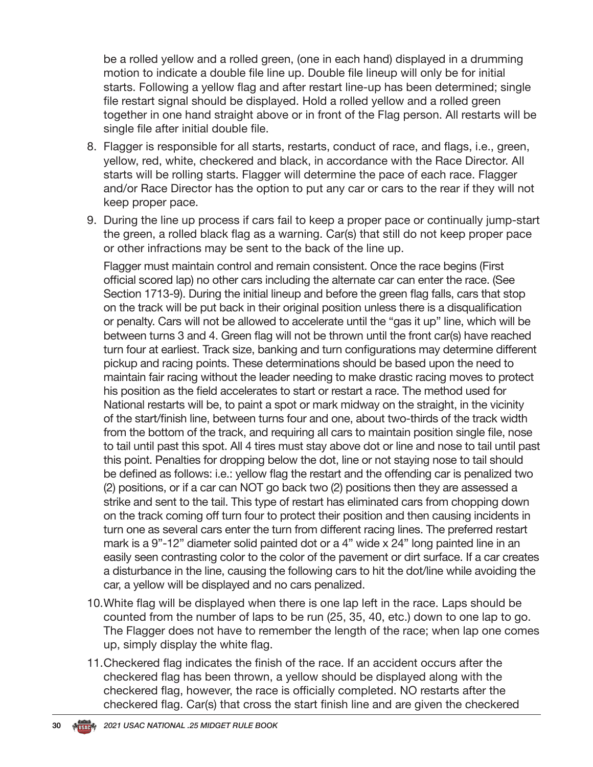be a rolled yellow and a rolled green, (one in each hand) displayed in a drumming motion to indicate a double file line up. Double file lineup will only be for initial starts. Following a yellow flag and after restart line-up has been determined; single file restart signal should be displayed. Hold a rolled yellow and a rolled green together in one hand straight above or in front of the Flag person. All restarts will be single file after initial double file.

8. Flagger is responsible for all starts, restarts, conduct of race, and flags, i.e., green, yellow, red, white, checkered and black, in accordance with the Race Director. All starts will be rolling starts. Flagger will determine the pace of each race. Flagger and/or Race Director has the option to put any car or cars to the rear if they will not keep proper pace.

9. During the line up process if cars fail to keep a proper pace or continually jump-start the green, a rolled black flag as a warning. Car(s) that still do not keep proper pace or other infractions may be sent to the back of the line up.

   Flagger must maintain control and remain consistent. Once the race begins (First official scored lap) no other cars including the alternate car can enter the race. (See Section 1713-9). During the initial lineup and before the green flag falls, cars that stop on the track will be put back in their original position unless there is a disqualification or penalty. Cars will not be allowed to accelerate until the "gas it up" line, which will be between turns 3 and 4. Green flag will not be thrown until the front car(s) have reached turn four at earliest. Track size, banking and turn configurations may determine different pickup and racing points. These determinations should be based upon the need to maintain fair racing without the leader needing to make drastic racing moves to protect his position as the field accelerates to start or restart a race. The method used for National restarts will be, to paint a spot or mark midway on the straight, in the vicinity of the start/finish line, between turns four and one, about two-thirds of the track width from the bottom of the track, and requiring all cars to maintain position single file, nose to tail until past this spot. All 4 tires must stay above dot or line and nose to tail until past this point. Penalties for dropping below the dot, line or not staying nose to tail should be defined as follows: i.e.: yellow flag the restart and the offending car is penalized two (2) positions, or if a car can NOT go back two (2) positions then they are assessed a strike and sent to the tail. This type of restart has eliminated cars from chopping down on the track coming off turn four to protect their position and then causing incidents in turn one as several cars enter the turn from different racing lines. The preferred restart mark is a 9"-12" diameter solid painted dot or a 4" wide x 24" long painted line in an easily seen contrasting color to the color of the pavement or dirt surface. If a car creates a disturbance in the line, causing the following cars to hit the dot/line while avoiding the car, a yellow will be displayed and no cars penalized.

10. White flag will be displayed when there is one lap left in the race. Laps should be counted from the number of laps to be run (25, 35, 40, etc.) down to one lap to go. The Flagger does not have to remember the length of the race; when lap one comes up, simply display the white flag.

11. Checkered flag indicates the finish of the race. If an accident occurs after the checkered flag has been thrown, a yellow should be displayed along with the checkered flag, however, the race is officially completed. NO restarts after the checkered flag. Car(s) that cross the start finish line and are given the checkered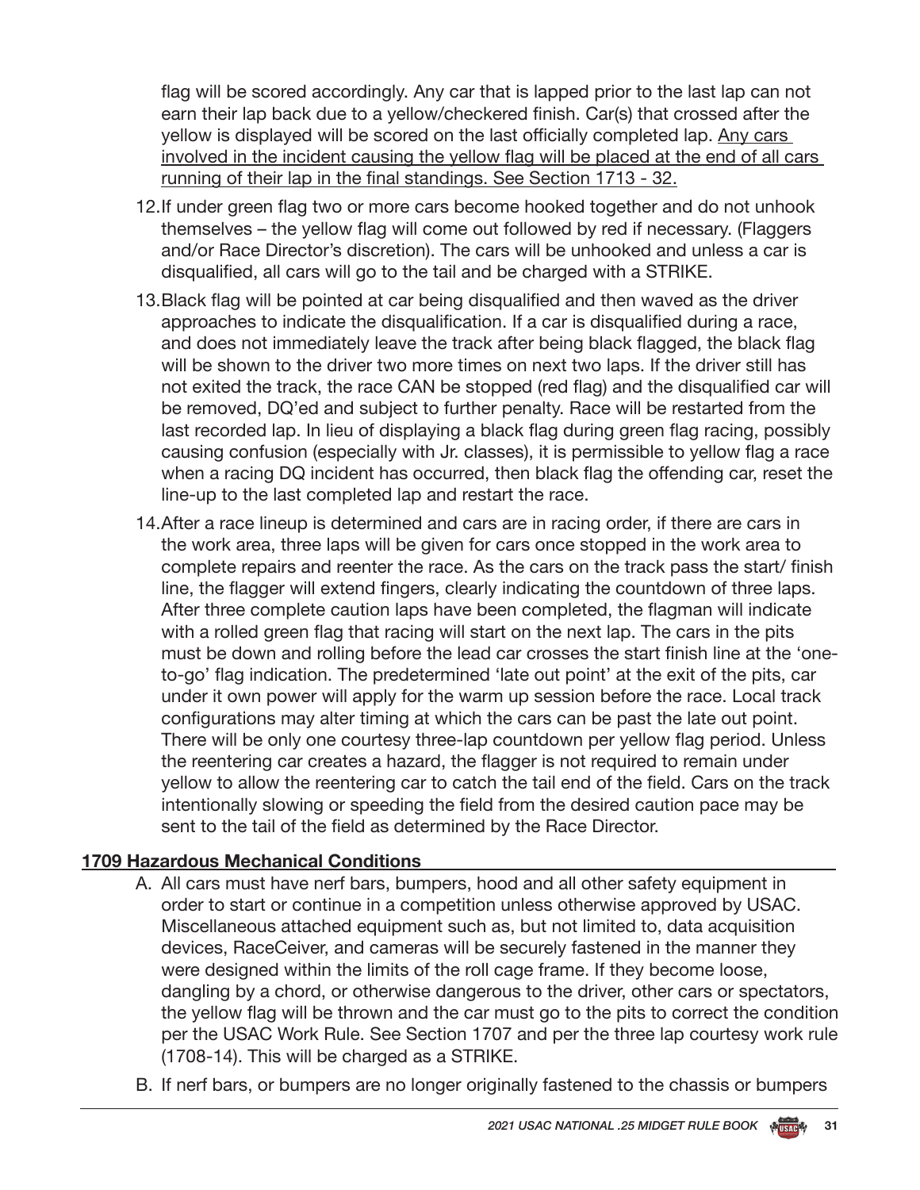flag will be scored accordingly. Any car that is lapped prior to the last lap can not earn their lap back due to a yellow/checkered finish. Car(s) that crossed after the yellow is displayed will be scored on the last officially completed lap. <u>Any cars involved in the incident causing the yellow flag will be placed at the end of all cars running of their lap in the final standings. See Section 1713 - 32.</u>

12. If under green flag two or more cars become hooked together and do not unhook themselves – the yellow flag will come out followed by red if necessary. (Flaggers and/or Race Director's discretion). The cars will be unhooked and unless a car is disqualified, all cars will go to the tail and be charged with a STRIKE.

13. Black flag will be pointed at car being disqualified and then waved as the driver approaches to indicate the disqualification. If a car is disqualified during a race, and does not immediately leave the track after being black flagged, the black flag will be shown to the driver two more times on next two laps. If the driver still has not exited the track, the race CAN be stopped (red flag) and the disqualified car will be removed, DQ'ed and subject to further penalty. Race will be restarted from the last recorded lap. In lieu of displaying a black flag during green flag racing, possibly causing confusion (especially with Jr. classes), it is permissible to yellow flag a race when a racing DQ incident has occurred, then black flag the offending car, reset the line-up to the last completed lap and restart the race.

14. After a race lineup is determined and cars are in racing order, if there are cars in the work area, three laps will be given for cars once stopped in the work area to complete repairs and reenter the race. As the cars on the track pass the start/ finish line, the flagger will extend fingers, clearly indicating the countdown of three laps. After three complete caution laps have been completed, the flagman will indicate with a rolled green flag that racing will start on the next lap. The cars in the pits must be down and rolling before the lead car crosses the start finish line at the 'one-to-go' flag indication. The predetermined 'late out point' at the exit of the pits, car under it own power will apply for the warm up session before the race. Local track configurations may alter timing at which the cars can be past the late out point. There will be only one courtesy three-lap countdown per yellow flag period. Unless the reentering car creates a hazard, the flagger is not required to remain under yellow to allow the reentering car to catch the tail end of the field. Cars on the track intentionally slowing or speeding the field from the desired caution pace may be sent to the tail of the field as determined by the Race Director.

## 1709 Hazardous Mechanical Conditions

A. All cars must have nerf bars, bumpers, hood and all other safety equipment in order to start or continue in a competition unless otherwise approved by USAC. Miscellaneous attached equipment such as, but not limited to, data acquisition devices, RaceCeiver, and cameras will be securely fastened in the manner they were designed within the limits of the roll cage frame. If they become loose, dangling by a chord, or otherwise dangerous to the driver, other cars or spectators, the yellow flag will be thrown and the car must go to the pits to correct the condition per the USAC Work Rule. See Section 1707 and per the three lap courtesy work rule (1708-14). This will be charged as a STRIKE.

B. If nerf bars, or bumpers are no longer originally fastened to the chassis or bumpers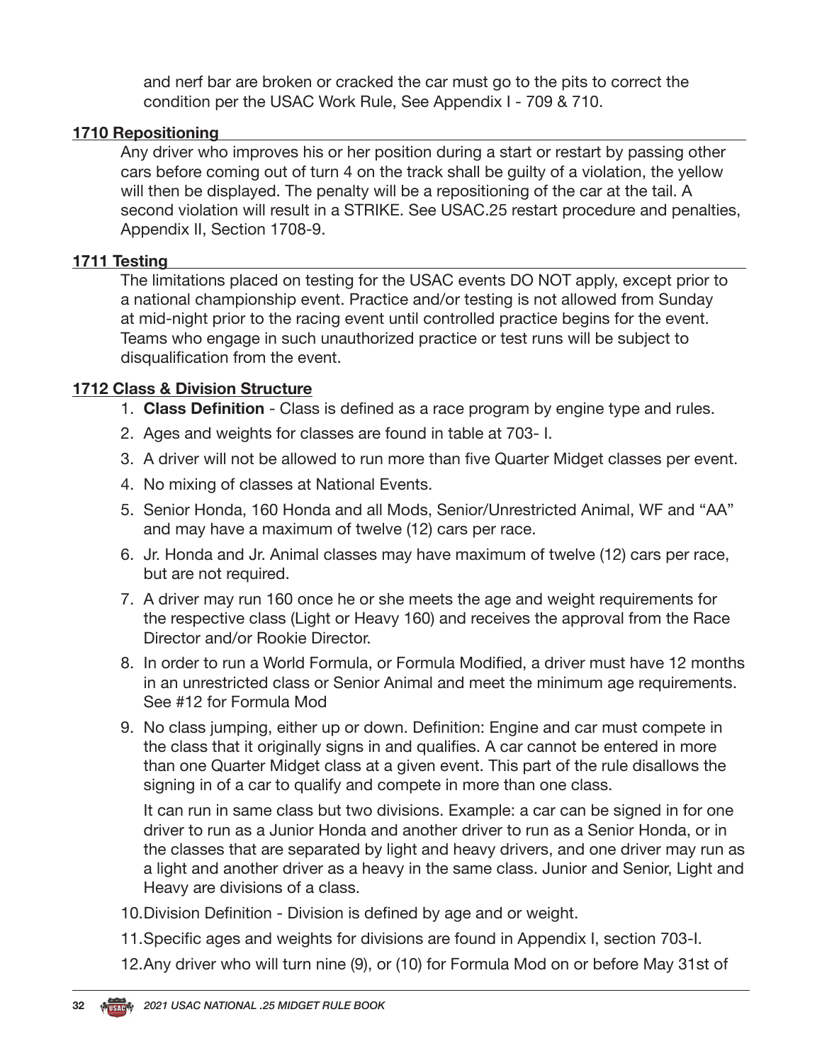and nerf bar are broken or cracked the car must go to the pits to correct the condition per the USAC Work Rule, See Appendix I - 709 & 710.

## 1710 Repositioning

Any driver who improves his or her position during a start or restart by passing other cars before coming out of turn 4 on the track shall be guilty of a violation, the yellow will then be displayed. The penalty will be a repositioning of the car at the tail. A second violation will result in a STRIKE. See USAC.25 restart procedure and penalties, Appendix II, Section 1708-9.

## 1711 Testing

The limitations placed on testing for the USAC events DO NOT apply, except prior to a national championship event. Practice and/or testing is not allowed from Sunday at mid-night prior to the racing event until controlled practice begins for the event. Teams who engage in such unauthorized practice or test runs will be subject to disqualification from the event.

## 1712 Class & Division Structure

1. **Class Definition** - Class is defined as a race program by engine type and rules.
2. Ages and weights for classes are found in table at 703- I.
3. A driver will not be allowed to run more than five Quarter Midget classes per event.
4. No mixing of classes at National Events.
5. Senior Honda, 160 Honda and all Mods, Senior/Unrestricted Animal, WF and "AA" and may have a maximum of twelve (12) cars per race.
6. Jr. Honda and Jr. Animal classes may have maximum of twelve (12) cars per race, but are not required.
7. A driver may run 160 once he or she meets the age and weight requirements for the respective class (Light or Heavy 160) and receives the approval from the Race Director and/or Rookie Director.
8. In order to run a World Formula, or Formula Modified, a driver must have 12 months in an unrestricted class or Senior Animal and meet the minimum age requirements. See #12 for Formula Mod
9. No class jumping, either up or down. Definition: Engine and car must compete in the class that it originally signs in and qualifies. A car cannot be entered in more than one Quarter Midget class at a given event. This part of the rule disallows the signing in of a car to qualify and compete in more than one class.

   It can run in same class but two divisions. Example: a car can be signed in for one driver to run as a Junior Honda and another driver to run as a Senior Honda, or in the classes that are separated by light and heavy drivers, and one driver may run as a light and another driver as a heavy in the same class. Junior and Senior, Light and Heavy are divisions of a class.
10. Division Definition - Division is defined by age and or weight.
11. Specific ages and weights for divisions are found in Appendix I, section 703-I.
12. Any driver who will turn nine (9), or (10) for Formula Mod on or before May 31st of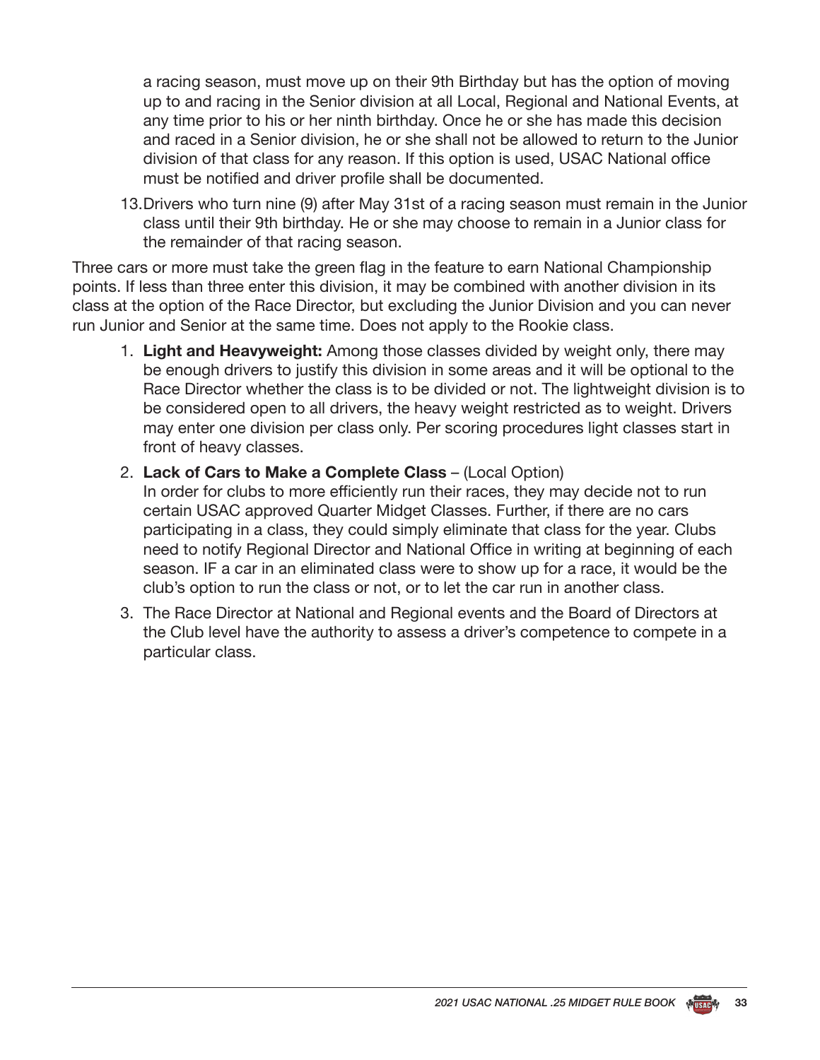a racing season, must move up on their 9th Birthday but has the option of moving up to and racing in the Senior division at all Local, Regional and National Events, at any time prior to his or her ninth birthday. Once he or she has made this decision and raced in a Senior division, he or she shall not be allowed to return to the Junior division of that class for any reason. If this option is used, USAC National office must be notified and driver profile shall be documented.

13. Drivers who turn nine (9) after May 31st of a racing season must remain in the Junior class until their 9th birthday. He or she may choose to remain in a Junior class for the remainder of that racing season.

Three cars or more must take the green flag in the feature to earn National Championship points. If less than three enter this division, it may be combined with another division in its class at the option of the Race Director, but excluding the Junior Division and you can never run Junior and Senior at the same time. Does not apply to the Rookie class.

1. **Light and Heavyweight:** Among those classes divided by weight only, there may be enough drivers to justify this division in some areas and it will be optional to the Race Director whether the class is to be divided or not. The lightweight division is to be considered open to all drivers, the heavy weight restricted as to weight. Drivers may enter one division per class only. Per scoring procedures light classes start in front of heavy classes.
2. **Lack of Cars to Make a Complete Class** – (Local Option)
   In order for clubs to more efficiently run their races, they may decide not to run certain USAC approved Quarter Midget Classes. Further, if there are no cars participating in a class, they could simply eliminate that class for the year. Clubs need to notify Regional Director and National Office in writing at beginning of each season. IF a car in an eliminated class were to show up for a race, it would be the club's option to run the class or not, or to let the car run in another class.
3. The Race Director at National and Regional events and the Board of Directors at the Club level have the authority to assess a driver's competence to compete in a particular class.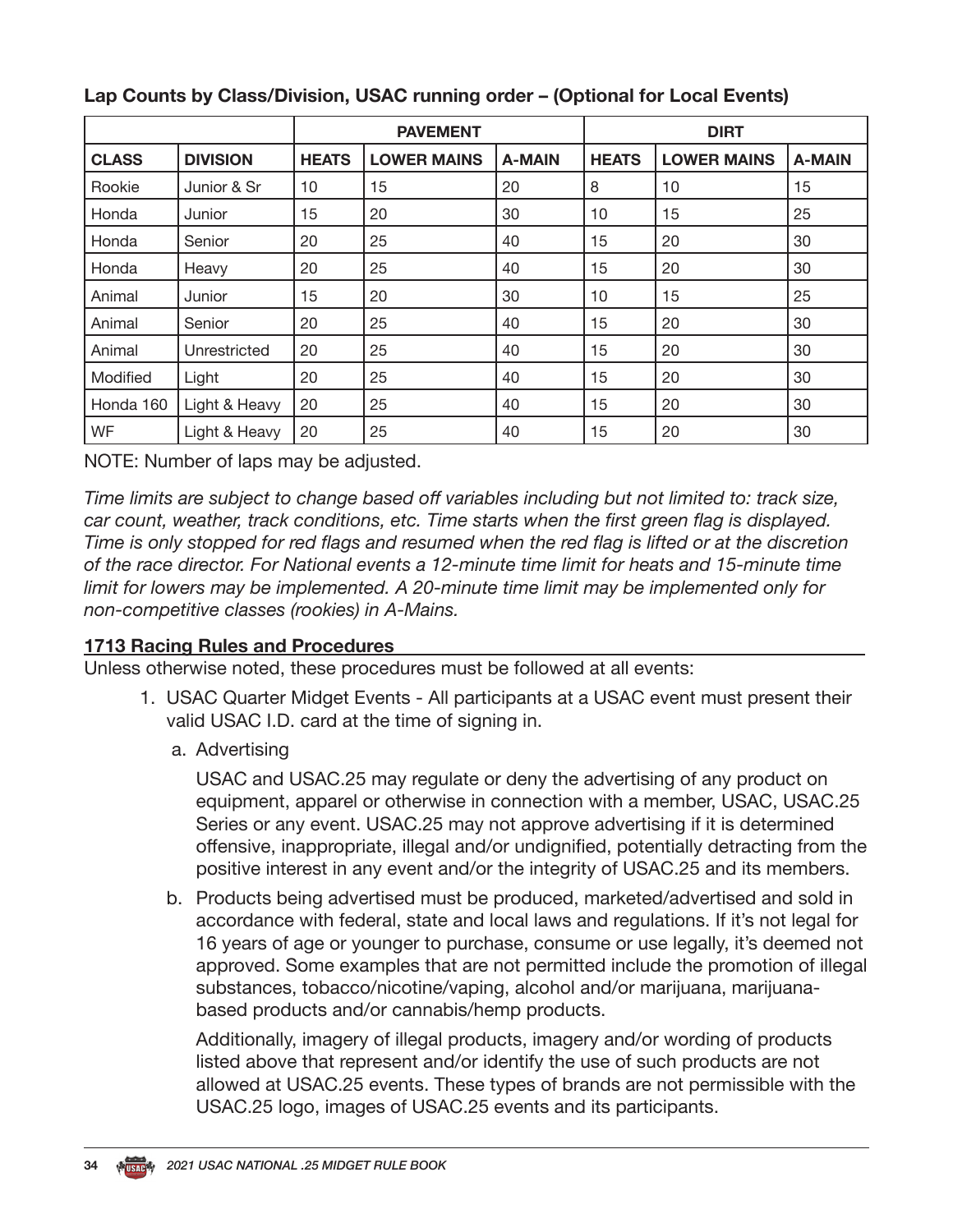**Lap Counts by Class/Division, USAC running order – (Optional for Local Events)**

| | | PAVEMENT | | | DIRT | | |
|---|---|---|---|---|---|---|---|
| **CLASS** | **DIVISION** | **HEATS** | **LOWER MAINS** | **A-MAIN** | **HEATS** | **LOWER MAINS** | **A-MAIN** |
| Rookie | Junior & Sr | 10 | 15 | 20 | 8 | 10 | 15 |
| Honda | Junior | 15 | 20 | 30 | 10 | 15 | 25 |
| Honda | Senior | 20 | 25 | 40 | 15 | 20 | 30 |
| Honda | Heavy | 20 | 25 | 40 | 15 | 20 | 30 |
| Animal | Junior | 15 | 20 | 30 | 10 | 15 | 25 |
| Animal | Senior | 20 | 25 | 40 | 15 | 20 | 30 |
| Animal | Unrestricted | 20 | 25 | 40 | 15 | 20 | 30 |
| Modified | Light | 20 | 25 | 40 | 15 | 20 | 30 |
| Honda 160 | Light & Heavy | 20 | 25 | 40 | 15 | 20 | 30 |
| WF | Light & Heavy | 20 | 25 | 40 | 15 | 20 | 30 |

NOTE: Number of laps may be adjusted.

*Time limits are subject to change based off variables including but not limited to: track size, car count, weather, track conditions, etc. Time starts when the first green flag is displayed. Time is only stopped for red flags and resumed when the red flag is lifted or at the discretion of the race director. For National events a 12-minute time limit for heats and 15-minute time limit for lowers may be implemented. A 20-minute time limit may be implemented only for non-competitive classes (rookies) in A-Mains.*

## 1713 Racing Rules and Procedures

Unless otherwise noted, these procedures must be followed at all events:

1. USAC Quarter Midget Events - All participants at a USAC event must present their valid USAC I.D. card at the time of signing in.

   a. Advertising

      USAC and USAC.25 may regulate or deny the advertising of any product on equipment, apparel or otherwise in connection with a member, USAC, USAC.25 Series or any event. USAC.25 may not approve advertising if it is determined offensive, inappropriate, illegal and/or undignified, potentially detracting from the positive interest in any event and/or the integrity of USAC.25 and its members.

   b. Products being advertised must be produced, marketed/advertised and sold in accordance with federal, state and local laws and regulations. If it's not legal for 16 years of age or younger to purchase, consume or use legally, it's deemed not approved. Some examples that are not permitted include the promotion of illegal substances, tobacco/nicotine/vaping, alcohol and/or marijuana, marijuana-based products and/or cannabis/hemp products.

      Additionally, imagery of illegal products, imagery and/or wording of products listed above that represent and/or identify the use of such products are not allowed at USAC.25 events. These types of brands are not permissible with the USAC.25 logo, images of USAC.25 events and its participants.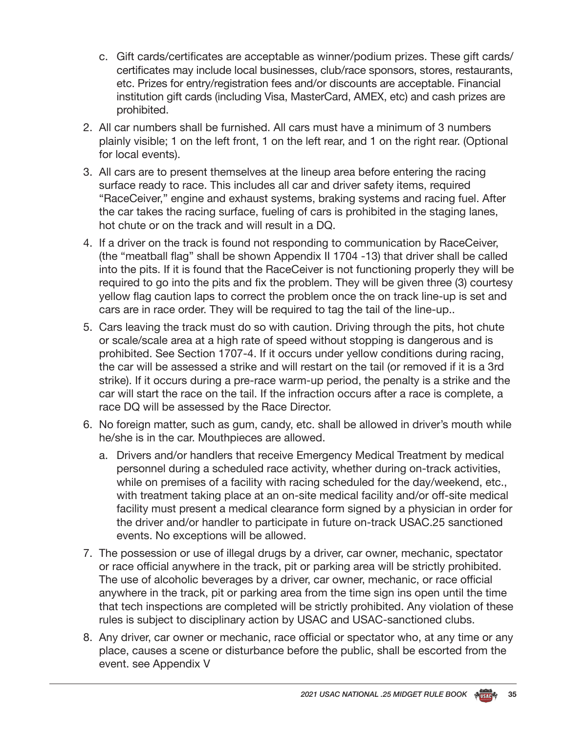c. Gift cards/certificates are acceptable as winner/podium prizes. These gift cards/ certificates may include local businesses, club/race sponsors, stores, restaurants, etc. Prizes for entry/registration fees and/or discounts are acceptable. Financial institution gift cards (including Visa, MasterCard, AMEX, etc) and cash prizes are prohibited.

2. All car numbers shall be furnished. All cars must have a minimum of 3 numbers plainly visible; 1 on the left front, 1 on the left rear, and 1 on the right rear. (Optional for local events).

3. All cars are to present themselves at the lineup area before entering the racing surface ready to race. This includes all car and driver safety items, required "RaceCeiver," engine and exhaust systems, braking systems and racing fuel. After the car takes the racing surface, fueling of cars is prohibited in the staging lanes, hot chute or on the track and will result in a DQ.

4. If a driver on the track is found not responding to communication by RaceCeiver, (the "meatball flag" shall be shown Appendix II 1704 -13) that driver shall be called into the pits. If it is found that the RaceCeiver is not functioning properly they will be required to go into the pits and fix the problem. They will be given three (3) courtesy yellow flag caution laps to correct the problem once the on track line-up is set and cars are in race order. They will be required to tag the tail of the line-up..

5. Cars leaving the track must do so with caution. Driving through the pits, hot chute or scale/scale area at a high rate of speed without stopping is dangerous and is prohibited. See Section 1707-4. If it occurs under yellow conditions during racing, the car will be assessed a strike and will restart on the tail (or removed if it is a 3rd strike). If it occurs during a pre-race warm-up period, the penalty is a strike and the car will start the race on the tail. If the infraction occurs after a race is complete, a race DQ will be assessed by the Race Director.

6. No foreign matter, such as gum, candy, etc. shall be allowed in driver's mouth while he/she is in the car. Mouthpieces are allowed.

   a. Drivers and/or handlers that receive Emergency Medical Treatment by medical personnel during a scheduled race activity, whether during on-track activities, while on premises of a facility with racing scheduled for the day/weekend, etc., with treatment taking place at an on-site medical facility and/or off-site medical facility must present a medical clearance form signed by a physician in order for the driver and/or handler to participate in future on-track USAC.25 sanctioned events. No exceptions will be allowed.

7. The possession or use of illegal drugs by a driver, car owner, mechanic, spectator or race official anywhere in the track, pit or parking area will be strictly prohibited. The use of alcoholic beverages by a driver, car owner, mechanic, or race official anywhere in the track, pit or parking area from the time sign ins open until the time that tech inspections are completed will be strictly prohibited. Any violation of these rules is subject to disciplinary action by USAC and USAC-sanctioned clubs.

8. Any driver, car owner or mechanic, race official or spectator who, at any time or any place, causes a scene or disturbance before the public, shall be escorted from the event. see Appendix V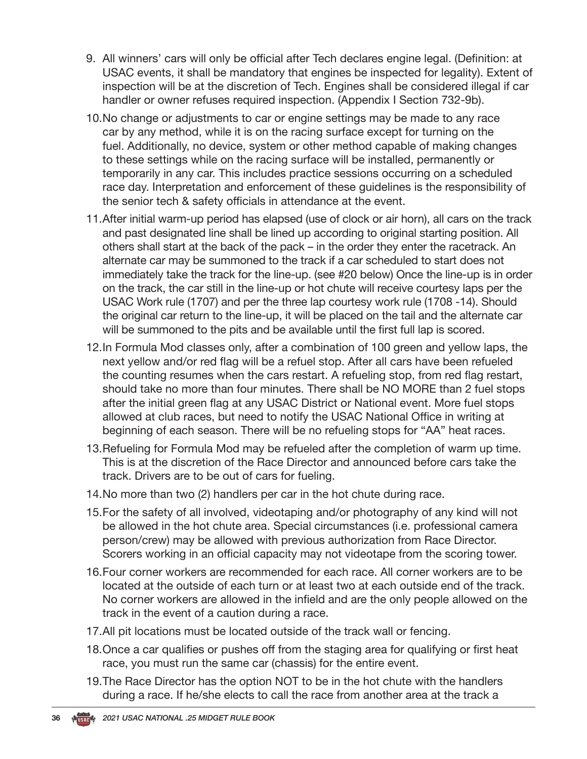9. All winners' cars will only be official after Tech declares engine legal. (Definition: at USAC events, it shall be mandatory that engines be inspected for legality). Extent of inspection will be at the discretion of Tech. Engines shall be considered illegal if car handler or owner refuses required inspection. (Appendix I Section 732-9b).
10. No change or adjustments to car or engine settings may be made to any race car by any method, while it is on the racing surface except for turning on the fuel. Additionally, no device, system or other method capable of making changes to these settings while on the racing surface will be installed, permanently or temporarily in any car. This includes practice sessions occurring on a scheduled race day. Interpretation and enforcement of these guidelines is the responsibility of the senior tech & safety officials in attendance at the event.
11. After initial warm-up period has elapsed (use of clock or air horn), all cars on the track and past designated line shall be lined up according to original starting position. All others shall start at the back of the pack – in the order they enter the racetrack. An alternate car may be summoned to the track if a car scheduled to start does not immediately take the track for the line-up. (see #20 below) Once the line-up is in order on the track, the car still in the line-up or hot chute will receive courtesy laps per the USAC Work rule (1707) and per the three lap courtesy work rule (1708 -14). Should the original car return to the line-up, it will be placed on the tail and the alternate car will be summoned to the pits and be available until the first full lap is scored.
12. In Formula Mod classes only, after a combination of 100 green and yellow laps, the next yellow and/or red flag will be a refuel stop. After all cars have been refueled the counting resumes when the cars restart. A refueling stop, from red flag restart, should take no more than four minutes. There shall be NO MORE than 2 fuel stops after the initial green flag at any USAC District or National event. More fuel stops allowed at club races, but need to notify the USAC National Office in writing at beginning of each season. There will be no refueling stops for "AA" heat races.
13. Refueling for Formula Mod may be refueled after the completion of warm up time. This is at the discretion of the Race Director and announced before cars take the track. Drivers are to be out of cars for fueling.
14. No more than two (2) handlers per car in the hot chute during race.
15. For the safety of all involved, videotaping and/or photography of any kind will not be allowed in the hot chute area. Special circumstances (i.e. professional camera person/crew) may be allowed with previous authorization from Race Director. Scorers working in an official capacity may not videotape from the scoring tower.
16. Four corner workers are recommended for each race. All corner workers are to be located at the outside of each turn or at least two at each outside end of the track. No corner workers are allowed in the infield and are the only people allowed on the track in the event of a caution during a race.
17. All pit locations must be located outside of the track wall or fencing.
18. Once a car qualifies or pushes off from the staging area for qualifying or first heat race, you must run the same car (chassis) for the entire event.
19. The Race Director has the option NOT to be in the hot chute with the handlers during a race. If he/she elects to call the race from another area at the track a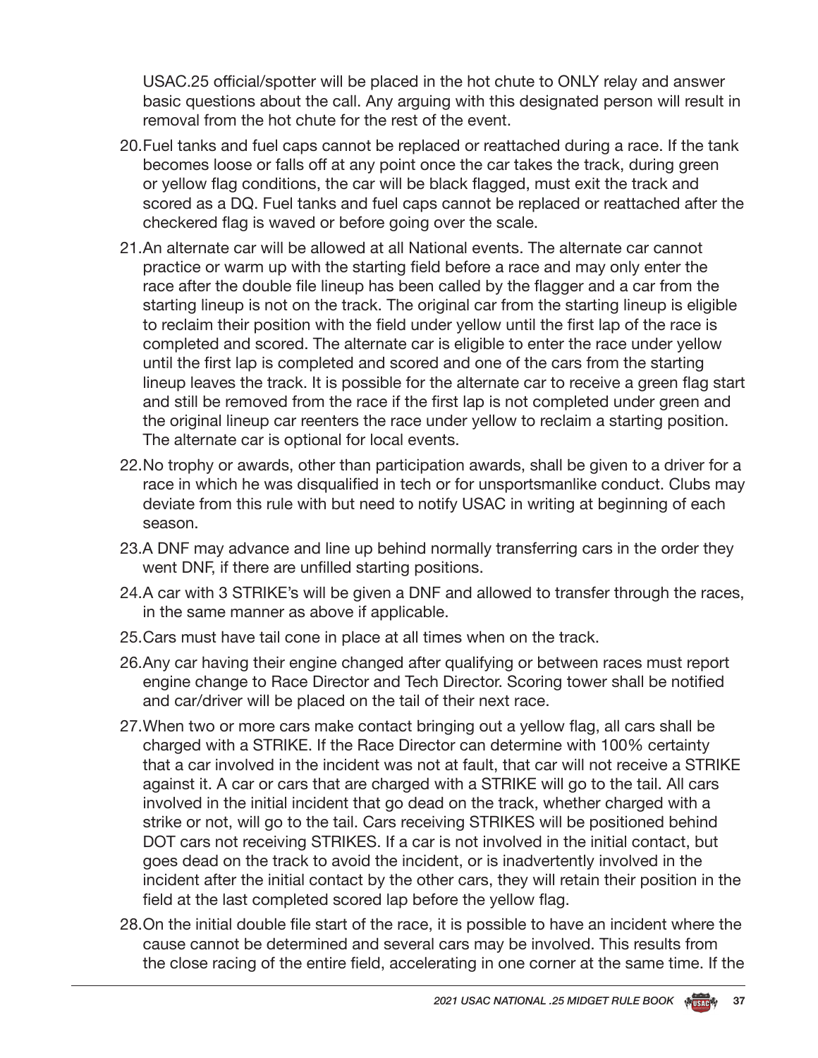USAC.25 official/spotter will be placed in the hot chute to ONLY relay and answer basic questions about the call. Any arguing with this designated person will result in removal from the hot chute for the rest of the event.

20. Fuel tanks and fuel caps cannot be replaced or reattached during a race. If the tank becomes loose or falls off at any point once the car takes the track, during green or yellow flag conditions, the car will be black flagged, must exit the track and scored as a DQ. Fuel tanks and fuel caps cannot be replaced or reattached after the checkered flag is waved or before going over the scale.

21. An alternate car will be allowed at all National events. The alternate car cannot practice or warm up with the starting field before a race and may only enter the race after the double file lineup has been called by the flagger and a car from the starting lineup is not on the track. The original car from the starting lineup is eligible to reclaim their position with the field under yellow until the first lap of the race is completed and scored. The alternate car is eligible to enter the race under yellow until the first lap is completed and scored and one of the cars from the starting lineup leaves the track. It is possible for the alternate car to receive a green flag start and still be removed from the race if the first lap is not completed under green and the original lineup car reenters the race under yellow to reclaim a starting position. The alternate car is optional for local events.

22. No trophy or awards, other than participation awards, shall be given to a driver for a race in which he was disqualified in tech or for unsportsmanlike conduct. Clubs may deviate from this rule with but need to notify USAC in writing at beginning of each season.

23. A DNF may advance and line up behind normally transferring cars in the order they went DNF, if there are unfilled starting positions.

24. A car with 3 STRIKE's will be given a DNF and allowed to transfer through the races, in the same manner as above if applicable.

25. Cars must have tail cone in place at all times when on the track.

26. Any car having their engine changed after qualifying or between races must report engine change to Race Director and Tech Director. Scoring tower shall be notified and car/driver will be placed on the tail of their next race.

27. When two or more cars make contact bringing out a yellow flag, all cars shall be charged with a STRIKE. If the Race Director can determine with 100% certainty that a car involved in the incident was not at fault, that car will not receive a STRIKE against it. A car or cars that are charged with a STRIKE will go to the tail. All cars involved in the initial incident that go dead on the track, whether charged with a strike or not, will go to the tail. Cars receiving STRIKES will be positioned behind DOT cars not receiving STRIKES. If a car is not involved in the initial contact, but goes dead on the track to avoid the incident, or is inadvertently involved in the incident after the initial contact by the other cars, they will retain their position in the field at the last completed scored lap before the yellow flag.

28. On the initial double file start of the race, it is possible to have an incident where the cause cannot be determined and several cars may be involved. This results from the close racing of the entire field, accelerating in one corner at the same time. If the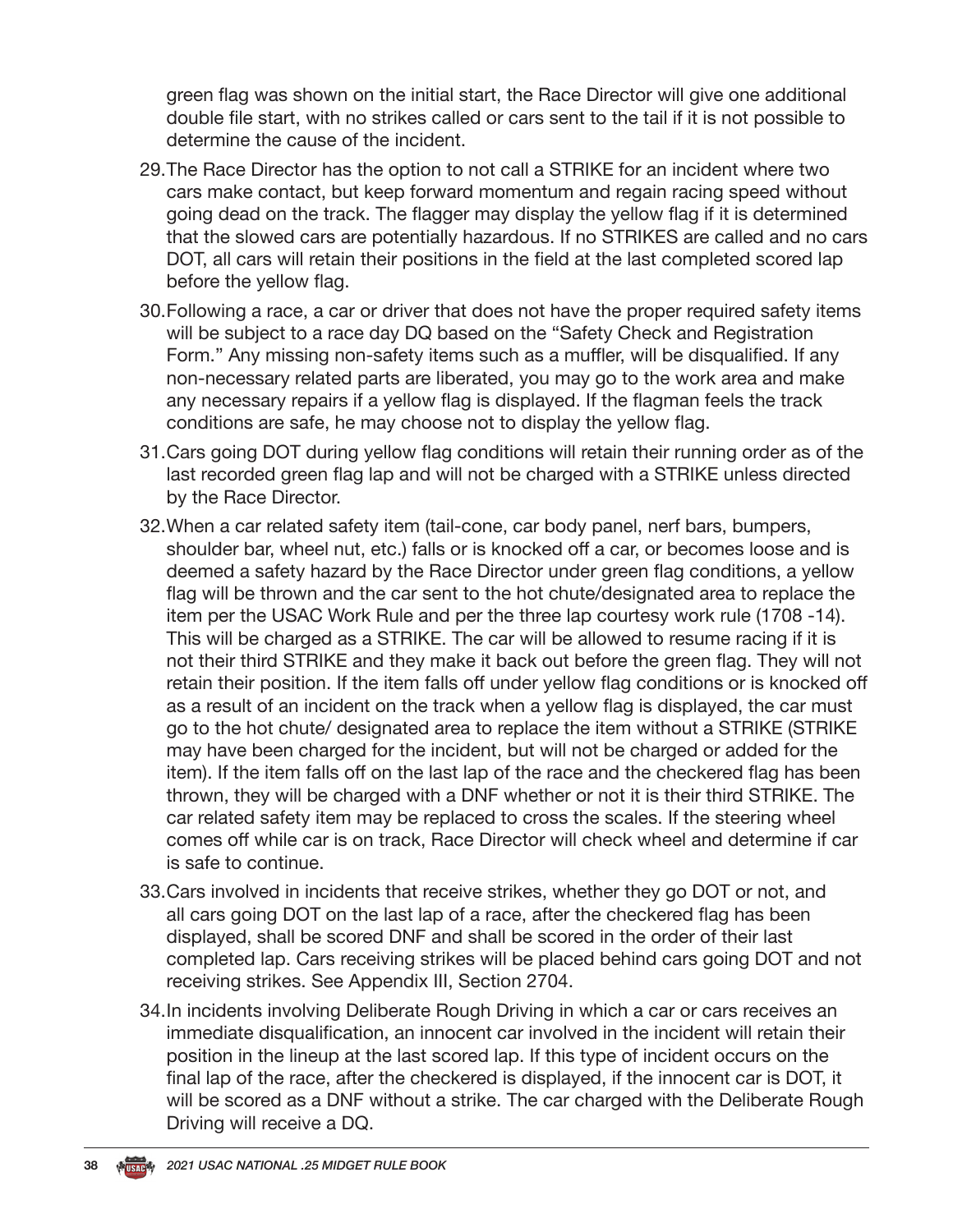green flag was shown on the initial start, the Race Director will give one additional double file start, with no strikes called or cars sent to the tail if it is not possible to determine the cause of the incident.

29. The Race Director has the option to not call a STRIKE for an incident where two cars make contact, but keep forward momentum and regain racing speed without going dead on the track. The flagger may display the yellow flag if it is determined that the slowed cars are potentially hazardous. If no STRIKES are called and no cars DOT, all cars will retain their positions in the field at the last completed scored lap before the yellow flag.

30. Following a race, a car or driver that does not have the proper required safety items will be subject to a race day DQ based on the "Safety Check and Registration Form." Any missing non-safety items such as a muffler, will be disqualified. If any non-necessary related parts are liberated, you may go to the work area and make any necessary repairs if a yellow flag is displayed. If the flagman feels the track conditions are safe, he may choose not to display the yellow flag.

31. Cars going DOT during yellow flag conditions will retain their running order as of the last recorded green flag lap and will not be charged with a STRIKE unless directed by the Race Director.

32. When a car related safety item (tail-cone, car body panel, nerf bars, bumpers, shoulder bar, wheel nut, etc.) falls or is knocked off a car, or becomes loose and is deemed a safety hazard by the Race Director under green flag conditions, a yellow flag will be thrown and the car sent to the hot chute/designated area to replace the item per the USAC Work Rule and per the three lap courtesy work rule (1708 -14). This will be charged as a STRIKE. The car will be allowed to resume racing if it is not their third STRIKE and they make it back out before the green flag. They will not retain their position. If the item falls off under yellow flag conditions or is knocked off as a result of an incident on the track when a yellow flag is displayed, the car must go to the hot chute/ designated area to replace the item without a STRIKE (STRIKE may have been charged for the incident, but will not be charged or added for the item). If the item falls off on the last lap of the race and the checkered flag has been thrown, they will be charged with a DNF whether or not it is their third STRIKE. The car related safety item may be replaced to cross the scales. If the steering wheel comes off while car is on track, Race Director will check wheel and determine if car is safe to continue.

33. Cars involved in incidents that receive strikes, whether they go DOT or not, and all cars going DOT on the last lap of a race, after the checkered flag has been displayed, shall be scored DNF and shall be scored in the order of their last completed lap. Cars receiving strikes will be placed behind cars going DOT and not receiving strikes. See Appendix III, Section 2704.

34. In incidents involving Deliberate Rough Driving in which a car or cars receives an immediate disqualification, an innocent car involved in the incident will retain their position in the lineup at the last scored lap. If this type of incident occurs on the final lap of the race, after the checkered is displayed, if the innocent car is DOT, it will be scored as a DNF without a strike. The car charged with the Deliberate Rough Driving will receive a DQ.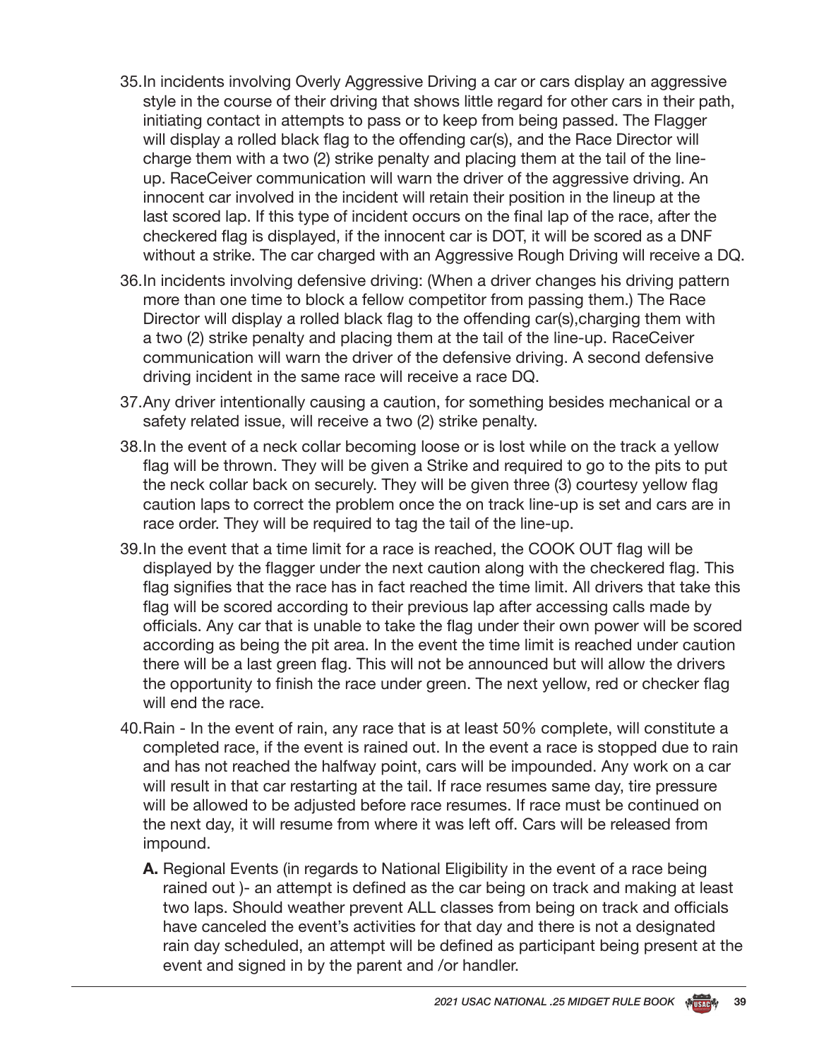35. In incidents involving Overly Aggressive Driving a car or cars display an aggressive style in the course of their driving that shows little regard for other cars in their path, initiating contact in attempts to pass or to keep from being passed. The Flagger will display a rolled black flag to the offending car(s), and the Race Director will charge them with a two (2) strike penalty and placing them at the tail of the line-up. RaceCeiver communication will warn the driver of the aggressive driving. An innocent car involved in the incident will retain their position in the lineup at the last scored lap. If this type of incident occurs on the final lap of the race, after the checkered flag is displayed, if the innocent car is DOT, it will be scored as a DNF without a strike. The car charged with an Aggressive Rough Driving will receive a DQ.
36. In incidents involving defensive driving: (When a driver changes his driving pattern more than one time to block a fellow competitor from passing them.) The Race Director will display a rolled black flag to the offending car(s),charging them with a two (2) strike penalty and placing them at the tail of the line-up. RaceCeiver communication will warn the driver of the defensive driving. A second defensive driving incident in the same race will receive a race DQ.
37. Any driver intentionally causing a caution, for something besides mechanical or a safety related issue, will receive a two (2) strike penalty.
38. In the event of a neck collar becoming loose or is lost while on the track a yellow flag will be thrown. They will be given a Strike and required to go to the pits to put the neck collar back on securely. They will be given three (3) courtesy yellow flag caution laps to correct the problem once the on track line-up is set and cars are in race order. They will be required to tag the tail of the line-up.
39. In the event that a time limit for a race is reached, the COOK OUT flag will be displayed by the flagger under the next caution along with the checkered flag. This flag signifies that the race has in fact reached the time limit. All drivers that take this flag will be scored according to their previous lap after accessing calls made by officials. Any car that is unable to take the flag under their own power will be scored according as being the pit area. In the event the time limit is reached under caution there will be a last green flag. This will not be announced but will allow the drivers the opportunity to finish the race under green. The next yellow, red or checker flag will end the race.
40. Rain - In the event of rain, any race that is at least 50% complete, will constitute a completed race, if the event is rained out. In the event a race is stopped due to rain and has not reached the halfway point, cars will be impounded. Any work on a car will result in that car restarting at the tail. If race resumes same day, tire pressure will be allowed to be adjusted before race resumes. If race must be continued on the next day, it will resume from where it was left off. Cars will be released from impound.
    - **A.** Regional Events (in regards to National Eligibility in the event of a race being rained out )- an attempt is defined as the car being on track and making at least two laps. Should weather prevent ALL classes from being on track and officials have canceled the event's activities for that day and there is not a designated rain day scheduled, an attempt will be defined as participant being present at the event and signed in by the parent and /or handler.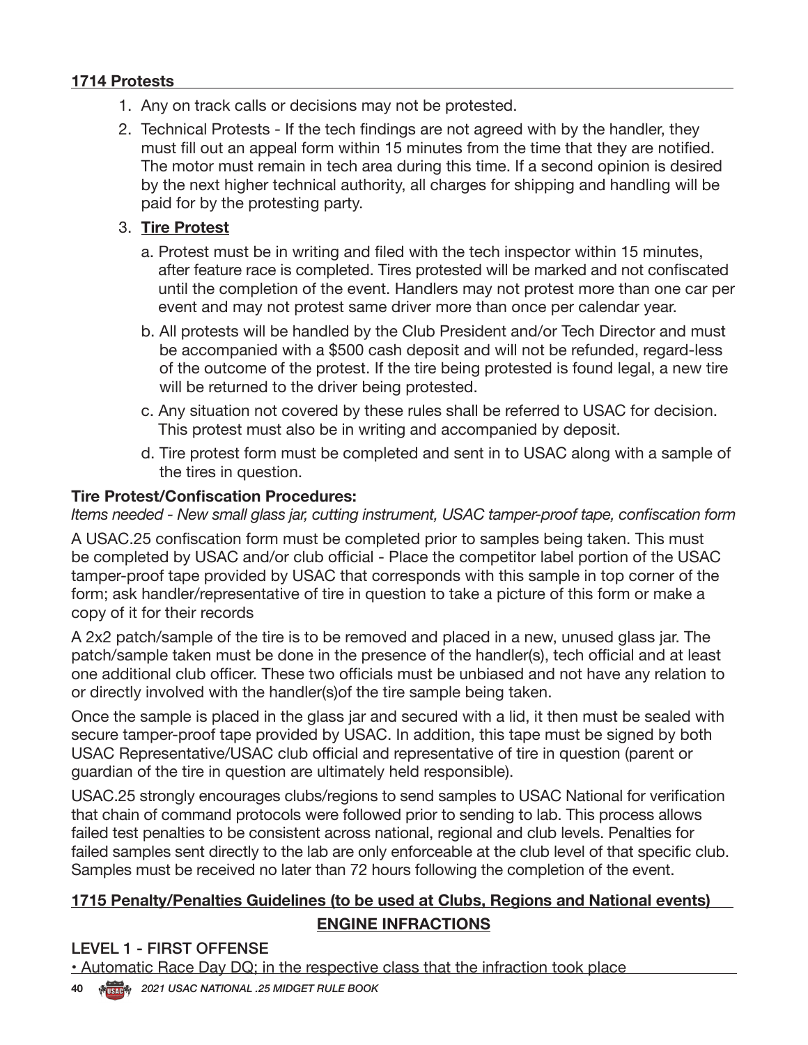**1714 Protests**

1. Any on track calls or decisions may not be protested.
2. Technical Protests - If the tech findings are not agreed with by the handler, they must fill out an appeal form within 15 minutes from the time that they are notified. The motor must remain in tech area during this time. If a second opinion is desired by the next higher technical authority, all charges for shipping and handling will be paid for by the protesting party.
3. **Tire Protest**
   a. Protest must be in writing and filed with the tech inspector within 15 minutes, after feature race is completed. Tires protested will be marked and not confiscated until the completion of the event. Handlers may not protest more than one car per event and may not protest same driver more than once per calendar year.
   b. All protests will be handled by the Club President and/or Tech Director and must be accompanied with a $500 cash deposit and will not be refunded, regard-less of the outcome of the protest. If the tire being protested is found legal, a new tire will be returned to the driver being protested.
   c. Any situation not covered by these rules shall be referred to USAC for decision. This protest must also be in writing and accompanied by deposit.
   d. Tire protest form must be completed and sent in to USAC along with a sample of the tires in question.

**Tire Protest/Confiscation Procedures:**

*Items needed - New small glass jar, cutting instrument, USAC tamper-proof tape, confiscation form*

A USAC.25 confiscation form must be completed prior to samples being taken. This must be completed by USAC and/or club official - Place the competitor label portion of the USAC tamper-proof tape provided by USAC that corresponds with this sample in top corner of the form; ask handler/representative of tire in question to take a picture of this form or make a copy of it for their records

A 2x2 patch/sample of the tire is to be removed and placed in a new, unused glass jar. The patch/sample taken must be done in the presence of the handler(s), tech official and at least one additional club officer. These two officials must be unbiased and not have any relation to or directly involved with the handler(s)of the tire sample being taken.

Once the sample is placed in the glass jar and secured with a lid, it then must be sealed with secure tamper-proof tape provided by USAC. In addition, this tape must be signed by both USAC Representative/USAC club official and representative of tire in question (parent or guardian of the tire in question are ultimately held responsible).

USAC.25 strongly encourages clubs/regions to send samples to USAC National for verification that chain of command protocols were followed prior to sending to lab. This process allows failed test penalties to be consistent across national, regional and club levels. Penalties for failed samples sent directly to the lab are only enforceable at the club level of that specific club. Samples must be received no later than 72 hours following the completion of the event.

**1715 Penalty/Penalties Guidelines (to be used at Clubs, Regions and National events)**

**ENGINE INFRACTIONS**

LEVEL 1 - FIRST OFFENSE

• Automatic Race Day DQ; in the respective class that the infraction took place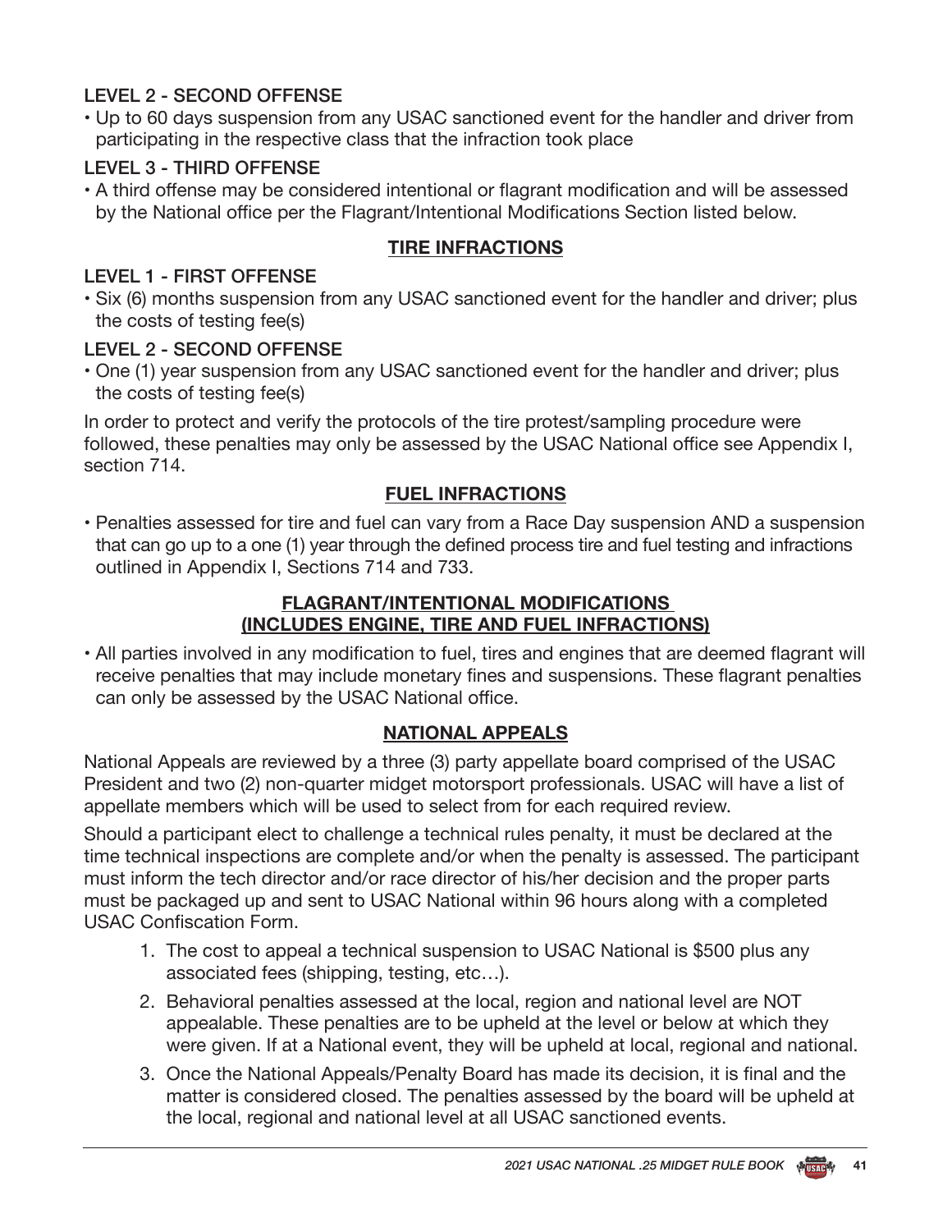### LEVEL 2 - SECOND OFFENSE

- Up to 60 days suspension from any USAC sanctioned event for the handler and driver from participating in the respective class that the infraction took place

### LEVEL 3 - THIRD OFFENSE

- A third offense may be considered intentional or flagrant modification and will be assessed by the National office per the Flagrant/Intentional Modifications Section listed below.

## TIRE INFRACTIONS

### LEVEL 1 - FIRST OFFENSE

- Six (6) months suspension from any USAC sanctioned event for the handler and driver; plus the costs of testing fee(s)

### LEVEL 2 - SECOND OFFENSE

- One (1) year suspension from any USAC sanctioned event for the handler and driver; plus the costs of testing fee(s)

In order to protect and verify the protocols of the tire protest/sampling procedure were followed, these penalties may only be assessed by the USAC National office see Appendix I, section 714.

## FUEL INFRACTIONS

- Penalties assessed for tire and fuel can vary from a Race Day suspension AND a suspension that can go up to a one (1) year through the defined process tire and fuel testing and infractions outlined in Appendix I, Sections 714 and 733.

## FLAGRANT/INTENTIONAL MODIFICATIONS (INCLUDES ENGINE, TIRE AND FUEL INFRACTIONS)

- All parties involved in any modification to fuel, tires and engines that are deemed flagrant will receive penalties that may include monetary fines and suspensions. These flagrant penalties can only be assessed by the USAC National office.

## NATIONAL APPEALS

National Appeals are reviewed by a three (3) party appellate board comprised of the USAC President and two (2) non-quarter midget motorsport professionals. USAC will have a list of appellate members which will be used to select from for each required review.

Should a participant elect to challenge a technical rules penalty, it must be declared at the time technical inspections are complete and/or when the penalty is assessed. The participant must inform the tech director and/or race director of his/her decision and the proper parts must be packaged up and sent to USAC National within 96 hours along with a completed USAC Confiscation Form.

1. The cost to appeal a technical suspension to USAC National is $500 plus any associated fees (shipping, testing, etc…).
2. Behavioral penalties assessed at the local, region and national level are NOT appealable. These penalties are to be upheld at the level or below at which they were given. If at a National event, they will be upheld at local, regional and national.
3. Once the National Appeals/Penalty Board has made its decision, it is final and the matter is considered closed. The penalties assessed by the board will be upheld at the local, regional and national level at all USAC sanctioned events.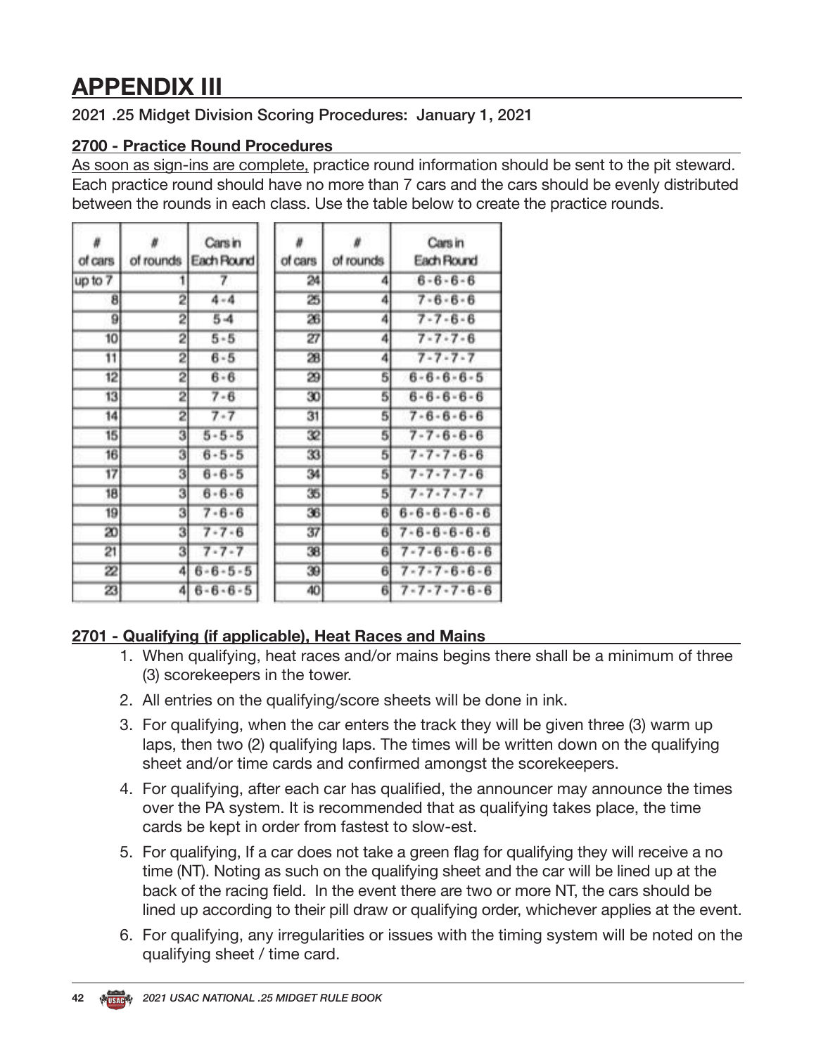# APPENDIX III

2021 .25 Midget Division Scoring Procedures: January 1, 2021

## 2700 - Practice Round Procedures

As soon as sign-ins are complete, practice round information should be sent to the pit steward. Each practice round should have no more than 7 cars and the cars should be evenly distributed between the rounds in each class. Use the table below to create the practice rounds.

| # of cars | # of rounds | Cars in Each Round |
|---|---|---|
| up to 7 | 1 | 7 |
| 8 | 2 | 4 - 4 |
| 9 | 2 | 5 -4 |
| 10 | 2 | 5 - 5 |
| 11 | 2 | 6 - 5 |
| 12 | 2 | 6 - 6 |
| 13 | 2 | 7 - 6 |
| 14 | 2 | 7 - 7 |
| 15 | 3 | 5 - 5 - 5 |
| 16 | 3 | 6 - 5 - 5 |
| 17 | 3 | 6 - 6 - 5 |
| 18 | 3 | 6 - 6 - 6 |
| 19 | 3 | 7 - 6 - 6 |
| 20 | 3 | 7 - 7 - 6 |
| 21 | 3 | 7 - 7 - 7 |
| 22 | 4 | 6 - 6 - 5 - 5 |
| 23 | 4 | 6 - 6 - 6 - 5 |

| # of cars | # of rounds | Cars in Each Round |
|---|---|---|
| 24 | 4 | 6 - 6 - 6 - 6 |
| 25 | 4 | 7 - 6 - 6 - 6 |
| 26 | 4 | 7 - 7 - 6 - 6 |
| 27 | 4 | 7 - 7 - 7 - 6 |
| 28 | 4 | 7 - 7 - 7 - 7 |
| 29 | 5 | 6 - 6 - 6 - 6 - 5 |
| 30 | 5 | 6 - 6 - 6 - 6 - 6 |
| 31 | 5 | 7 - 6 - 6 - 6 - 6 |
| 32 | 5 | 7 - 7 - 6 - 6 - 6 |
| 33 | 5 | 7 - 7 - 7 - 6 - 6 |
| 34 | 5 | 7 - 7 - 7 - 7 - 6 |
| 35 | 5 | 7 - 7 - 7 - 7 - 7 |
| 36 | 6 | 6 - 6 - 6 - 6 - 6 - 6 |
| 37 | 6 | 7 - 6 - 6 - 6 - 6 - 6 |
| 38 | 6 | 7 - 7 - 6 - 6 - 6 - 6 |
| 39 | 6 | 7 - 7 - 7 - 6 - 6 - 6 |
| 40 | 6 | 7 - 7 - 7 - 7 - 6 - 6 |

## 2701 - Qualifying (if applicable), Heat Races and Mains

1. When qualifying, heat races and/or mains begins there shall be a minimum of three (3) scorekeepers in the tower.
2. All entries on the qualifying/score sheets will be done in ink.
3. For qualifying, when the car enters the track they will be given three (3) warm up laps, then two (2) qualifying laps. The times will be written down on the qualifying sheet and/or time cards and confirmed amongst the scorekeepers.
4. For qualifying, after each car has qualified, the announcer may announce the times over the PA system. It is recommended that as qualifying takes place, the time cards be kept in order from fastest to slow-est.
5. For qualifying, If a car does not take a green flag for qualifying they will receive a no time (NT). Noting as such on the qualifying sheet and the car will be lined up at the back of the racing field. In the event there are two or more NT, the cars should be lined up according to their pill draw or qualifying order, whichever applies at the event.
6. For qualifying, any irregularities or issues with the timing system will be noted on the qualifying sheet / time card.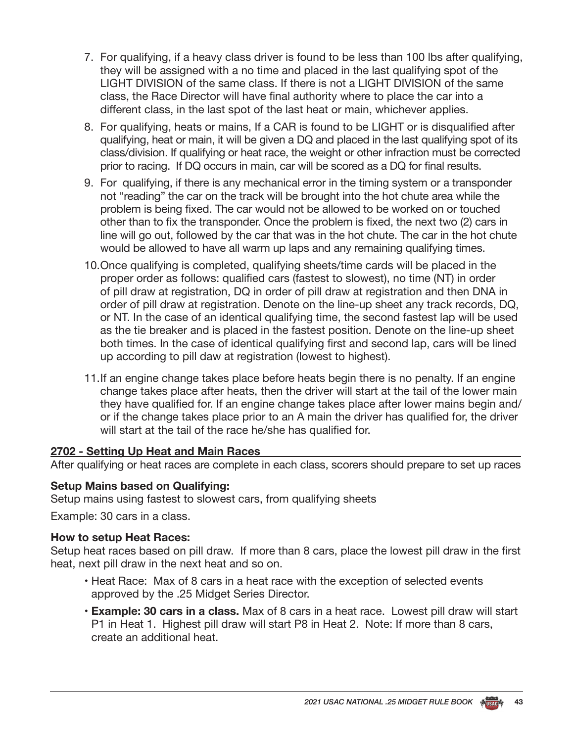7. For qualifying, if a heavy class driver is found to be less than 100 lbs after qualifying, they will be assigned with a no time and placed in the last qualifying spot of the LIGHT DIVISION of the same class. If there is not a LIGHT DIVISION of the same class, the Race Director will have final authority where to place the car into a different class, in the last spot of the last heat or main, whichever applies.
8. For qualifying, heats or mains, If a CAR is found to be LIGHT or is disqualified after qualifying, heat or main, it will be given a DQ and placed in the last qualifying spot of its class/division. If qualifying or heat race, the weight or other infraction must be corrected prior to racing. If DQ occurs in main, car will be scored as a DQ for final results.
9. For qualifying, if there is any mechanical error in the timing system or a transponder not "reading" the car on the track will be brought into the hot chute area while the problem is being fixed. The car would not be allowed to be worked on or touched other than to fix the transponder. Once the problem is fixed, the next two (2) cars in line will go out, followed by the car that was in the hot chute. The car in the hot chute would be allowed to have all warm up laps and any remaining qualifying times.
10. Once qualifying is completed, qualifying sheets/time cards will be placed in the proper order as follows: qualified cars (fastest to slowest), no time (NT) in order of pill draw at registration, DQ in order of pill draw at registration and then DNA in order of pill draw at registration. Denote on the line-up sheet any track records, DQ, or NT. In the case of an identical qualifying time, the second fastest lap will be used as the tie breaker and is placed in the fastest position. Denote on the line-up sheet both times. In the case of identical qualifying first and second lap, cars will be lined up according to pill daw at registration (lowest to highest).
11. If an engine change takes place before heats begin there is no penalty. If an engine change takes place after heats, then the driver will start at the tail of the lower main they have qualified for. If an engine change takes place after lower mains begin and/or if the change takes place prior to an A main the driver has qualified for, the driver will start at the tail of the race he/she has qualified for.

## 2702 - Setting Up Heat and Main Races

After qualifying or heat races are complete in each class, scorers should prepare to set up races

**Setup Mains based on Qualifying:**

Setup mains using fastest to slowest cars, from qualifying sheets

Example: 30 cars in a class.

**How to setup Heat Races:**

Setup heat races based on pill draw. If more than 8 cars, place the lowest pill draw in the first heat, next pill draw in the next heat and so on.

- Heat Race: Max of 8 cars in a heat race with the exception of selected events approved by the .25 Midget Series Director.
- **Example: 30 cars in a class.** Max of 8 cars in a heat race. Lowest pill draw will start P1 in Heat 1. Highest pill draw will start P8 in Heat 2. Note: If more than 8 cars, create an additional heat.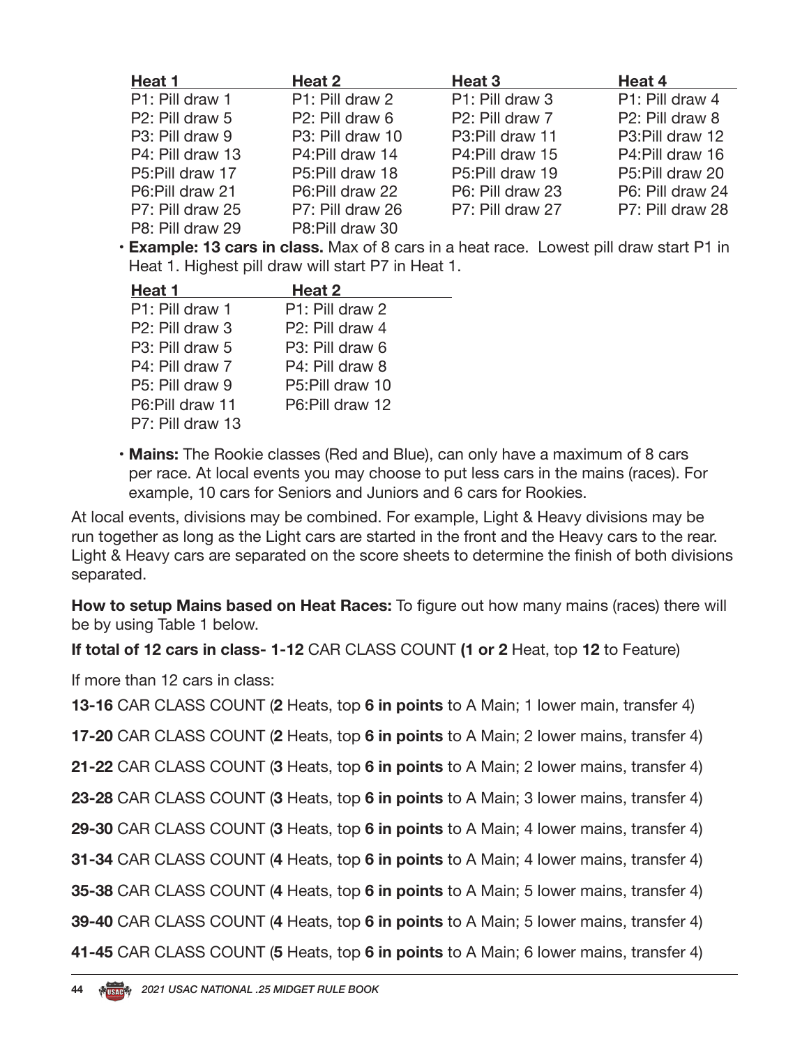| Heat 1 | Heat 2 | Heat 3 | Heat 4 |
|---|---|---|---|
| P1: Pill draw 1 | P1: Pill draw 2 | P1: Pill draw 3 | P1: Pill draw 4 |
| P2: Pill draw 5 | P2: Pill draw 6 | P2: Pill draw 7 | P2: Pill draw 8 |
| P3: Pill draw 9 | P3: Pill draw 10 | P3:Pill draw 11 | P3:Pill draw 12 |
| P4: Pill draw 13 | P4:Pill draw 14 | P4:Pill draw 15 | P4:Pill draw 16 |
| P5:Pill draw 17 | P5:Pill draw 18 | P5:Pill draw 19 | P5:Pill draw 20 |
| P6:Pill draw 21 | P6:Pill draw 22 | P6: Pill draw 23 | P6: Pill draw 24 |
| P7: Pill draw 25 | P7: Pill draw 26 | P7: Pill draw 27 | P7: Pill draw 28 |
| P8: Pill draw 29 | P8:Pill draw 30 | | |

- **Example: 13 cars in class.** Max of 8 cars in a heat race. Lowest pill draw start P1 in Heat 1. Highest pill draw will start P7 in Heat 1.

| Heat 1 | Heat 2 |
|---|---|
| P1: Pill draw 1 | P1: Pill draw 2 |
| P2: Pill draw 3 | P2: Pill draw 4 |
| P3: Pill draw 5 | P3: Pill draw 6 |
| P4: Pill draw 7 | P4: Pill draw 8 |
| P5: Pill draw 9 | P5:Pill draw 10 |
| P6:Pill draw 11 | P6:Pill draw 12 |
| P7: Pill draw 13 | |

- **Mains:** The Rookie classes (Red and Blue), can only have a maximum of 8 cars per race. At local events you may choose to put less cars in the mains (races). For example, 10 cars for Seniors and Juniors and 6 cars for Rookies.

At local events, divisions may be combined. For example, Light & Heavy divisions may be run together as long as the Light cars are started in the front and the Heavy cars to the rear. Light & Heavy cars are separated on the score sheets to determine the finish of both divisions separated.

**How to setup Mains based on Heat Races:** To figure out how many mains (races) there will be by using Table 1 below.

**If total of 12 cars in class- 1-12** CAR CLASS COUNT **(1 or 2** Heat, top **12** to Feature)

If more than 12 cars in class:

**13-16** CAR CLASS COUNT (**2** Heats, top **6 in points** to A Main; 1 lower main, transfer 4)

**17-20** CAR CLASS COUNT (**2** Heats, top **6 in points** to A Main; 2 lower mains, transfer 4)

**21-22** CAR CLASS COUNT (**3** Heats, top **6 in points** to A Main; 2 lower mains, transfer 4)

**23-28** CAR CLASS COUNT (**3** Heats, top **6 in points** to A Main; 3 lower mains, transfer 4)

**29-30** CAR CLASS COUNT (**3** Heats, top **6 in points** to A Main; 4 lower mains, transfer 4)

**31-34** CAR CLASS COUNT (**4** Heats, top **6 in points** to A Main; 4 lower mains, transfer 4)

**35-38** CAR CLASS COUNT (**4** Heats, top **6 in points** to A Main; 5 lower mains, transfer 4)

**39-40** CAR CLASS COUNT (**4** Heats, top **6 in points** to A Main; 5 lower mains, transfer 4)

**41-45** CAR CLASS COUNT (**5** Heats, top **6 in points** to A Main; 6 lower mains, transfer 4)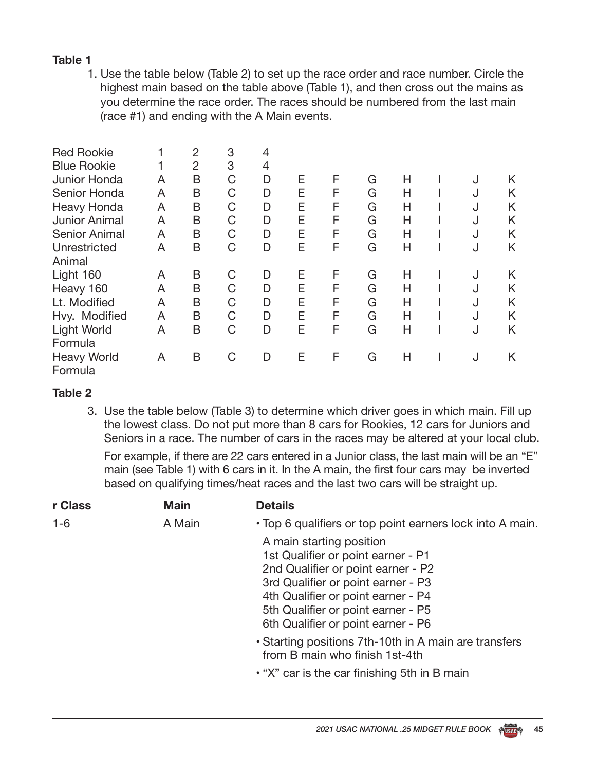**Table 1**

1. Use the table below (Table 2) to set up the race order and race number. Circle the highest main based on the table above (Table 1), and then cross out the mains as you determine the race order. The races should be numbered from the last main (race #1) and ending with the A Main events.

| | | | | | | | | | | | |
|---|---|---|---|---|---|---|---|---|---|---|---|
| Red Rookie | 1 | 2 | 3 | 4 | | | | | | | |
| Blue Rookie | 1 | 2 | 3 | 4 | | | | | | | |
| Junior Honda | A | B | C | D | E | F | G | H | I | J | K |
| Senior Honda | A | B | C | D | E | F | G | H | I | J | K |
| Heavy Honda | A | B | C | D | E | F | G | H | I | J | K |
| Junior Animal | A | B | C | D | E | F | G | H | I | J | K |
| Senior Animal | A | B | C | D | E | F | G | H | I | J | K |
| Unrestricted Animal | A | B | C | D | E | F | G | H | I | J | K |
| Light 160 | A | B | C | D | E | F | G | H | I | J | K |
| Heavy 160 | A | B | C | D | E | F | G | H | I | J | K |
| Lt. Modified | A | B | C | D | E | F | G | H | I | J | K |
| Hvy. Modified | A | B | C | D | E | F | G | H | I | J | K |
| Light World Formula | A | B | C | D | E | F | G | H | I | J | K |
| Heavy World Formula | A | B | C | D | E | F | G | H | I | J | K |

**Table 2**

3. Use the table below (Table 3) to determine which driver goes in which main. Fill up the lowest class. Do not put more than 8 cars for Rookies, 12 cars for Juniors and Seniors in a race. The number of cars in the races may be altered at your local club.

   For example, if there are 22 cars entered in a Junior class, the last main will be an "E" main (see Table 1) with 6 cars in it. In the A main, the first four cars may be inverted based on qualifying times/heat races and the last two cars will be straight up.

| r Class | Main | Details |
|---|---|---|
| 1-6 | A Main | • Top 6 qualifiers or top point earners lock into A main.<br>A main starting position<br>1st Qualifier or point earner - P1<br>2nd Qualifier or point earner - P2<br>3rd Qualifier or point earner - P3<br>4th Qualifier or point earner - P4<br>5th Qualifier or point earner - P5<br>6th Qualifier or point earner - P6<br>• Starting positions 7th-10th in A main are transfers from B main who finish 1st-4th<br>• "X" car is the car finishing 5th in B main |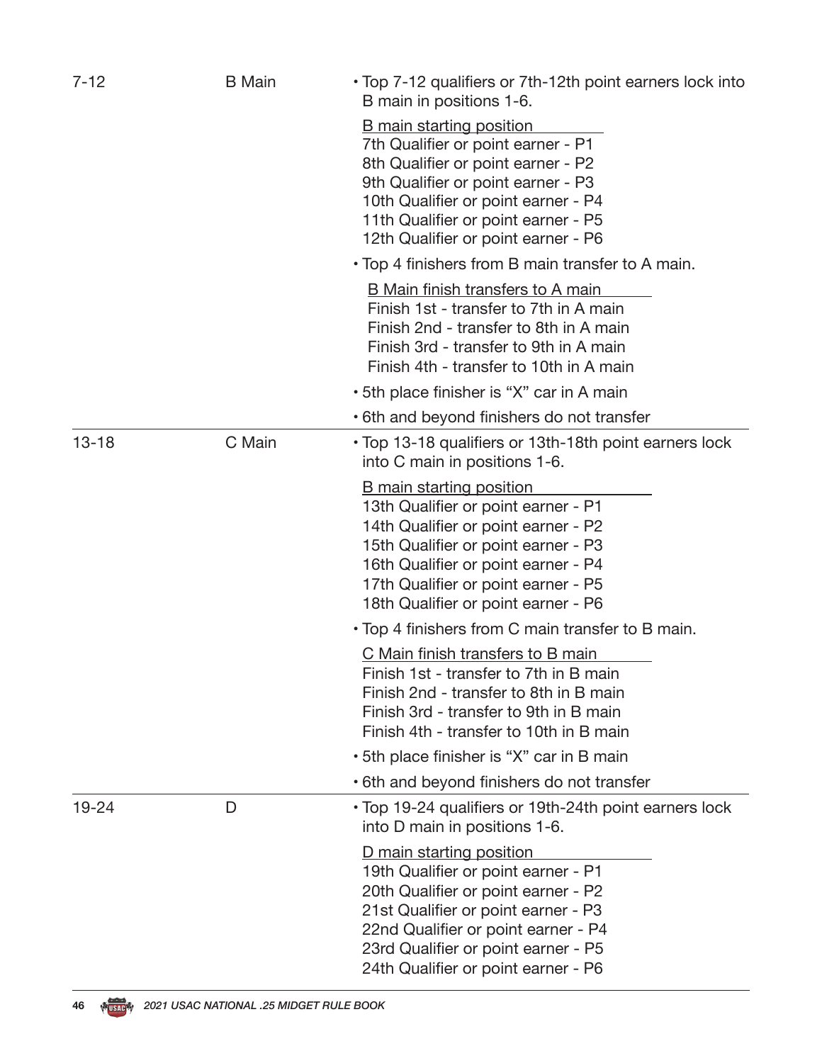| | | |
|---|---|---|
| 7-12 | B Main | • Top 7-12 qualifiers or 7th-12th point earners lock into B main in positions 1-6.<br><br>B main starting position<br>7th Qualifier or point earner - P1<br>8th Qualifier or point earner - P2<br>9th Qualifier or point earner - P3<br>10th Qualifier or point earner - P4<br>11th Qualifier or point earner - P5<br>12th Qualifier or point earner - P6<br><br>• Top 4 finishers from B main transfer to A main.<br><br>B Main finish transfers to A main<br>Finish 1st - transfer to 7th in A main<br>Finish 2nd - transfer to 8th in A main<br>Finish 3rd - transfer to 9th in A main<br>Finish 4th - transfer to 10th in A main<br><br>• 5th place finisher is "X" car in A main<br><br>• 6th and beyond finishers do not transfer |
| 13-18 | C Main | • Top 13-18 qualifiers or 13th-18th point earners lock into C main in positions 1-6.<br><br>B main starting position<br>13th Qualifier or point earner - P1<br>14th Qualifier or point earner - P2<br>15th Qualifier or point earner - P3<br>16th Qualifier or point earner - P4<br>17th Qualifier or point earner - P5<br>18th Qualifier or point earner - P6<br><br>• Top 4 finishers from C main transfer to B main.<br><br>C Main finish transfers to B main<br>Finish 1st - transfer to 7th in B main<br>Finish 2nd - transfer to 8th in B main<br>Finish 3rd - transfer to 9th in B main<br>Finish 4th - transfer to 10th in B main<br><br>• 5th place finisher is "X" car in B main<br><br>• 6th and beyond finishers do not transfer |
| 19-24 | D | • Top 19-24 qualifiers or 19th-24th point earners lock into D main in positions 1-6.<br><br>D main starting position<br>19th Qualifier or point earner - P1<br>20th Qualifier or point earner - P2<br>21st Qualifier or point earner - P3<br>22nd Qualifier or point earner - P4<br>23rd Qualifier or point earner - P5<br>24th Qualifier or point earner - P6 |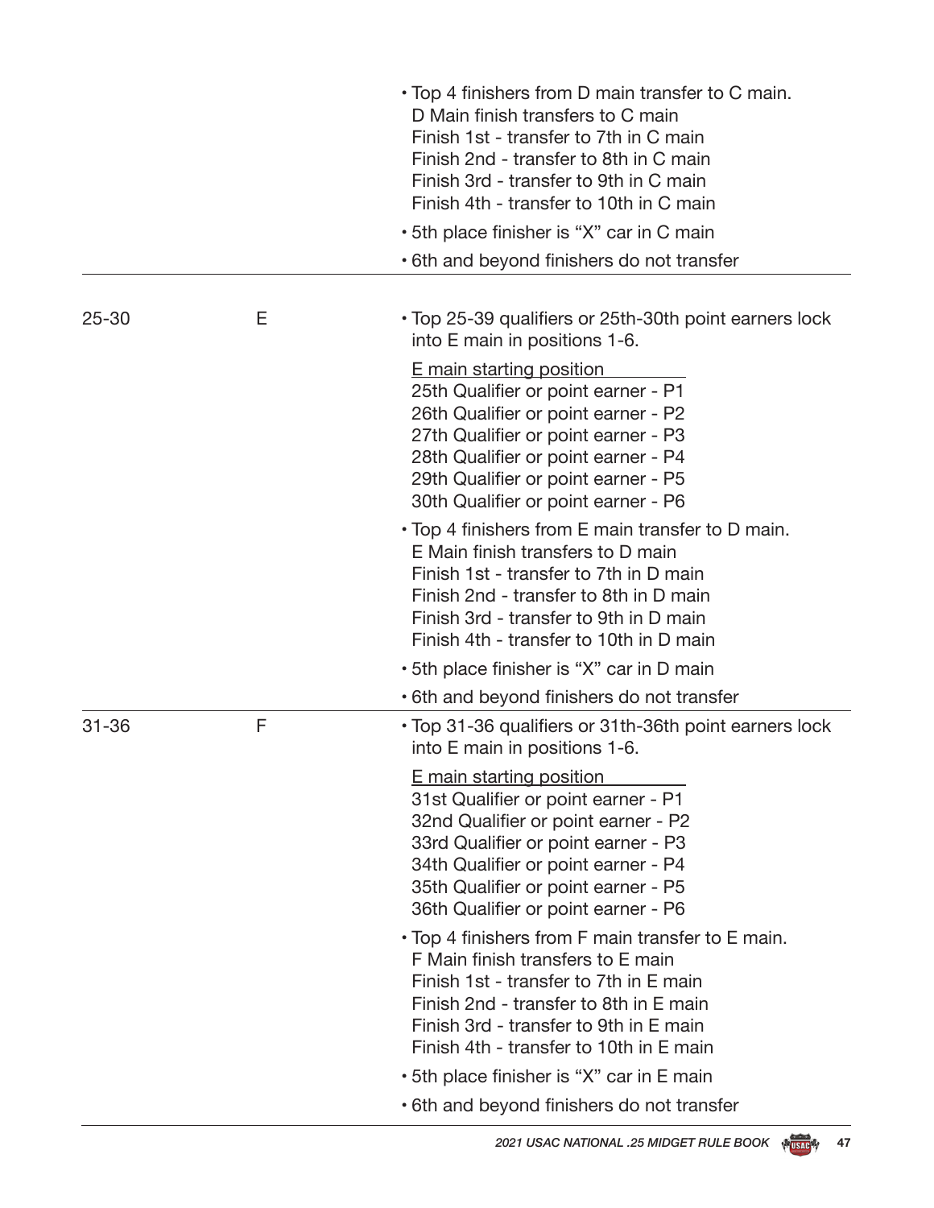| | | |
|---|---|---|
| | | • Top 4 finishers from D main transfer to C main.<br>D Main finish transfers to C main<br>Finish 1st - transfer to 7th in C main<br>Finish 2nd - transfer to 8th in C main<br>Finish 3rd - transfer to 9th in C main<br>Finish 4th - transfer to 10th in C main<br>• 5th place finisher is "X" car in C main<br>• 6th and beyond finishers do not transfer |
| 25-30 | E | • Top 25-39 qualifiers or 25th-30th point earners lock into E main in positions 1-6.<br><u>E main starting position</u><br>25th Qualifier or point earner - P1<br>26th Qualifier or point earner - P2<br>27th Qualifier or point earner - P3<br>28th Qualifier or point earner - P4<br>29th Qualifier or point earner - P5<br>30th Qualifier or point earner - P6<br>• Top 4 finishers from E main transfer to D main.<br>E Main finish transfers to D main<br>Finish 1st - transfer to 7th in D main<br>Finish 2nd - transfer to 8th in D main<br>Finish 3rd - transfer to 9th in D main<br>Finish 4th - transfer to 10th in D main<br>• 5th place finisher is "X" car in D main<br>• 6th and beyond finishers do not transfer |
| 31-36 | F | • Top 31-36 qualifiers or 31th-36th point earners lock into E main in positions 1-6.<br><u>E main starting position</u><br>31st Qualifier or point earner - P1<br>32nd Qualifier or point earner - P2<br>33rd Qualifier or point earner - P3<br>34th Qualifier or point earner - P4<br>35th Qualifier or point earner - P5<br>36th Qualifier or point earner - P6<br>• Top 4 finishers from F main transfer to E main.<br>F Main finish transfers to E main<br>Finish 1st - transfer to 7th in E main<br>Finish 2nd - transfer to 8th in E main<br>Finish 3rd - transfer to 9th in E main<br>Finish 4th - transfer to 10th in E main<br>• 5th place finisher is "X" car in E main<br>• 6th and beyond finishers do not transfer |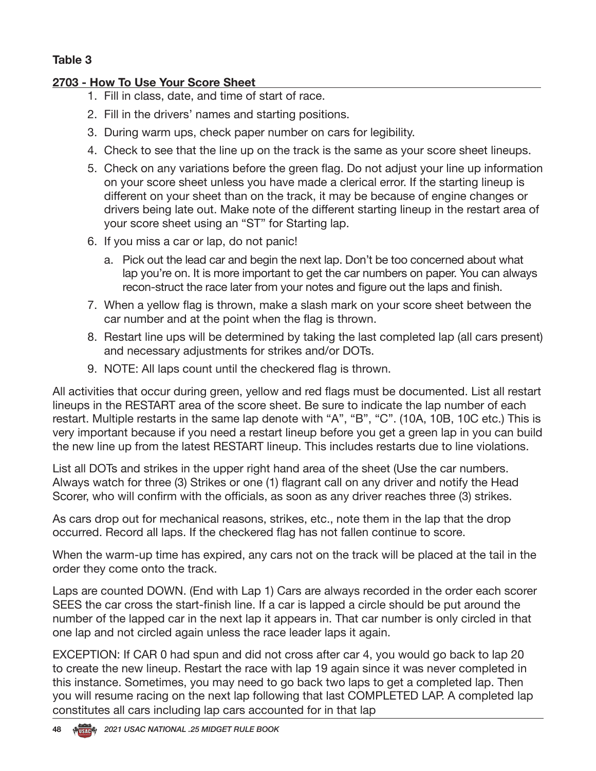**Table 3**

## 2703 - How To Use Your Score Sheet

1. Fill in class, date, and time of start of race.
2. Fill in the drivers' names and starting positions.
3. During warm ups, check paper number on cars for legibility.
4. Check to see that the line up on the track is the same as your score sheet lineups.
5. Check on any variations before the green flag. Do not adjust your line up information on your score sheet unless you have made a clerical error. If the starting lineup is different on your sheet than on the track, it may be because of engine changes or drivers being late out. Make note of the different starting lineup in the restart area of your score sheet using an "ST" for Starting lap.
6. If you miss a car or lap, do not panic!
   a. Pick out the lead car and begin the next lap. Don't be too concerned about what lap you're on. It is more important to get the car numbers on paper. You can always recon-struct the race later from your notes and figure out the laps and finish.
7. When a yellow flag is thrown, make a slash mark on your score sheet between the car number and at the point when the flag is thrown.
8. Restart line ups will be determined by taking the last completed lap (all cars present) and necessary adjustments for strikes and/or DOTs.
9. NOTE: All laps count until the checkered flag is thrown.

All activities that occur during green, yellow and red flags must be documented. List all restart lineups in the RESTART area of the score sheet. Be sure to indicate the lap number of each restart. Multiple restarts in the same lap denote with "A", "B", "C". (10A, 10B, 10C etc.) This is very important because if you need a restart lineup before you get a green lap in you can build the new line up from the latest RESTART lineup. This includes restarts due to line violations.

List all DOTs and strikes in the upper right hand area of the sheet (Use the car numbers. Always watch for three (3) Strikes or one (1) flagrant call on any driver and notify the Head Scorer, who will confirm with the officials, as soon as any driver reaches three (3) strikes.

As cars drop out for mechanical reasons, strikes, etc., note them in the lap that the drop occurred. Record all laps. If the checkered flag has not fallen continue to score.

When the warm-up time has expired, any cars not on the track will be placed at the tail in the order they come onto the track.

Laps are counted DOWN. (End with Lap 1) Cars are always recorded in the order each scorer SEES the car cross the start-finish line. If a car is lapped a circle should be put around the number of the lapped car in the next lap it appears in. That car number is only circled in that one lap and not circled again unless the race leader laps it again.

EXCEPTION: If CAR 0 had spun and did not cross after car 4, you would go back to lap 20 to create the new lineup. Restart the race with lap 19 again since it was never completed in this instance. Sometimes, you may need to go back two laps to get a completed lap. Then you will resume racing on the next lap following that last COMPLETED LAP. A completed lap constitutes all cars including lap cars accounted for in that lap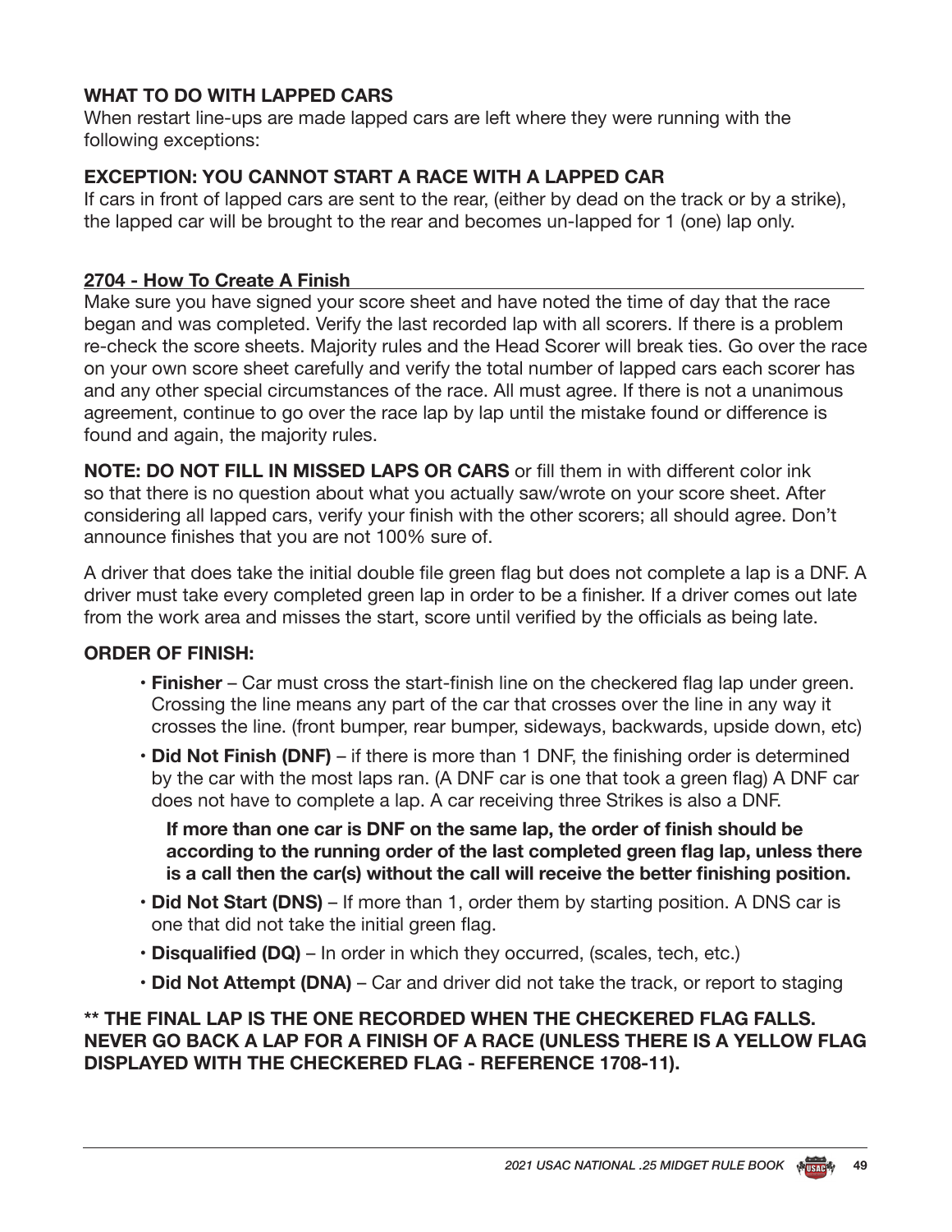**WHAT TO DO WITH LAPPED CARS**
When restart line-ups are made lapped cars are left where they were running with the following exceptions:

**EXCEPTION: YOU CANNOT START A RACE WITH A LAPPED CAR**
If cars in front of lapped cars are sent to the rear, (either by dead on the track or by a strike), the lapped car will be brought to the rear and becomes un-lapped for 1 (one) lap only.

## 2704 - How To Create A Finish

Make sure you have signed your score sheet and have noted the time of day that the race began and was completed. Verify the last recorded lap with all scorers. If there is a problem re-check the score sheets. Majority rules and the Head Scorer will break ties. Go over the race on your own score sheet carefully and verify the total number of lapped cars each scorer has and any other special circumstances of the race. All must agree. If there is not a unanimous agreement, continue to go over the race lap by lap until the mistake found or difference is found and again, the majority rules.

**NOTE: DO NOT FILL IN MISSED LAPS OR CARS** or fill them in with different color ink so that there is no question about what you actually saw/wrote on your score sheet. After considering all lapped cars, verify your finish with the other scorers; all should agree. Don't announce finishes that you are not 100% sure of.

A driver that does take the initial double file green flag but does not complete a lap is a DNF. A driver must take every completed green lap in order to be a finisher. If a driver comes out late from the work area and misses the start, score until verified by the officials as being late.

**ORDER OF FINISH:**

- **Finisher** – Car must cross the start-finish line on the checkered flag lap under green. Crossing the line means any part of the car that crosses over the line in any way it crosses the line. (front bumper, rear bumper, sideways, backwards, upside down, etc)
- **Did Not Finish (DNF)** – if there is more than 1 DNF, the finishing order is determined by the car with the most laps ran. (A DNF car is one that took a green flag) A DNF car does not have to complete a lap. A car receiving three Strikes is also a DNF.

  **If more than one car is DNF on the same lap, the order of finish should be according to the running order of the last completed green flag lap, unless there is a call then the car(s) without the call will receive the better finishing position.**
- **Did Not Start (DNS)** – If more than 1, order them by starting position. A DNS car is one that did not take the initial green flag.
- **Disqualified (DQ)** – In order in which they occurred, (scales, tech, etc.)
- **Did Not Attempt (DNA)** – Car and driver did not take the track, or report to staging

**** THE FINAL LAP IS THE ONE RECORDED WHEN THE CHECKERED FLAG FALLS. NEVER GO BACK A LAP FOR A FINISH OF A RACE (UNLESS THERE IS A YELLOW FLAG DISPLAYED WITH THE CHECKERED FLAG - REFERENCE 1708-11).**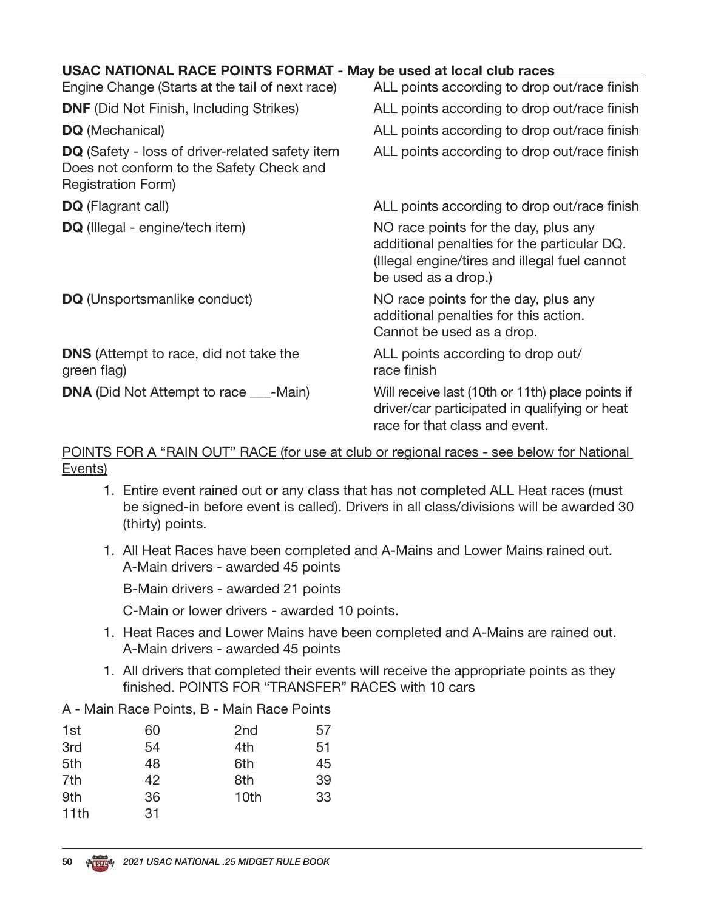**USAC NATIONAL RACE POINTS FORMAT - May be used at local club races**

| | |
|---|---|
| Engine Change (Starts at the tail of next race) | ALL points according to drop out/race finish |
| **DNF** (Did Not Finish, Including Strikes) | ALL points according to drop out/race finish |
| **DQ** (Mechanical) | ALL points according to drop out/race finish |
| **DQ** (Safety - loss of driver-related safety item Does not conform to the Safety Check and Registration Form) | ALL points according to drop out/race finish |
| **DQ** (Flagrant call) | ALL points according to drop out/race finish |
| **DQ** (Illegal - engine/tech item) | NO race points for the day, plus any additional penalties for the particular DQ. (Illegal engine/tires and illegal fuel cannot be used as a drop.) |
| **DQ** (Unsportsmanlike conduct) | NO race points for the day, plus any additional penalties for this action. Cannot be used as a drop. |
| **DNS** (Attempt to race, did not take the green flag) | ALL points according to drop out/ race finish |
| **DNA** (Did Not Attempt to race ___-Main) | Will receive last (10th or 11th) place points if driver/car participated in qualifying or heat race for that class and event. |

POINTS FOR A "RAIN OUT" RACE (for use at club or regional races - see below for National Events)

1. Entire event rained out or any class that has not completed ALL Heat races (must be signed-in before event is called). Drivers in all class/divisions will be awarded 30 (thirty) points.

1. All Heat Races have been completed and A-Mains and Lower Mains rained out.
   A-Main drivers - awarded 45 points

   B-Main drivers - awarded 21 points

   C-Main or lower drivers - awarded 10 points.

1. Heat Races and Lower Mains have been completed and A-Mains are rained out.
   A-Main drivers - awarded 45 points

1. All drivers that completed their events will receive the appropriate points as they finished. POINTS FOR "TRANSFER" RACES with 10 cars

A - Main Race Points, B - Main Race Points

| | | | |
|---|---|---|---|
| 1st | 60 | 2nd | 57 |
| 3rd | 54 | 4th | 51 |
| 5th | 48 | 6th | 45 |
| 7th | 42 | 8th | 39 |
| 9th | 36 | 10th | 33 |
| 11th | 31 | | |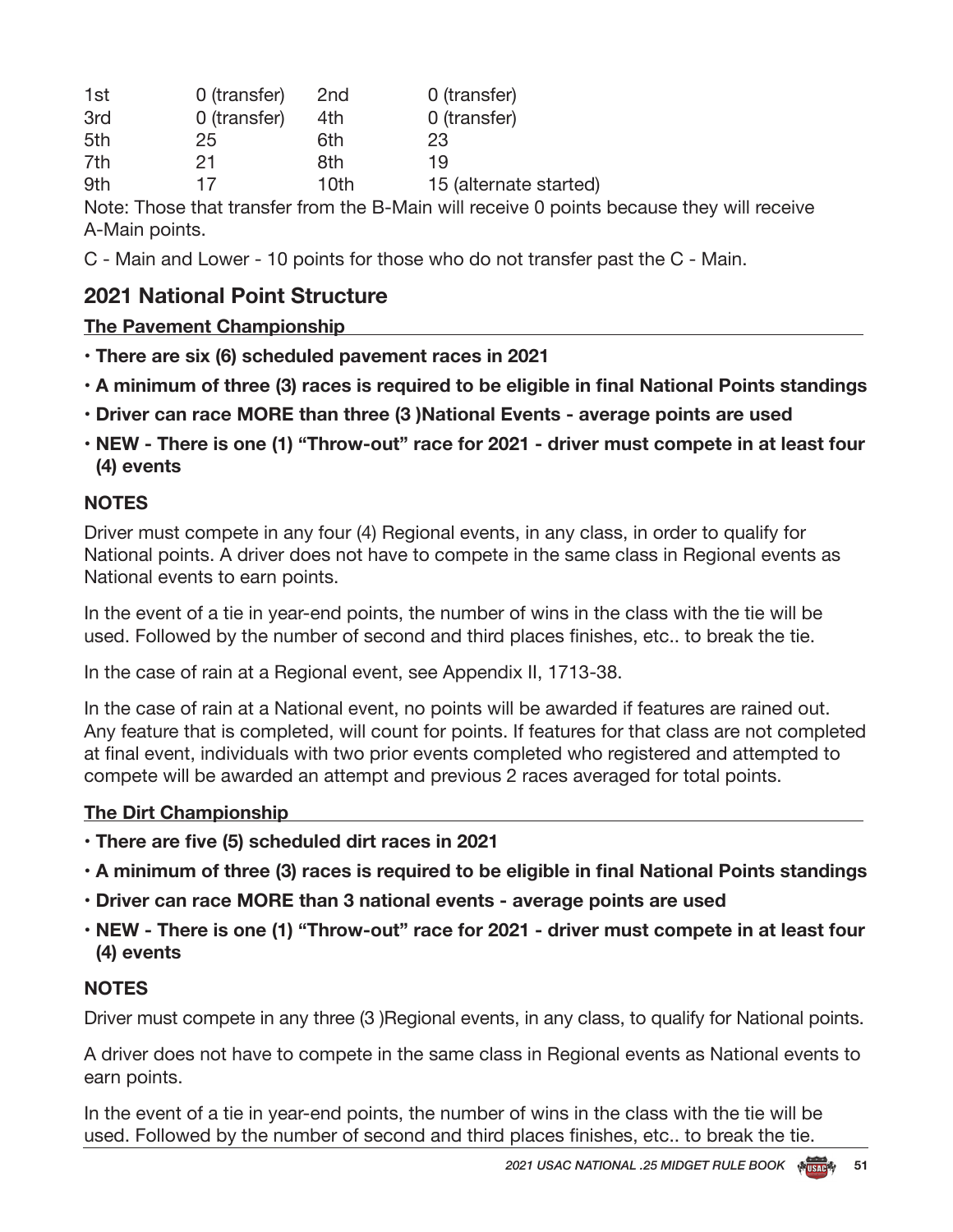| | | | |
|---|---|---|---|
| 1st | 0 (transfer) | 2nd | 0 (transfer) |
| 3rd | 0 (transfer) | 4th | 0 (transfer) |
| 5th | 25 | 6th | 23 |
| 7th | 21 | 8th | 19 |
| 9th | 17 | 10th | 15 (alternate started) |

Note: Those that transfer from the B-Main will receive 0 points because they will receive A-Main points.

C - Main and Lower - 10 points for those who do not transfer past the C - Main.

## 2021 National Point Structure

### The Pavement Championship

- **There are six (6) scheduled pavement races in 2021**
- **A minimum of three (3) races is required to be eligible in final National Points standings**
- **Driver can race MORE than three (3 )National Events - average points are used**
- **NEW - There is one (1) "Throw-out" race for 2021 - driver must compete in at least four (4) events**

**NOTES**

Driver must compete in any four (4) Regional events, in any class, in order to qualify for National points. A driver does not have to compete in the same class in Regional events as National events to earn points.

In the event of a tie in year-end points, the number of wins in the class with the tie will be used. Followed by the number of second and third places finishes, etc.. to break the tie.

In the case of rain at a Regional event, see Appendix II, 1713-38.

In the case of rain at a National event, no points will be awarded if features are rained out. Any feature that is completed, will count for points. If features for that class are not completed at final event, individuals with two prior events completed who registered and attempted to compete will be awarded an attempt and previous 2 races averaged for total points.

### The Dirt Championship

- **There are five (5) scheduled dirt races in 2021**
- **A minimum of three (3) races is required to be eligible in final National Points standings**
- **Driver can race MORE than 3 national events - average points are used**
- **NEW - There is one (1) "Throw-out" race for 2021 - driver must compete in at least four (4) events**

**NOTES**

Driver must compete in any three (3 )Regional events, in any class, to qualify for National points.

A driver does not have to compete in the same class in Regional events as National events to earn points.

In the event of a tie in year-end points, the number of wins in the class with the tie will be used. Followed by the number of second and third places finishes, etc.. to break the tie.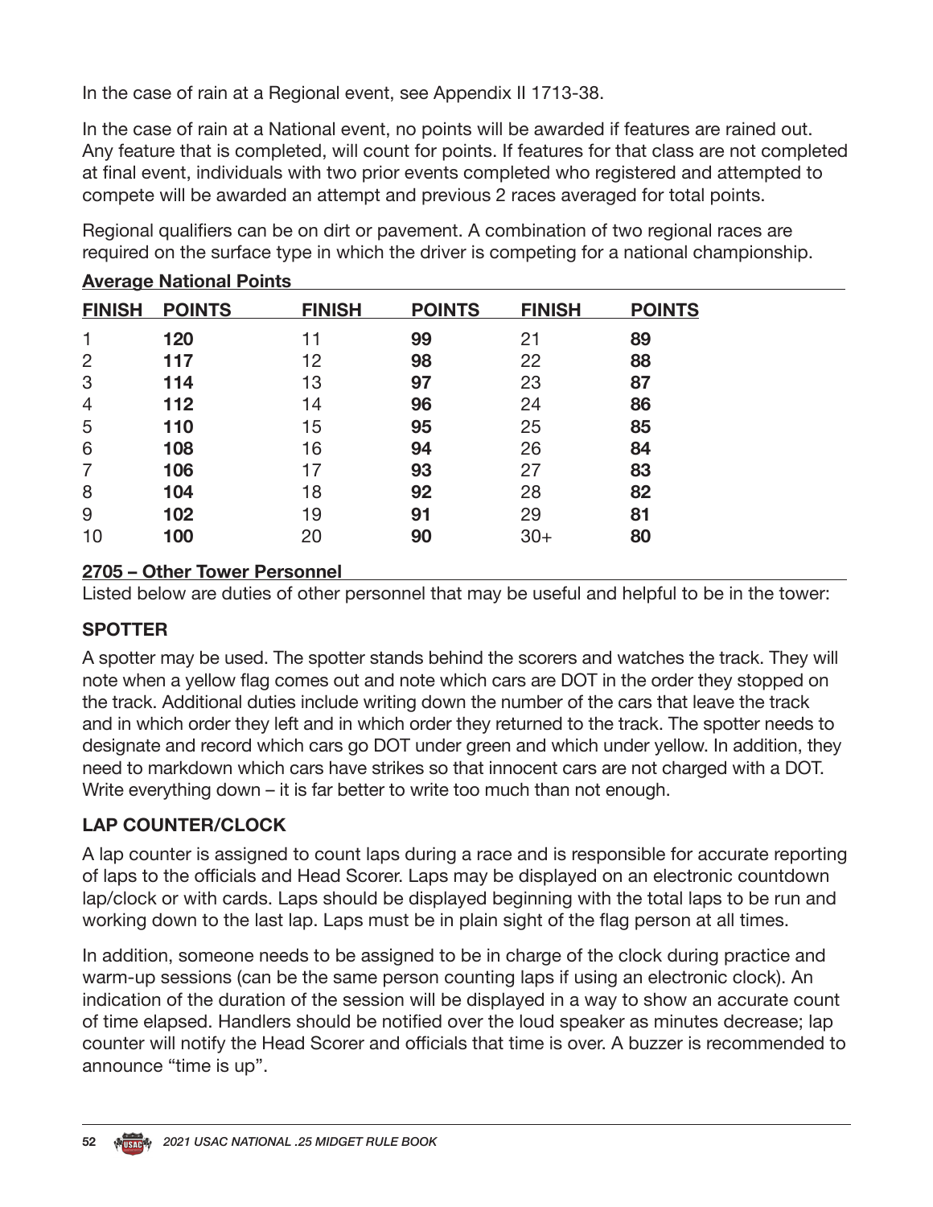In the case of rain at a Regional event, see Appendix II 1713-38.

In the case of rain at a National event, no points will be awarded if features are rained out. Any feature that is completed, will count for points. If features for that class are not completed at final event, individuals with two prior events completed who registered and attempted to compete will be awarded an attempt and previous 2 races averaged for total points.

Regional qualifiers can be on dirt or pavement. A combination of two regional races are required on the surface type in which the driver is competing for a national championship.

### Average National Points

| FINISH | POINTS | FINISH | POINTS | FINISH | POINTS |
|---|---|---|---|---|---|
| 1 | **120** | 11 | **99** | 21 | **89** |
| 2 | **117** | 12 | **98** | 22 | **88** |
| 3 | **114** | 13 | **97** | 23 | **87** |
| 4 | **112** | 14 | **96** | 24 | **86** |
| 5 | **110** | 15 | **95** | 25 | **85** |
| 6 | **108** | 16 | **94** | 26 | **84** |
| 7 | **106** | 17 | **93** | 27 | **83** |
| 8 | **104** | 18 | **92** | 28 | **82** |
| 9 | **102** | 19 | **91** | 29 | **81** |
| 10 | **100** | 20 | **90** | 30+ | **80** |

### 2705 – Other Tower Personnel

Listed below are duties of other personnel that may be useful and helpful to be in the tower:

**SPOTTER**

A spotter may be used. The spotter stands behind the scorers and watches the track. They will note when a yellow flag comes out and note which cars are DOT in the order they stopped on the track. Additional duties include writing down the number of the cars that leave the track and in which order they left and in which order they returned to the track. The spotter needs to designate and record which cars go DOT under green and which under yellow. In addition, they need to markdown which cars have strikes so that innocent cars are not charged with a DOT. Write everything down – it is far better to write too much than not enough.

**LAP COUNTER/CLOCK**

A lap counter is assigned to count laps during a race and is responsible for accurate reporting of laps to the officials and Head Scorer. Laps may be displayed on an electronic countdown lap/clock or with cards. Laps should be displayed beginning with the total laps to be run and working down to the last lap. Laps must be in plain sight of the flag person at all times.

In addition, someone needs to be assigned to be in charge of the clock during practice and warm-up sessions (can be the same person counting laps if using an electronic clock). An indication of the duration of the session will be displayed in a way to show an accurate count of time elapsed. Handlers should be notified over the loud speaker as minutes decrease; lap counter will notify the Head Scorer and officials that time is over. A buzzer is recommended to announce "time is up".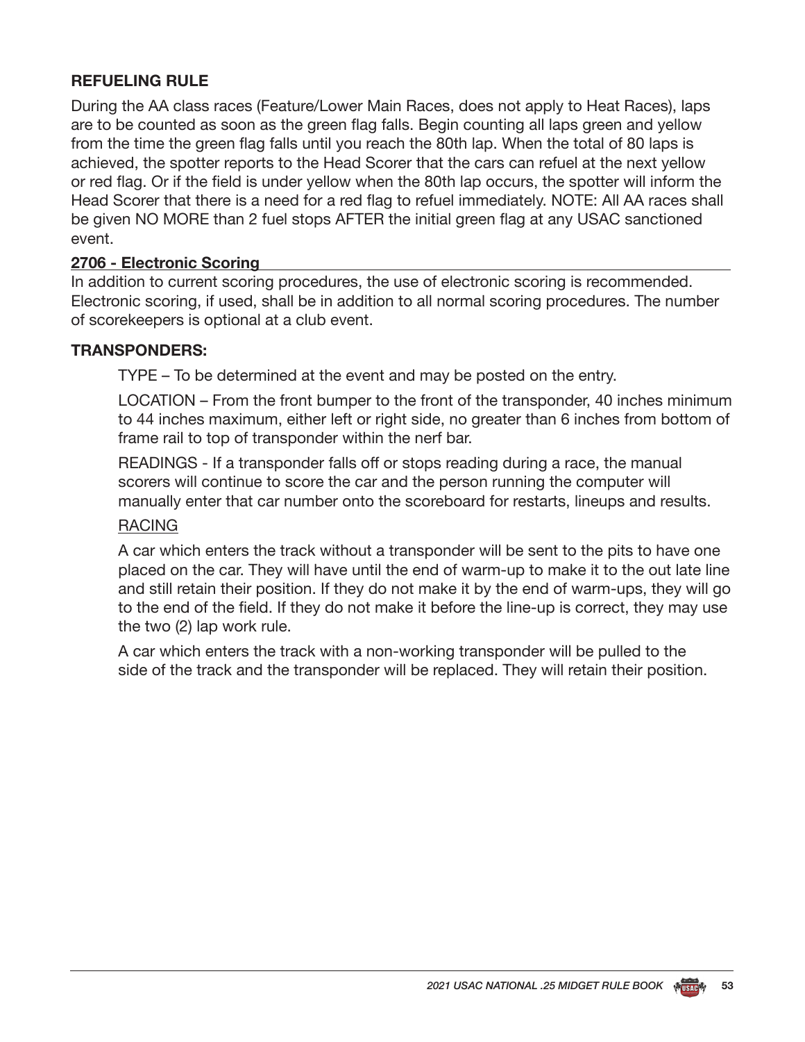**REFUELING RULE**

During the AA class races (Feature/Lower Main Races, does not apply to Heat Races), laps are to be counted as soon as the green flag falls. Begin counting all laps green and yellow from the time the green flag falls until you reach the 80th lap. When the total of 80 laps is achieved, the spotter reports to the Head Scorer that the cars can refuel at the next yellow or red flag. Or if the field is under yellow when the 80th lap occurs, the spotter will inform the Head Scorer that there is a need for a red flag to refuel immediately. NOTE: All AA races shall be given NO MORE than 2 fuel stops AFTER the initial green flag at any USAC sanctioned event.

## 2706 - Electronic Scoring

In addition to current scoring procedures, the use of electronic scoring is recommended. Electronic scoring, if used, shall be in addition to all normal scoring procedures. The number of scorekeepers is optional at a club event.

**TRANSPONDERS:**

TYPE – To be determined at the event and may be posted on the entry.

LOCATION – From the front bumper to the front of the transponder, 40 inches minimum to 44 inches maximum, either left or right side, no greater than 6 inches from bottom of frame rail to top of transponder within the nerf bar.

READINGS - If a transponder falls off or stops reading during a race, the manual scorers will continue to score the car and the person running the computer will manually enter that car number onto the scoreboard for restarts, lineups and results.

RACING

A car which enters the track without a transponder will be sent to the pits to have one placed on the car. They will have until the end of warm-up to make it to the out late line and still retain their position. If they do not make it by the end of warm-ups, they will go to the end of the field. If they do not make it before the line-up is correct, they may use the two (2) lap work rule.

A car which enters the track with a non-working transponder will be pulled to the side of the track and the transponder will be replaced. They will retain their position.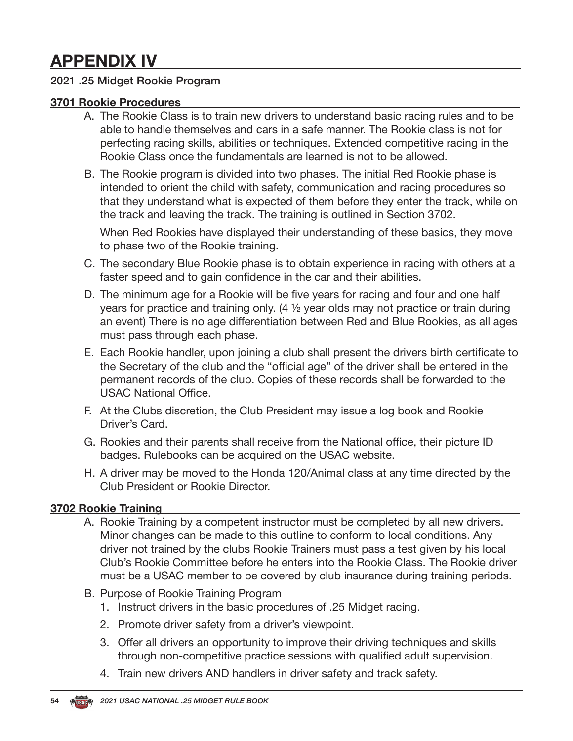# APPENDIX IV

2021 .25 Midget Rookie Program

## 3701 Rookie Procedures

A. The Rookie Class is to train new drivers to understand basic racing rules and to be able to handle themselves and cars in a safe manner. The Rookie class is not for perfecting racing skills, abilities or techniques. Extended competitive racing in the Rookie Class once the fundamentals are learned is not to be allowed.

B. The Rookie program is divided into two phases. The initial Red Rookie phase is intended to orient the child with safety, communication and racing procedures so that they understand what is expected of them before they enter the track, while on the track and leaving the track. The training is outlined in Section 3702.

   When Red Rookies have displayed their understanding of these basics, they move to phase two of the Rookie training.

C. The secondary Blue Rookie phase is to obtain experience in racing with others at a faster speed and to gain confidence in the car and their abilities.

D. The minimum age for a Rookie will be five years for racing and four and one half years for practice and training only. (4 ½ year olds may not practice or train during an event) There is no age differentiation between Red and Blue Rookies, as all ages must pass through each phase.

E. Each Rookie handler, upon joining a club shall present the drivers birth certificate to the Secretary of the club and the "official age" of the driver shall be entered in the permanent records of the club. Copies of these records shall be forwarded to the USAC National Office.

F. At the Clubs discretion, the Club President may issue a log book and Rookie Driver's Card.

G. Rookies and their parents shall receive from the National office, their picture ID badges. Rulebooks can be acquired on the USAC website.

H. A driver may be moved to the Honda 120/Animal class at any time directed by the Club President or Rookie Director.

## 3702 Rookie Training

A. Rookie Training by a competent instructor must be completed by all new drivers. Minor changes can be made to this outline to conform to local conditions. Any driver not trained by the clubs Rookie Trainers must pass a test given by his local Club's Rookie Committee before he enters into the Rookie Class. The Rookie driver must be a USAC member to be covered by club insurance during training periods.

B. Purpose of Rookie Training Program
   1. Instruct drivers in the basic procedures of .25 Midget racing.
   2. Promote driver safety from a driver's viewpoint.
   3. Offer all drivers an opportunity to improve their driving techniques and skills through non-competitive practice sessions with qualified adult supervision.
   4. Train new drivers AND handlers in driver safety and track safety.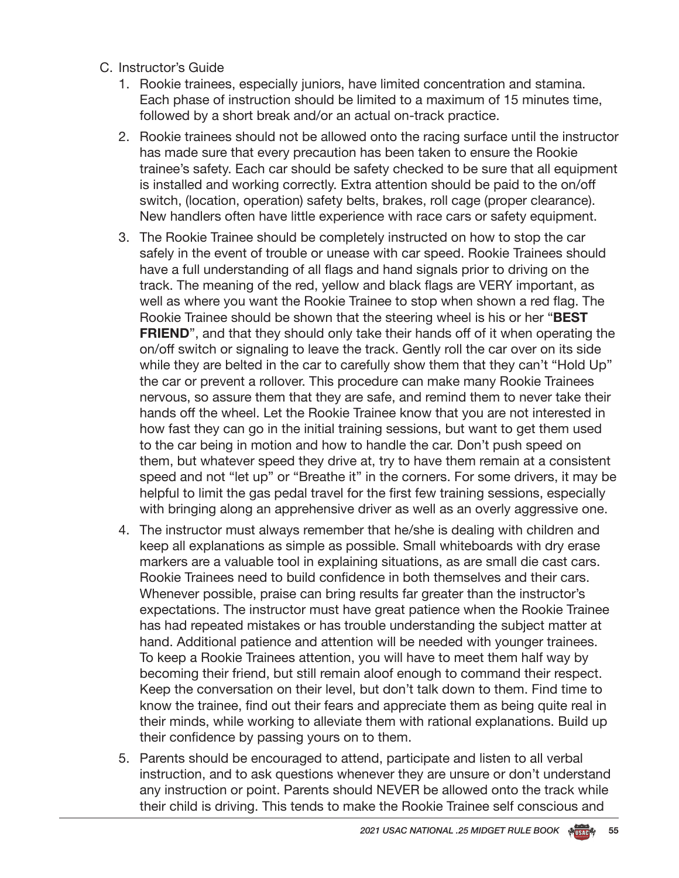C. Instructor's Guide

1. Rookie trainees, especially juniors, have limited concentration and stamina. Each phase of instruction should be limited to a maximum of 15 minutes time, followed by a short break and/or an actual on-track practice.

2. Rookie trainees should not be allowed onto the racing surface until the instructor has made sure that every precaution has been taken to ensure the Rookie trainee's safety. Each car should be safety checked to be sure that all equipment is installed and working correctly. Extra attention should be paid to the on/off switch, (location, operation) safety belts, brakes, roll cage (proper clearance). New handlers often have little experience with race cars or safety equipment.

3. The Rookie Trainee should be completely instructed on how to stop the car safely in the event of trouble or unease with car speed. Rookie Trainees should have a full understanding of all flags and hand signals prior to driving on the track. The meaning of the red, yellow and black flags are VERY important, as well as where you want the Rookie Trainee to stop when shown a red flag. The Rookie Trainee should be shown that the steering wheel is his or her "**BEST FRIEND**", and that they should only take their hands off of it when operating the on/off switch or signaling to leave the track. Gently roll the car over on its side while they are belted in the car to carefully show them that they can't "Hold Up" the car or prevent a rollover. This procedure can make many Rookie Trainees nervous, so assure them that they are safe, and remind them to never take their hands off the wheel. Let the Rookie Trainee know that you are not interested in how fast they can go in the initial training sessions, but want to get them used to the car being in motion and how to handle the car. Don't push speed on them, but whatever speed they drive at, try to have them remain at a consistent speed and not "let up" or "Breathe it" in the corners. For some drivers, it may be helpful to limit the gas pedal travel for the first few training sessions, especially with bringing along an apprehensive driver as well as an overly aggressive one.

4. The instructor must always remember that he/she is dealing with children and keep all explanations as simple as possible. Small whiteboards with dry erase markers are a valuable tool in explaining situations, as are small die cast cars. Rookie Trainees need to build confidence in both themselves and their cars. Whenever possible, praise can bring results far greater than the instructor's expectations. The instructor must have great patience when the Rookie Trainee has had repeated mistakes or has trouble understanding the subject matter at hand. Additional patience and attention will be needed with younger trainees. To keep a Rookie Trainees attention, you will have to meet them half way by becoming their friend, but still remain aloof enough to command their respect. Keep the conversation on their level, but don't talk down to them. Find time to know the trainee, find out their fears and appreciate them as being quite real in their minds, while working to alleviate them with rational explanations. Build up their confidence by passing yours on to them.

5. Parents should be encouraged to attend, participate and listen to all verbal instruction, and to ask questions whenever they are unsure or don't understand any instruction or point. Parents should NEVER be allowed onto the track while their child is driving. This tends to make the Rookie Trainee self conscious and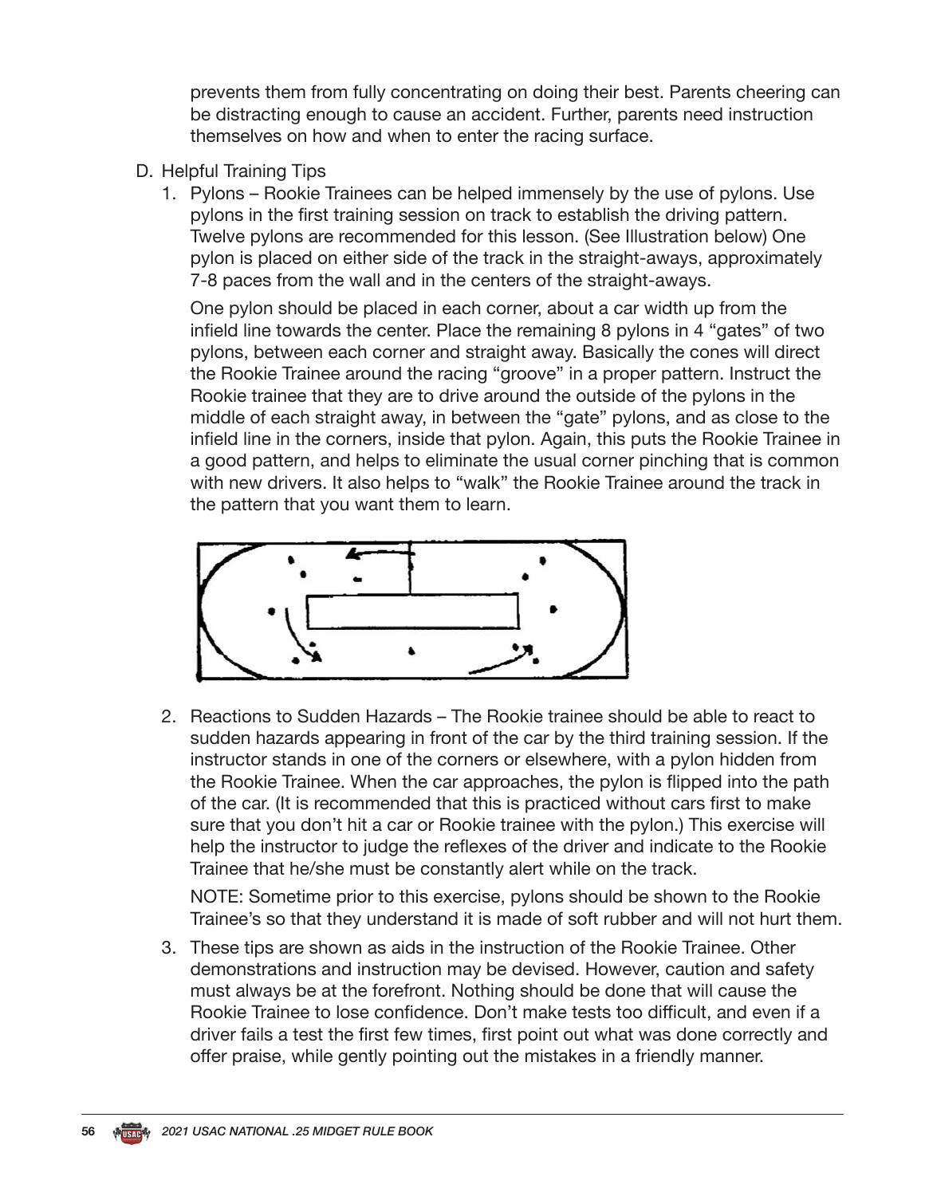prevents them from fully concentrating on doing their best. Parents cheering can be distracting enough to cause an accident. Further, parents need instruction themselves on how and when to enter the racing surface.

D. Helpful Training Tips

1. Pylons – Rookie Trainees can be helped immensely by the use of pylons. Use pylons in the first training session on track to establish the driving pattern. Twelve pylons are recommended for this lesson. (See Illustration below) One pylon is placed on either side of the track in the straight-aways, approximately 7-8 paces from the wall and in the centers of the straight-aways.

   One pylon should be placed in each corner, about a car width up from the infield line towards the center. Place the remaining 8 pylons in 4 "gates" of two pylons, between each corner and straight away. Basically the cones will direct the Rookie Trainee around the racing "groove" in a proper pattern. Instruct the Rookie trainee that they are to drive around the outside of the pylons in the middle of each straight away, in between the "gate" pylons, and as close to the infield line in the corners, inside that pylon. Again, this puts the Rookie Trainee in a good pattern, and helps to eliminate the usual corner pinching that is common with new drivers. It also helps to "walk" the Rookie Trainee around the track in the pattern that you want them to learn.

2. Reactions to Sudden Hazards – The Rookie trainee should be able to react to sudden hazards appearing in front of the car by the third training session. If the instructor stands in one of the corners or elsewhere, with a pylon hidden from the Rookie Trainee. When the car approaches, the pylon is flipped into the path of the car. (It is recommended that this is practiced without cars first to make sure that you don't hit a car or Rookie trainee with the pylon.) This exercise will help the instructor to judge the reflexes of the driver and indicate to the Rookie Trainee that he/she must be constantly alert while on the track.

   NOTE: Sometime prior to this exercise, pylons should be shown to the Rookie Trainee's so that they understand it is made of soft rubber and will not hurt them.

3. These tips are shown as aids in the instruction of the Rookie Trainee. Other demonstrations and instruction may be devised. However, caution and safety must always be at the forefront. Nothing should be done that will cause the Rookie Trainee to lose confidence. Don't make tests too difficult, and even if a driver fails a test the first few times, first point out what was done correctly and offer praise, while gently pointing out the mistakes in a friendly manner.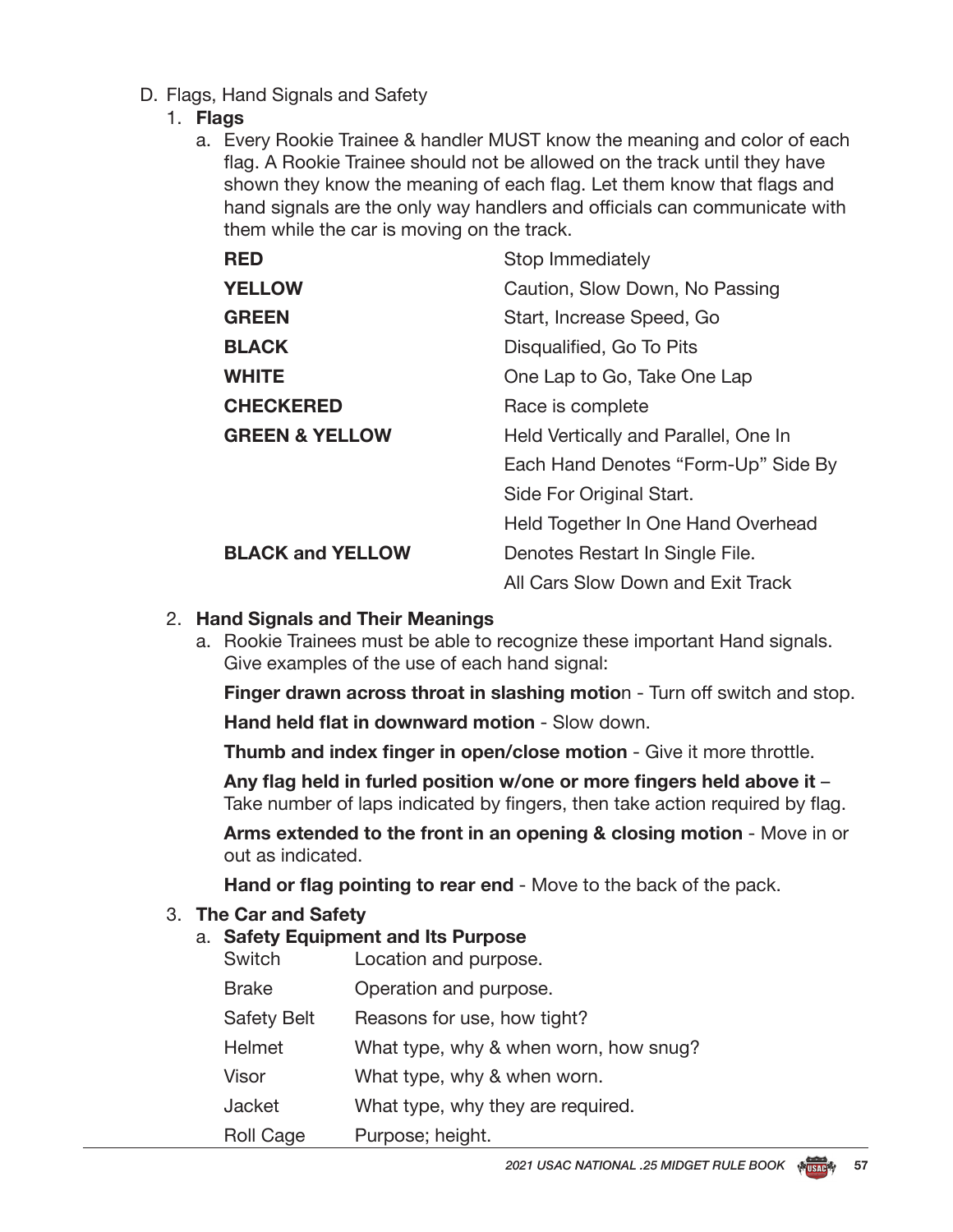D. Flags, Hand Signals and Safety

1. **Flags**

   a. Every Rookie Trainee & handler MUST know the meaning and color of each flag. A Rookie Trainee should not be allowed on the track until they have shown they know the meaning of each flag. Let them know that flags and hand signals are the only way handlers and officials can communicate with them while the car is moving on the track.

| | |
|---|---|
| **RED** | Stop Immediately |
| **YELLOW** | Caution, Slow Down, No Passing |
| **GREEN** | Start, Increase Speed, Go |
| **BLACK** | Disqualified, Go To Pits |
| **WHITE** | One Lap to Go, Take One Lap |
| **CHECKERED** | Race is complete |
| **GREEN & YELLOW** | Held Vertically and Parallel, One In Each Hand Denotes "Form-Up" Side By Side For Original Start. Held Together In One Hand Overhead Denotes Restart In Single File. |
| **BLACK and YELLOW** | All Cars Slow Down and Exit Track |

2. **Hand Signals and Their Meanings**

   a. Rookie Trainees must be able to recognize these important Hand signals. Give examples of the use of each hand signal:

   **Finger drawn across throat in slashing motio**n - Turn off switch and stop.

   **Hand held flat in downward motion** - Slow down.

   **Thumb and index finger in open/close motion** - Give it more throttle.

   **Any flag held in furled position w/one or more fingers held above it** – Take number of laps indicated by fingers, then take action required by flag.

   **Arms extended to the front in an opening & closing motion** - Move in or out as indicated.

   **Hand or flag pointing to rear end** - Move to the back of the pack.

3. **The Car and Safety**

   a. **Safety Equipment and Its Purpose**

| | |
|---|---|
| Switch | Location and purpose. |
| Brake | Operation and purpose. |
| Safety Belt | Reasons for use, how tight? |
| Helmet | What type, why & when worn, how snug? |
| Visor | What type, why & when worn. |
| Jacket | What type, why they are required. |
| Roll Cage | Purpose; height. |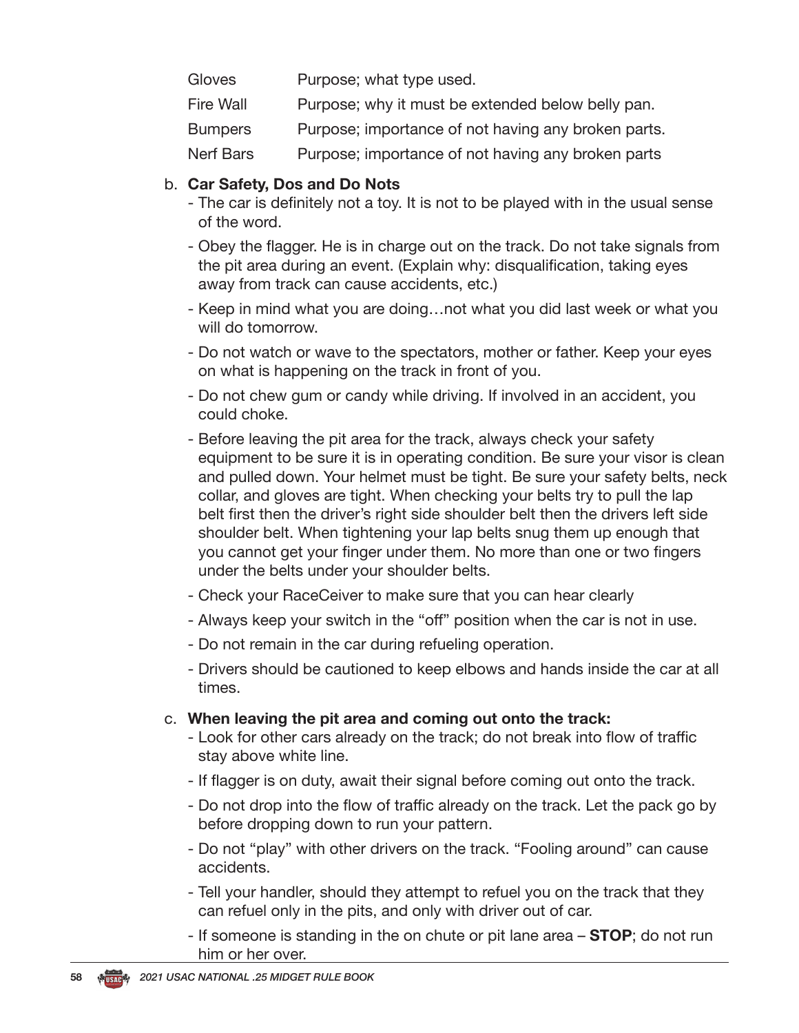| | |
|---|---|
| Gloves | Purpose; what type used. |
| Fire Wall | Purpose; why it must be extended below belly pan. |
| Bumpers | Purpose; importance of not having any broken parts. |
| Nerf Bars | Purpose; importance of not having any broken parts |

b. **Car Safety, Dos and Do Nots**

- The car is definitely not a toy. It is not to be played with in the usual sense of the word.
- Obey the flagger. He is in charge out on the track. Do not take signals from the pit area during an event. (Explain why: disqualification, taking eyes away from track can cause accidents, etc.)
- Keep in mind what you are doing…not what you did last week or what you will do tomorrow.
- Do not watch or wave to the spectators, mother or father. Keep your eyes on what is happening on the track in front of you.
- Do not chew gum or candy while driving. If involved in an accident, you could choke.
- Before leaving the pit area for the track, always check your safety equipment to be sure it is in operating condition. Be sure your visor is clean and pulled down. Your helmet must be tight. Be sure your safety belts, neck collar, and gloves are tight. When checking your belts try to pull the lap belt first then the driver's right side shoulder belt then the drivers left side shoulder belt. When tightening your lap belts snug them up enough that you cannot get your finger under them. No more than one or two fingers under the belts under your shoulder belts.
- Check your RaceCeiver to make sure that you can hear clearly
- Always keep your switch in the "off" position when the car is not in use.
- Do not remain in the car during refueling operation.
- Drivers should be cautioned to keep elbows and hands inside the car at all times.

c. **When leaving the pit area and coming out onto the track:**

- Look for other cars already on the track; do not break into flow of traffic stay above white line.
- If flagger is on duty, await their signal before coming out onto the track.
- Do not drop into the flow of traffic already on the track. Let the pack go by before dropping down to run your pattern.
- Do not "play" with other drivers on the track. "Fooling around" can cause accidents.
- Tell your handler, should they attempt to refuel you on the track that they can refuel only in the pits, and only with driver out of car.
- If someone is standing in the on chute or pit lane area – **STOP**; do not run him or her over.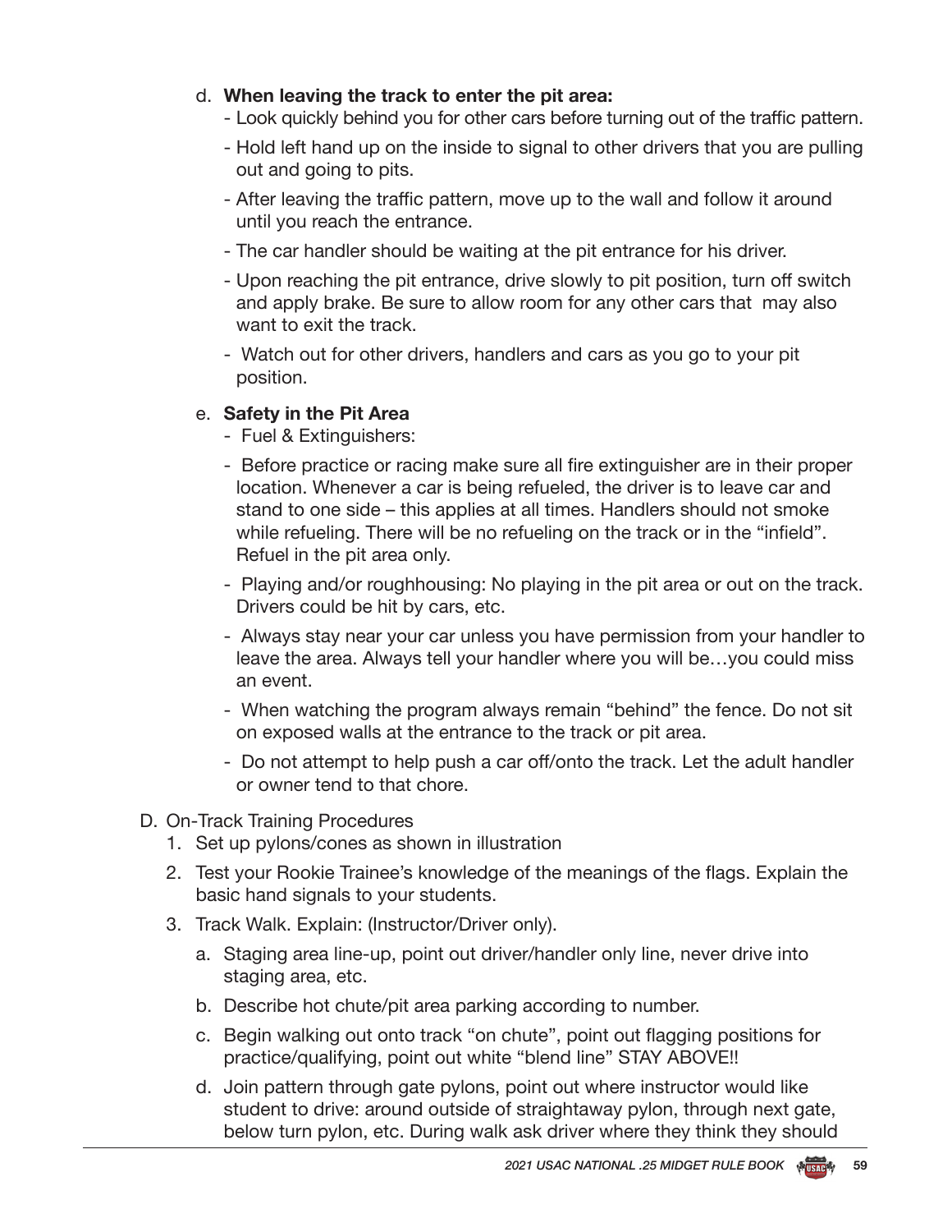d. **When leaving the track to enter the pit area:**
   - Look quickly behind you for other cars before turning out of the traffic pattern.
   - Hold left hand up on the inside to signal to other drivers that you are pulling out and going to pits.
   - After leaving the traffic pattern, move up to the wall and follow it around until you reach the entrance.
   - The car handler should be waiting at the pit entrance for his driver.
   - Upon reaching the pit entrance, drive slowly to pit position, turn off switch and apply brake. Be sure to allow room for any other cars that may also want to exit the track.
   - Watch out for other drivers, handlers and cars as you go to your pit position.

e. **Safety in the Pit Area**
   - Fuel & Extinguishers:
   - Before practice or racing make sure all fire extinguisher are in their proper location. Whenever a car is being refueled, the driver is to leave car and stand to one side – this applies at all times. Handlers should not smoke while refueling. There will be no refueling on the track or in the "infield". Refuel in the pit area only.
   - Playing and/or roughhousing: No playing in the pit area or out on the track. Drivers could be hit by cars, etc.
   - Always stay near your car unless you have permission from your handler to leave the area. Always tell your handler where you will be…you could miss an event.
   - When watching the program always remain "behind" the fence. Do not sit on exposed walls at the entrance to the track or pit area.
   - Do not attempt to help push a car off/onto the track. Let the adult handler or owner tend to that chore.

D. On-Track Training Procedures
   1. Set up pylons/cones as shown in illustration
   2. Test your Rookie Trainee's knowledge of the meanings of the flags. Explain the basic hand signals to your students.
   3. Track Walk. Explain: (Instructor/Driver only).
      a. Staging area line-up, point out driver/handler only line, never drive into staging area, etc.
      b. Describe hot chute/pit area parking according to number.
      c. Begin walking out onto track "on chute", point out flagging positions for practice/qualifying, point out white "blend line" STAY ABOVE!!
      d. Join pattern through gate pylons, point out where instructor would like student to drive: around outside of straightaway pylon, through next gate, below turn pylon, etc. During walk ask driver where they think they should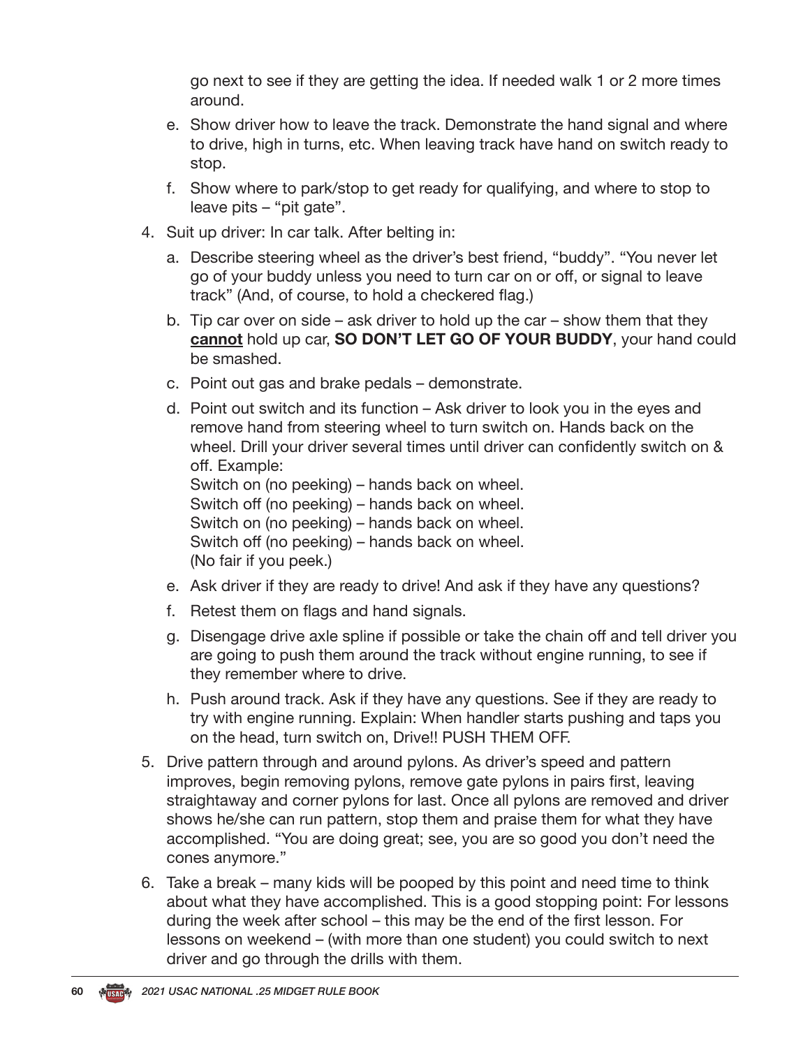go next to see if they are getting the idea. If needed walk 1 or 2 more times around.

   e. Show driver how to leave the track. Demonstrate the hand signal and where to drive, high in turns, etc. When leaving track have hand on switch ready to stop.

   f. Show where to park/stop to get ready for qualifying, and where to stop to leave pits – "pit gate".

4. Suit up driver: In car talk. After belting in:

   a. Describe steering wheel as the driver's best friend, "buddy". "You never let go of your buddy unless you need to turn car on or off, or signal to leave track" (And, of course, to hold a checkered flag.)

   b. Tip car over on side – ask driver to hold up the car – show them that they **cannot** hold up car, **SO DON'T LET GO OF YOUR BUDDY**, your hand could be smashed.

   c. Point out gas and brake pedals – demonstrate.

   d. Point out switch and its function – Ask driver to look you in the eyes and remove hand from steering wheel to turn switch on. Hands back on the wheel. Drill your driver several times until driver can confidently switch on & off. Example:
      Switch on (no peeking) – hands back on wheel.
      Switch off (no peeking) – hands back on wheel.
      Switch on (no peeking) – hands back on wheel.
      Switch off (no peeking) – hands back on wheel.
      (No fair if you peek.)

   e. Ask driver if they are ready to drive! And ask if they have any questions?

   f. Retest them on flags and hand signals.

   g. Disengage drive axle spline if possible or take the chain off and tell driver you are going to push them around the track without engine running, to see if they remember where to drive.

   h. Push around track. Ask if they have any questions. See if they are ready to try with engine running. Explain: When handler starts pushing and taps you on the head, turn switch on, Drive!! PUSH THEM OFF.

5. Drive pattern through and around pylons. As driver's speed and pattern improves, begin removing pylons, remove gate pylons in pairs first, leaving straightaway and corner pylons for last. Once all pylons are removed and driver shows he/she can run pattern, stop them and praise them for what they have accomplished. "You are doing great; see, you are so good you don't need the cones anymore."

6. Take a break – many kids will be pooped by this point and need time to think about what they have accomplished. This is a good stopping point: For lessons during the week after school – this may be the end of the first lesson. For lessons on weekend – (with more than one student) you could switch to next driver and go through the drills with them.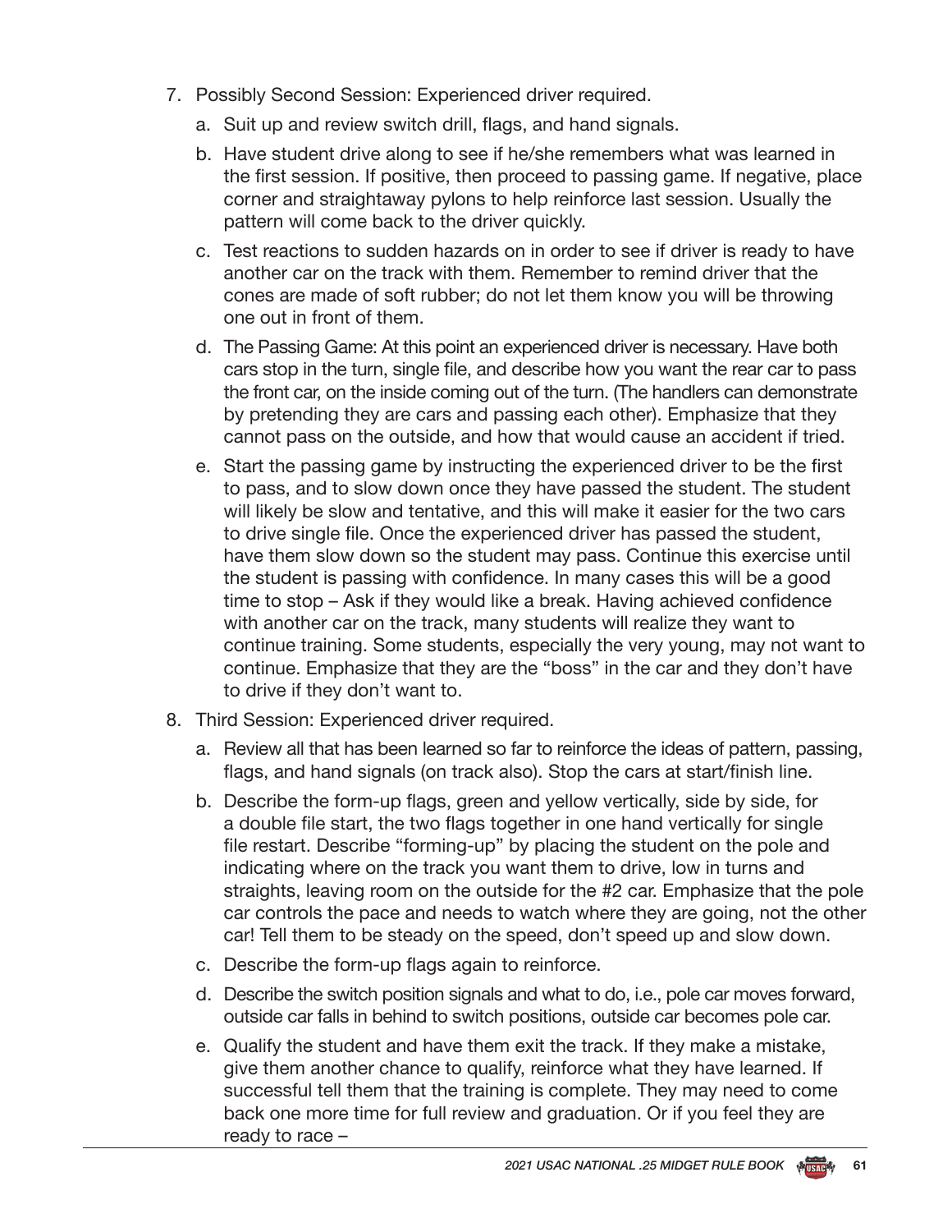7. Possibly Second Session: Experienced driver required.
   a. Suit up and review switch drill, flags, and hand signals.
   b. Have student drive along to see if he/she remembers what was learned in the first session. If positive, then proceed to passing game. If negative, place corner and straightaway pylons to help reinforce last session. Usually the pattern will come back to the driver quickly.
   c. Test reactions to sudden hazards on in order to see if driver is ready to have another car on the track with them. Remember to remind driver that the cones are made of soft rubber; do not let them know you will be throwing one out in front of them.
   d. The Passing Game: At this point an experienced driver is necessary. Have both cars stop in the turn, single file, and describe how you want the rear car to pass the front car, on the inside coming out of the turn. (The handlers can demonstrate by pretending they are cars and passing each other). Emphasize that they cannot pass on the outside, and how that would cause an accident if tried.
   e. Start the passing game by instructing the experienced driver to be the first to pass, and to slow down once they have passed the student. The student will likely be slow and tentative, and this will make it easier for the two cars to drive single file. Once the experienced driver has passed the student, have them slow down so the student may pass. Continue this exercise until the student is passing with confidence. In many cases this will be a good time to stop – Ask if they would like a break. Having achieved confidence with another car on the track, many students will realize they want to continue training. Some students, especially the very young, may not want to continue. Emphasize that they are the "boss" in the car and they don't have to drive if they don't want to.
8. Third Session: Experienced driver required.
   a. Review all that has been learned so far to reinforce the ideas of pattern, passing, flags, and hand signals (on track also). Stop the cars at start/finish line.
   b. Describe the form-up flags, green and yellow vertically, side by side, for a double file start, the two flags together in one hand vertically for single file restart. Describe "forming-up" by placing the student on the pole and indicating where on the track you want them to drive, low in turns and straights, leaving room on the outside for the #2 car. Emphasize that the pole car controls the pace and needs to watch where they are going, not the other car! Tell them to be steady on the speed, don't speed up and slow down.
   c. Describe the form-up flags again to reinforce.
   d. Describe the switch position signals and what to do, i.e., pole car moves forward, outside car falls in behind to switch positions, outside car becomes pole car.
   e. Qualify the student and have them exit the track. If they make a mistake, give them another chance to qualify, reinforce what they have learned. If successful tell them that the training is complete. They may need to come back one more time for full review and graduation. Or if you feel they are ready to race –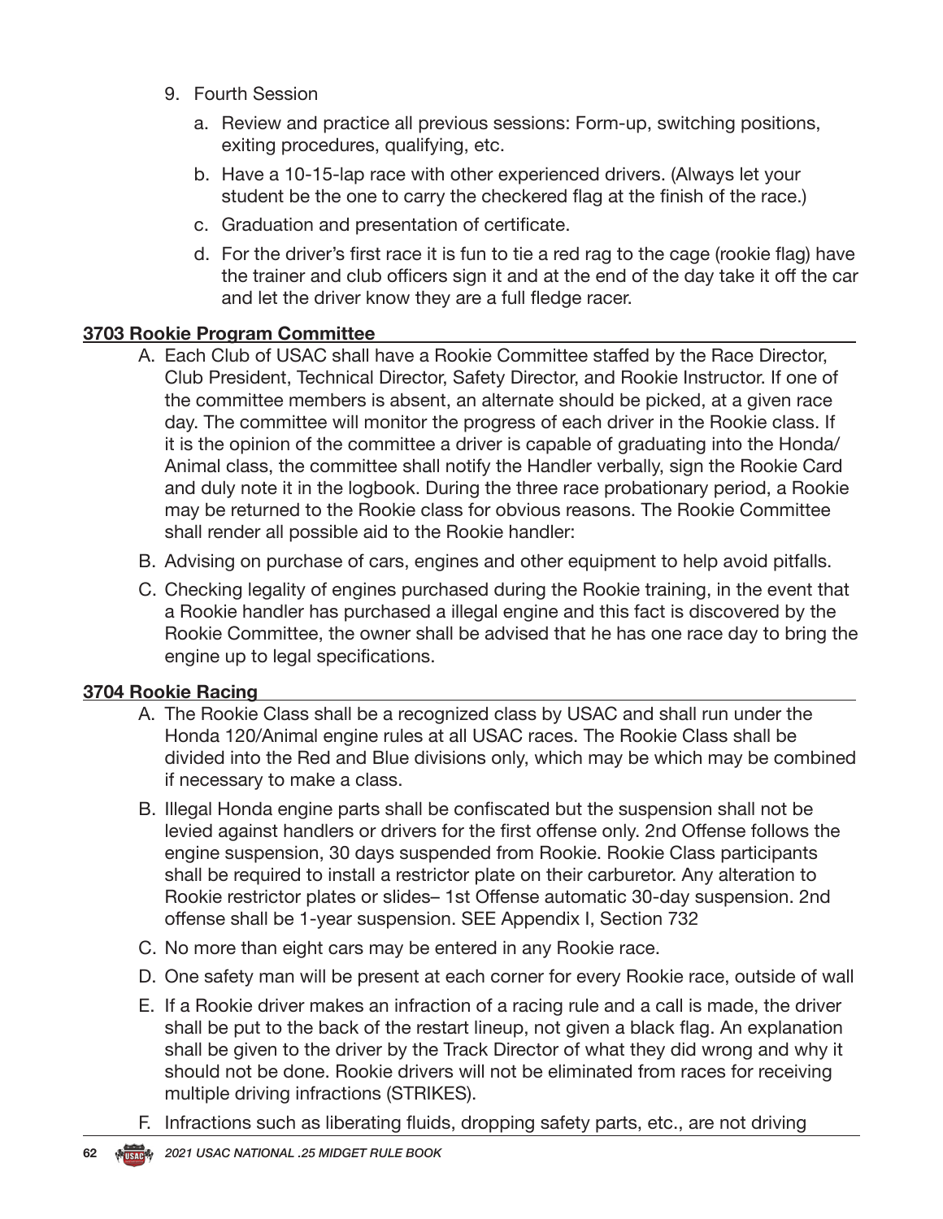9. Fourth Session
   a. Review and practice all previous sessions: Form-up, switching positions, exiting procedures, qualifying, etc.
   b. Have a 10-15-lap race with other experienced drivers. (Always let your student be the one to carry the checkered flag at the finish of the race.)
   c. Graduation and presentation of certificate.
   d. For the driver's first race it is fun to tie a red rag to the cage (rookie flag) have the trainer and club officers sign it and at the end of the day take it off the car and let the driver know they are a full fledge racer.

**3703 Rookie Program Committee**

A. Each Club of USAC shall have a Rookie Committee staffed by the Race Director, Club President, Technical Director, Safety Director, and Rookie Instructor. If one of the committee members is absent, an alternate should be picked, at a given race day. The committee will monitor the progress of each driver in the Rookie class. If it is the opinion of the committee a driver is capable of graduating into the Honda/ Animal class, the committee shall notify the Handler verbally, sign the Rookie Card and duly note it in the logbook. During the three race probationary period, a Rookie may be returned to the Rookie class for obvious reasons. The Rookie Committee shall render all possible aid to the Rookie handler:

B. Advising on purchase of cars, engines and other equipment to help avoid pitfalls.

C. Checking legality of engines purchased during the Rookie training, in the event that a Rookie handler has purchased a illegal engine and this fact is discovered by the Rookie Committee, the owner shall be advised that he has one race day to bring the engine up to legal specifications.

**3704 Rookie Racing**

A. The Rookie Class shall be a recognized class by USAC and shall run under the Honda 120/Animal engine rules at all USAC races. The Rookie Class shall be divided into the Red and Blue divisions only, which may be which may be combined if necessary to make a class.

B. Illegal Honda engine parts shall be confiscated but the suspension shall not be levied against handlers or drivers for the first offense only. 2nd Offense follows the engine suspension, 30 days suspended from Rookie. Rookie Class participants shall be required to install a restrictor plate on their carburetor. Any alteration to Rookie restrictor plates or slides– 1st Offense automatic 30-day suspension. 2nd offense shall be 1-year suspension. SEE Appendix I, Section 732

C. No more than eight cars may be entered in any Rookie race.

D. One safety man will be present at each corner for every Rookie race, outside of wall

E. If a Rookie driver makes an infraction of a racing rule and a call is made, the driver shall be put to the back of the restart lineup, not given a black flag. An explanation shall be given to the driver by the Track Director of what they did wrong and why it should not be done. Rookie drivers will not be eliminated from races for receiving multiple driving infractions (STRIKES).

F. Infractions such as liberating fluids, dropping safety parts, etc., are not driving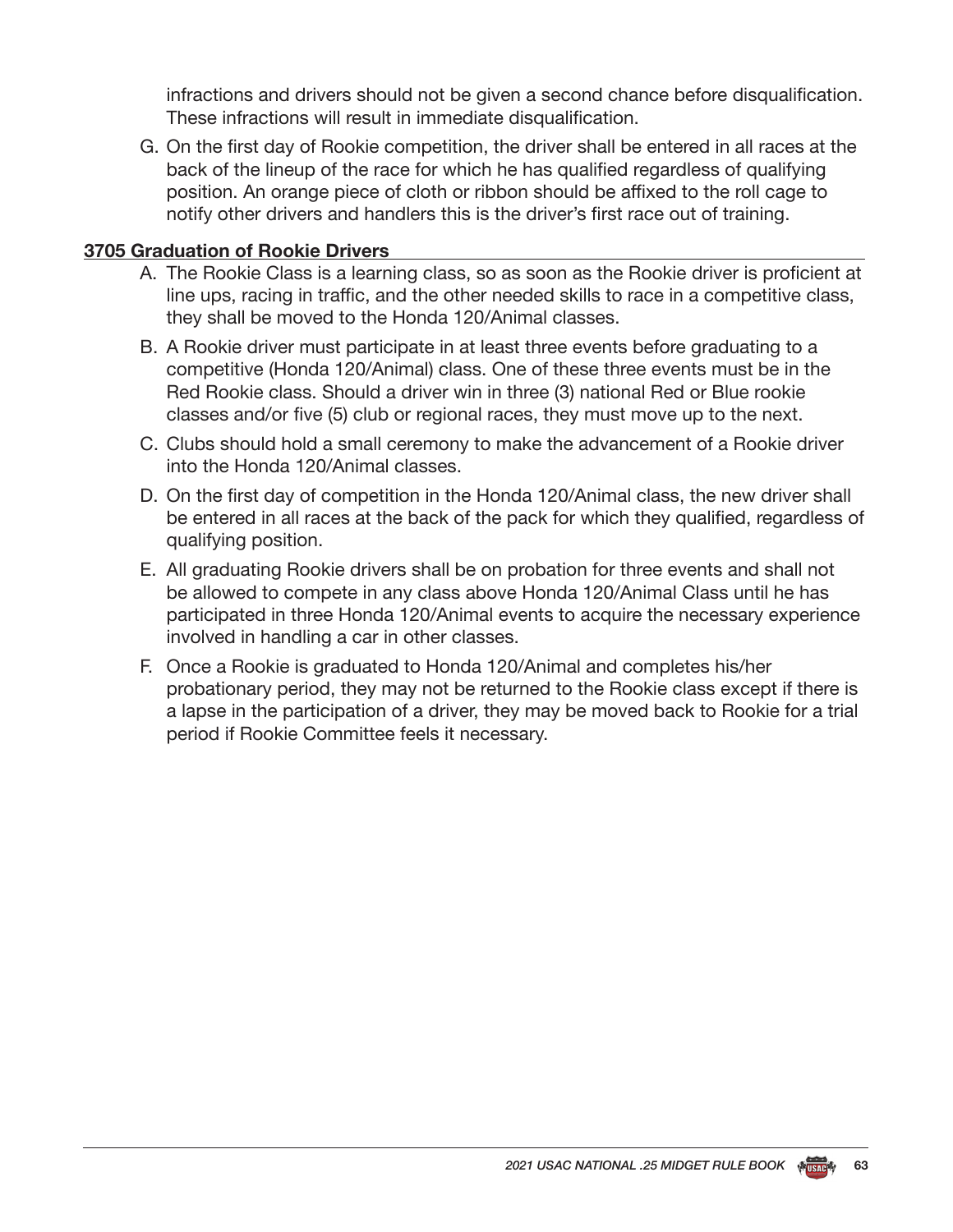infractions and drivers should not be given a second chance before disqualification. These infractions will result in immediate disqualification.

G. On the first day of Rookie competition, the driver shall be entered in all races at the back of the lineup of the race for which he has qualified regardless of qualifying position. An orange piece of cloth or ribbon should be affixed to the roll cage to notify other drivers and handlers this is the driver's first race out of training.

### 3705 Graduation of Rookie Drivers

A. The Rookie Class is a learning class, so as soon as the Rookie driver is proficient at line ups, racing in traffic, and the other needed skills to race in a competitive class, they shall be moved to the Honda 120/Animal classes.

B. A Rookie driver must participate in at least three events before graduating to a competitive (Honda 120/Animal) class. One of these three events must be in the Red Rookie class. Should a driver win in three (3) national Red or Blue rookie classes and/or five (5) club or regional races, they must move up to the next.

C. Clubs should hold a small ceremony to make the advancement of a Rookie driver into the Honda 120/Animal classes.

D. On the first day of competition in the Honda 120/Animal class, the new driver shall be entered in all races at the back of the pack for which they qualified, regardless of qualifying position.

E. All graduating Rookie drivers shall be on probation for three events and shall not be allowed to compete in any class above Honda 120/Animal Class until he has participated in three Honda 120/Animal events to acquire the necessary experience involved in handling a car in other classes.

F. Once a Rookie is graduated to Honda 120/Animal and completes his/her probationary period, they may not be returned to the Rookie class except if there is a lapse in the participation of a driver, they may be moved back to Rookie for a trial period if Rookie Committee feels it necessary.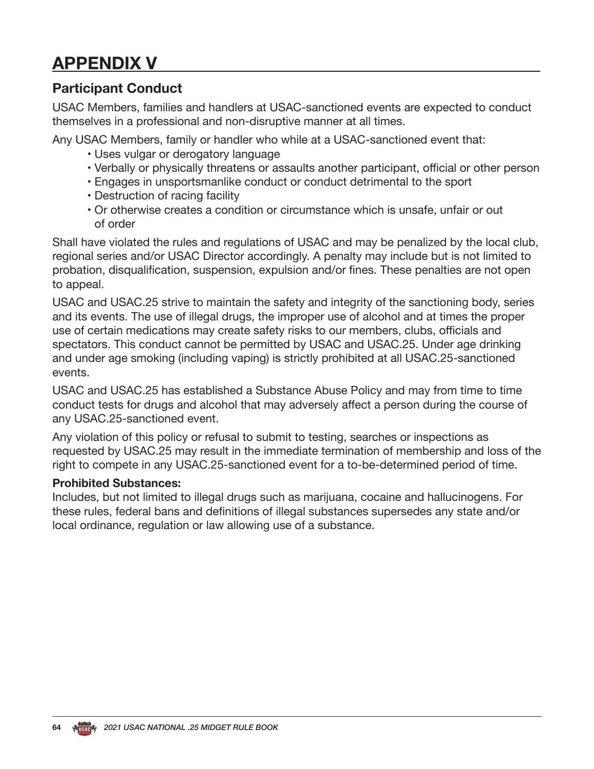# APPENDIX V

## Participant Conduct

USAC Members, families and handlers at USAC-sanctioned events are expected to conduct themselves in a professional and non-disruptive manner at all times.

Any USAC Members, family or handler who while at a USAC-sanctioned event that:

- Uses vulgar or derogatory language
- Verbally or physically threatens or assaults another participant, official or other person
- Engages in unsportsmanlike conduct or conduct detrimental to the sport
- Destruction of racing facility
- Or otherwise creates a condition or circumstance which is unsafe, unfair or out of order

Shall have violated the rules and regulations of USAC and may be penalized by the local club, regional series and/or USAC Director accordingly. A penalty may include but is not limited to probation, disqualification, suspension, expulsion and/or fines. These penalties are not open to appeal.

USAC and USAC.25 strive to maintain the safety and integrity of the sanctioning body, series and its events. The use of illegal drugs, the improper use of alcohol and at times the proper use of certain medications may create safety risks to our members, clubs, officials and spectators. This conduct cannot be permitted by USAC and USAC.25. Under age drinking and under age smoking (including vaping) is strictly prohibited at all USAC.25-sanctioned events.

USAC and USAC.25 has established a Substance Abuse Policy and may from time to time conduct tests for drugs and alcohol that may adversely affect a person during the course of any USAC.25-sanctioned event.

Any violation of this policy or refusal to submit to testing, searches or inspections as requested by USAC.25 may result in the immediate termination of membership and loss of the right to compete in any USAC.25-sanctioned event for a to-be-determined period of time.

**Prohibited Substances:**
Includes, but not limited to illegal drugs such as marijuana, cocaine and hallucinogens. For these rules, federal bans and definitions of illegal substances supersedes any state and/or local ordinance, regulation or law allowing use of a substance.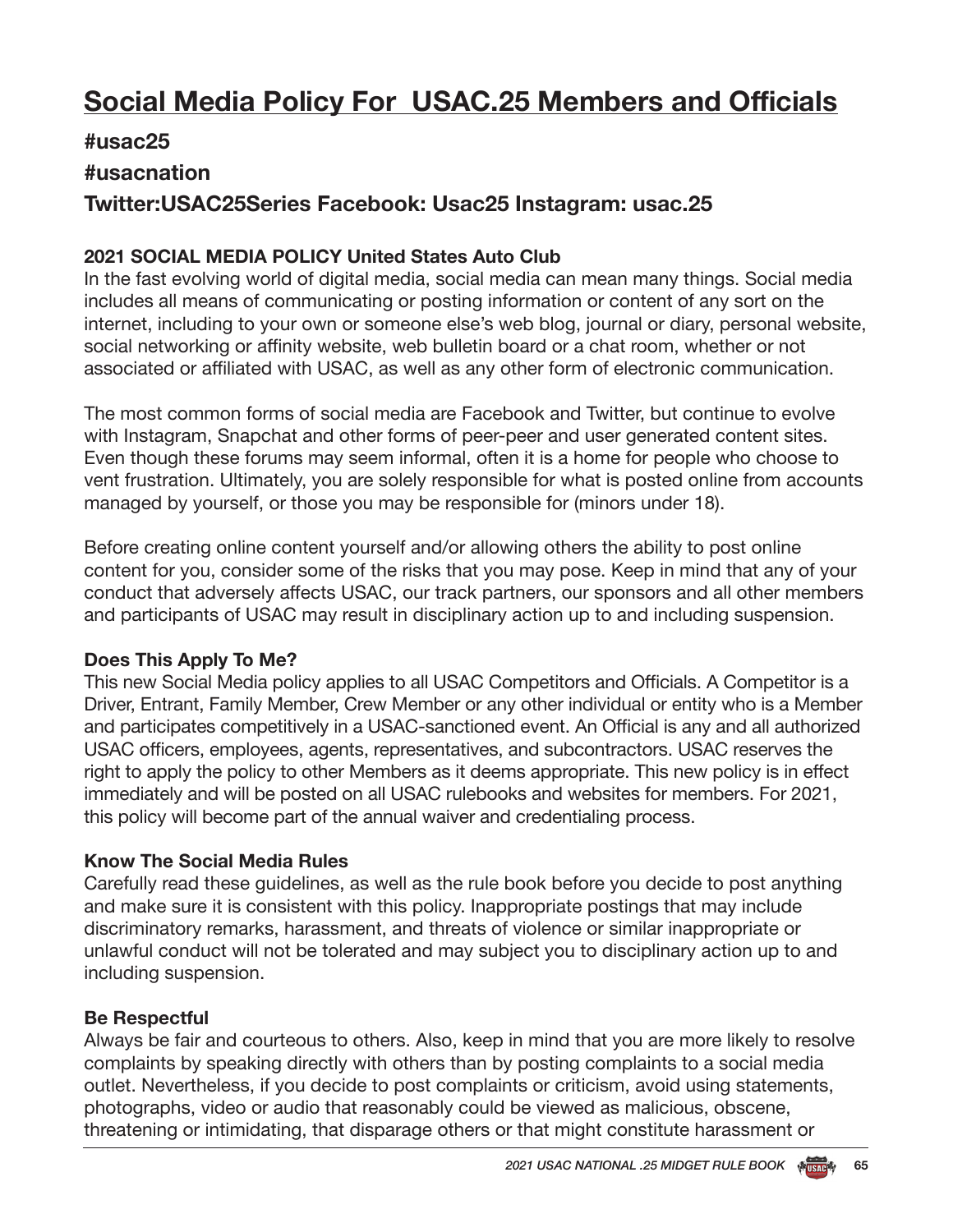# Social Media Policy For USAC.25 Members and Officials

## #usac25

## #usacnation

## Twitter:USAC25Series Facebook: Usac25 Instagram: usac.25

### 2021 SOCIAL MEDIA POLICY United States Auto Club

In the fast evolving world of digital media, social media can mean many things. Social media includes all means of communicating or posting information or content of any sort on the internet, including to your own or someone else's web blog, journal or diary, personal website, social networking or affinity website, web bulletin board or a chat room, whether or not associated or affiliated with USAC, as well as any other form of electronic communication.

The most common forms of social media are Facebook and Twitter, but continue to evolve with Instagram, Snapchat and other forms of peer-peer and user generated content sites. Even though these forums may seem informal, often it is a home for people who choose to vent frustration. Ultimately, you are solely responsible for what is posted online from accounts managed by yourself, or those you may be responsible for (minors under 18).

Before creating online content yourself and/or allowing others the ability to post online content for you, consider some of the risks that you may pose. Keep in mind that any of your conduct that adversely affects USAC, our track partners, our sponsors and all other members and participants of USAC may result in disciplinary action up to and including suspension.

### Does This Apply To Me?

This new Social Media policy applies to all USAC Competitors and Officials. A Competitor is a Driver, Entrant, Family Member, Crew Member or any other individual or entity who is a Member and participates competitively in a USAC-sanctioned event. An Official is any and all authorized USAC officers, employees, agents, representatives, and subcontractors. USAC reserves the right to apply the policy to other Members as it deems appropriate. This new policy is in effect immediately and will be posted on all USAC rulebooks and websites for members. For 2021, this policy will become part of the annual waiver and credentialing process.

### Know The Social Media Rules

Carefully read these guidelines, as well as the rule book before you decide to post anything and make sure it is consistent with this policy. Inappropriate postings that may include discriminatory remarks, harassment, and threats of violence or similar inappropriate or unlawful conduct will not be tolerated and may subject you to disciplinary action up to and including suspension.

### Be Respectful

Always be fair and courteous to others. Also, keep in mind that you are more likely to resolve complaints by speaking directly with others than by posting complaints to a social media outlet. Nevertheless, if you decide to post complaints or criticism, avoid using statements, photographs, video or audio that reasonably could be viewed as malicious, obscene, threatening or intimidating, that disparage others or that might constitute harassment or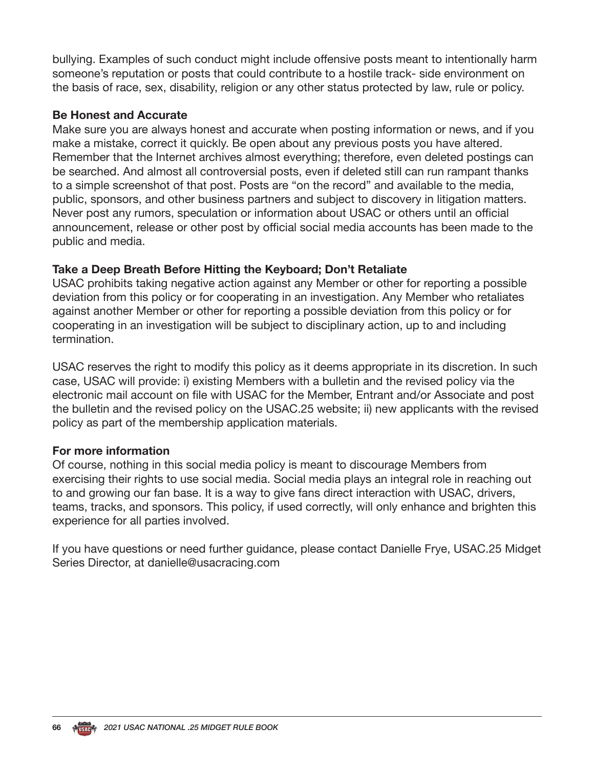bullying. Examples of such conduct might include offensive posts meant to intentionally harm someone's reputation or posts that could contribute to a hostile track- side environment on the basis of race, sex, disability, religion or any other status protected by law, rule or policy.

**Be Honest and Accurate**

Make sure you are always honest and accurate when posting information or news, and if you make a mistake, correct it quickly. Be open about any previous posts you have altered. Remember that the Internet archives almost everything; therefore, even deleted postings can be searched. And almost all controversial posts, even if deleted still can run rampant thanks to a simple screenshot of that post. Posts are "on the record" and available to the media, public, sponsors, and other business partners and subject to discovery in litigation matters. Never post any rumors, speculation or information about USAC or others until an official announcement, release or other post by official social media accounts has been made to the public and media.

**Take a Deep Breath Before Hitting the Keyboard; Don't Retaliate**

USAC prohibits taking negative action against any Member or other for reporting a possible deviation from this policy or for cooperating in an investigation. Any Member who retaliates against another Member or other for reporting a possible deviation from this policy or for cooperating in an investigation will be subject to disciplinary action, up to and including termination.

USAC reserves the right to modify this policy as it deems appropriate in its discretion. In such case, USAC will provide: i) existing Members with a bulletin and the revised policy via the electronic mail account on file with USAC for the Member, Entrant and/or Associate and post the bulletin and the revised policy on the USAC.25 website; ii) new applicants with the revised policy as part of the membership application materials.

**For more information**

Of course, nothing in this social media policy is meant to discourage Members from exercising their rights to use social media. Social media plays an integral role in reaching out to and growing our fan base. It is a way to give fans direct interaction with USAC, drivers, teams, tracks, and sponsors. This policy, if used correctly, will only enhance and brighten this experience for all parties involved.

If you have questions or need further guidance, please contact Danielle Frye, USAC.25 Midget Series Director, at danielle@usacracing.com